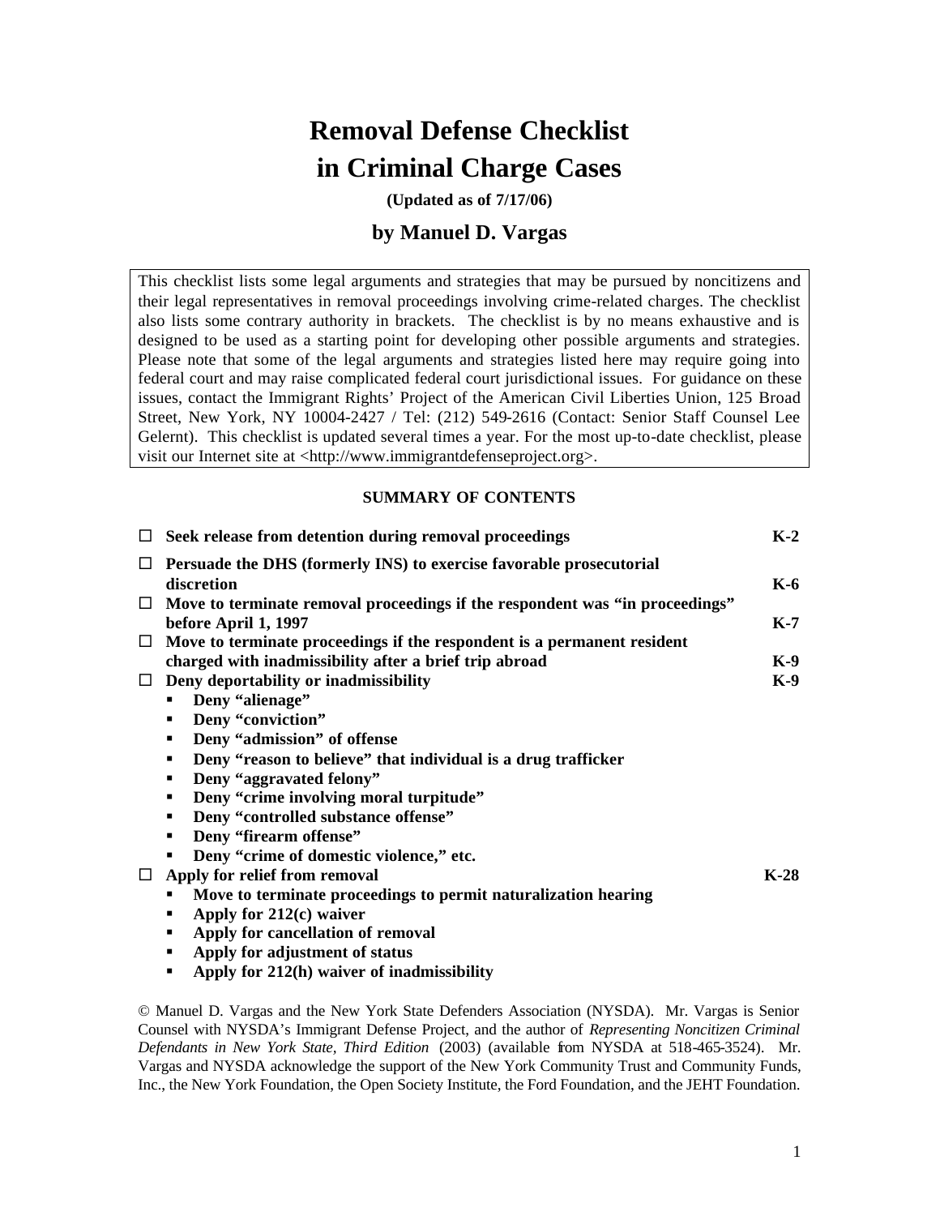# Removal Defense Checklist in Criminal Charge Cases

**(Updated as of 7/17/06)**

## by Manuel D. Vargas

This checklist lists some legal arguments and strategies that may be pursued by noncitizens and their legal representatives in removal proceedings involving crime-related charges. The checklist also lists some contrary authority in brackets. The checklist is by no means exhaustive and is designed to be used as a starting point for developing other possible arguments and strategies. Please note that some of the legal arguments and strategies listed here may require going into federal court and may raise complicated federal court jurisdictional issues. For guidance on these issues, contact the Immigrant Rights' Project of the American Civil Liberties Union, 125 Broad Street, New York, NY 10004-2427 / Tel: (212) 549-2616 (Contact: Senior Staff Counsel Lee Gelernt). This checklist is updated several times a year. For the most up-to-date checklist, please visit our Internet site at <http://www.immigrantdefenseproject.org>.

**SUMMARY OF CONTENTS**

- ☐ **Seek release from detention during removal proceedings** — **K-2**
- ☐ **Persuade the DHS (formerly INS) to exercise favorable prosecutorial discretion** — **K-6**
- ☐ **Move to terminate removal proceedings if the respondent was "in proceedings" before April 1, 1997** — **K-7**
- ☐ **Move to terminate proceedings if the respondent is a permanent resident charged with inadmissibility after a brief trip abroad** — **K-9**
- ☐ **Deny deportability or inadmissibility** — **K-9**
  - **Deny "alienage"**
  - **Deny "conviction"**
  - **Deny "admission" of offense**
  - **Deny "reason to believe" that individual is a drug trafficker**
  - **Deny "aggravated felony"**
  - **Deny "crime involving moral turpitude"**
  - **Deny "controlled substance offense"**
  - **Deny "firearm offense"**
  - **Deny "crime of domestic violence," etc.**
- ☐ **Apply for relief from removal** — **K-28**
  - **Move to terminate proceedings to permit naturalization hearing**
  - **Apply for 212(c) waiver**
  - **Apply for cancellation of removal**
  - **Apply for adjustment of status**
  - **Apply for 212(h) waiver of inadmissibility**

© Manuel D. Vargas and the New York State Defenders Association (NYSDA). Mr. Vargas is Senior Counsel with NYSDA's Immigrant Defense Project, and the author of *Representing Noncitizen Criminal Defendants in New York State, Third Edition* (2003) (available from NYSDA at 518-465-3524). Mr. Vargas and NYSDA acknowledge the support of the New York Community Trust and Community Funds, Inc., the New York Foundation, the Open Society Institute, the Ford Foundation, and the JEHT Foundation.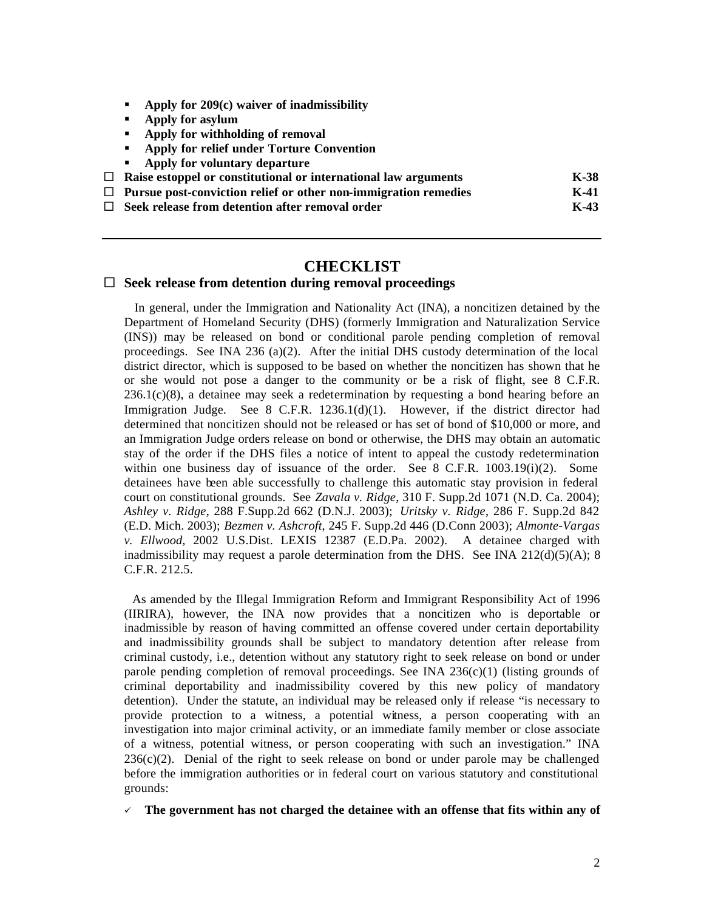- **Apply for 209(c) waiver of inadmissibility**
- **Apply for asylum**
- **Apply for withholding of removal**
- **Apply for relief under Torture Convention**
- **Apply for voluntary departure**

☐ **Raise estoppel or constitutional or international law arguments** **K-38**

☐ **Pursue post-conviction relief or other non-immigration remedies** **K-41**

☐ **Seek release from detention after removal order** **K-43**

---

## CHECKLIST

☐ **Seek release from detention during removal proceedings**

In general, under the Immigration and Nationality Act (INA), a noncitizen detained by the Department of Homeland Security (DHS) (formerly Immigration and Naturalization Service (INS)) may be released on bond or conditional parole pending completion of removal proceedings. See INA 236 (a)(2). After the initial DHS custody determination of the local district director, which is supposed to be based on whether the noncitizen has shown that he or she would not pose a danger to the community or be a risk of flight, see 8 C.F.R. 236.1(c)(8), a detainee may seek a redetermination by requesting a bond hearing before an Immigration Judge. See 8 C.F.R. 1236.1(d)(1). However, if the district director had determined that noncitizen should not be released or has set of bond of $10,000 or more, and an Immigration Judge orders release on bond or otherwise, the DHS may obtain an automatic stay of the order if the DHS files a notice of intent to appeal the custody redetermination within one business day of issuance of the order. See 8 C.F.R. 1003.19(i)(2). Some detainees have been able successfully to challenge this automatic stay provision in federal court on constitutional grounds. See *Zavala v. Ridge*, 310 F. Supp.2d 1071 (N.D. Ca. 2004); *Ashley v. Ridge*, 288 F.Supp.2d 662 (D.N.J. 2003); *Uritsky v. Ridge*, 286 F. Supp.2d 842 (E.D. Mich. 2003); *Bezmen v. Ashcroft*, 245 F. Supp.2d 446 (D.Conn 2003); *Almonte-Vargas v. Ellwood*, 2002 U.S.Dist. LEXIS 12387 (E.D.Pa. 2002). A detainee charged with inadmissibility may request a parole determination from the DHS. See INA 212(d)(5)(A); 8 C.F.R. 212.5.

As amended by the Illegal Immigration Reform and Immigrant Responsibility Act of 1996 (IIRIRA), however, the INA now provides that a noncitizen who is deportable or inadmissible by reason of having committed an offense covered under certain deportability and inadmissibility grounds shall be subject to mandatory detention after release from criminal custody, i.e., detention without any statutory right to seek release on bond or under parole pending completion of removal proceedings. See INA 236(c)(1) (listing grounds of criminal deportability and inadmissibility covered by this new policy of mandatory detention). Under the statute, an individual may be released only if release "is necessary to provide protection to a witness, a potential witness, a person cooperating with an investigation into major criminal activity, or an immediate family member or close associate of a witness, potential witness, or person cooperating with such an investigation." INA 236(c)(2). Denial of the right to seek release on bond or under parole may be challenged before the immigration authorities or in federal court on various statutory and constitutional grounds:

✓ **The government has not charged the detainee with an offense that fits within any of**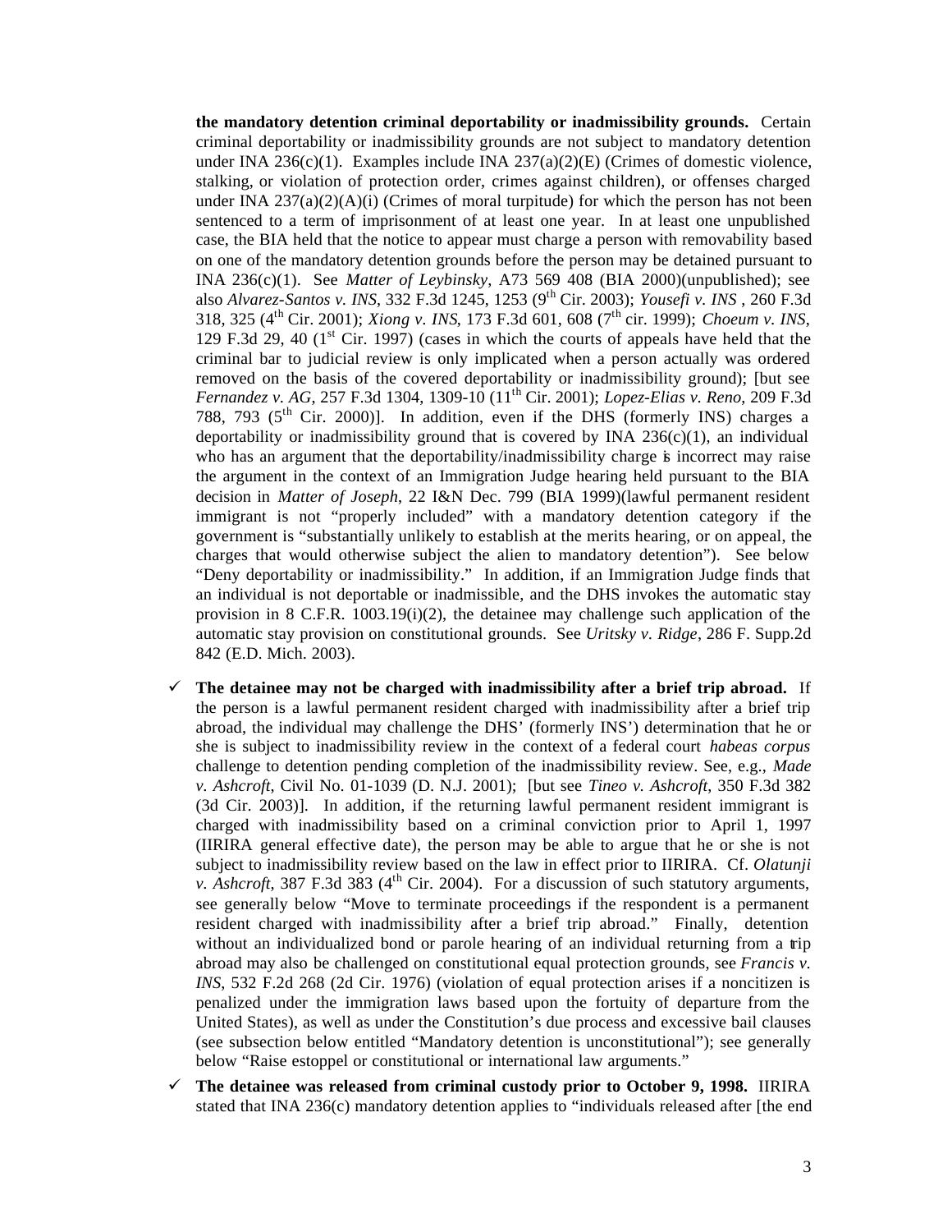**the mandatory detention criminal deportability or inadmissibility grounds.** Certain criminal deportability or inadmissibility grounds are not subject to mandatory detention under INA 236(c)(1). Examples include INA 237(a)(2)(E) (Crimes of domestic violence, stalking, or violation of protection order, crimes against children), or offenses charged under INA 237(a)(2)(A)(i) (Crimes of moral turpitude) for which the person has not been sentenced to a term of imprisonment of at least one year. In at least one unpublished case, the BIA held that the notice to appear must charge a person with removability based on one of the mandatory detention grounds before the person may be detained pursuant to INA 236(c)(1). See *Matter of Leybinsky*, A73 569 408 (BIA 2000)(unpublished); see also *Alvarez-Santos v. INS*, 332 F.3d 1245, 1253 (9th Cir. 2003); *Yousefi v. INS* , 260 F.3d 318, 325 (4th Cir. 2001); *Xiong v. INS*, 173 F.3d 601, 608 (7th cir. 1999); *Choeum v. INS*, 129 F.3d 29, 40 (1st Cir. 1997) (cases in which the courts of appeals have held that the criminal bar to judicial review is only implicated when a person actually was ordered removed on the basis of the covered deportability or inadmissibility ground); [but see *Fernandez v. AG*, 257 F.3d 1304, 1309-10 (11th Cir. 2001); *Lopez-Elias v. Reno*, 209 F.3d 788, 793 (5th Cir. 2000)]. In addition, even if the DHS (formerly INS) charges a deportability or inadmissibility ground that is covered by INA 236(c)(1), an individual who has an argument that the deportability/inadmissibility charge is incorrect may raise the argument in the context of an Immigration Judge hearing held pursuant to the BIA decision in *Matter of Joseph*, 22 I&N Dec. 799 (BIA 1999)(lawful permanent resident immigrant is not "properly included" with a mandatory detention category if the government is "substantially unlikely to establish at the merits hearing, or on appeal, the charges that would otherwise subject the alien to mandatory detention"). See below "Deny deportability or inadmissibility." In addition, if an Immigration Judge finds that an individual is not deportable or inadmissible, and the DHS invokes the automatic stay provision in 8 C.F.R. 1003.19(i)(2), the detainee may challenge such application of the automatic stay provision on constitutional grounds. See *Uritsky v. Ridge*, 286 F. Supp.2d 842 (E.D. Mich. 2003).

- ✓ **The detainee may not be charged with inadmissibility after a brief trip abroad.** If the person is a lawful permanent resident charged with inadmissibility after a brief trip abroad, the individual may challenge the DHS' (formerly INS') determination that he or she is subject to inadmissibility review in the context of a federal court *habeas corpus* challenge to detention pending completion of the inadmissibility review. See, e.g., *Made v. Ashcroft*, Civil No. 01-1039 (D. N.J. 2001); [but see *Tineo v. Ashcroft*, 350 F.3d 382 (3d Cir. 2003)]. In addition, if the returning lawful permanent resident immigrant is charged with inadmissibility based on a criminal conviction prior to April 1, 1997 (IIRIRA general effective date), the person may be able to argue that he or she is not subject to inadmissibility review based on the law in effect prior to IIRIRA. Cf. *Olatunji v. Ashcroft*, 387 F.3d 383 (4th Cir. 2004). For a discussion of such statutory arguments, see generally below "Move to terminate proceedings if the respondent is a permanent resident charged with inadmissibility after a brief trip abroad." Finally, detention without an individualized bond or parole hearing of an individual returning from a trip abroad may also be challenged on constitutional equal protection grounds, see *Francis v. INS*, 532 F.2d 268 (2d Cir. 1976) (violation of equal protection arises if a noncitizen is penalized under the immigration laws based upon the fortuity of departure from the United States), as well as under the Constitution's due process and excessive bail clauses (see subsection below entitled "Mandatory detention is unconstitutional"); see generally below "Raise estoppel or constitutional or international law arguments."
- ✓ **The detainee was released from criminal custody prior to October 9, 1998.** IIRIRA stated that INA 236(c) mandatory detention applies to "individuals released after [the end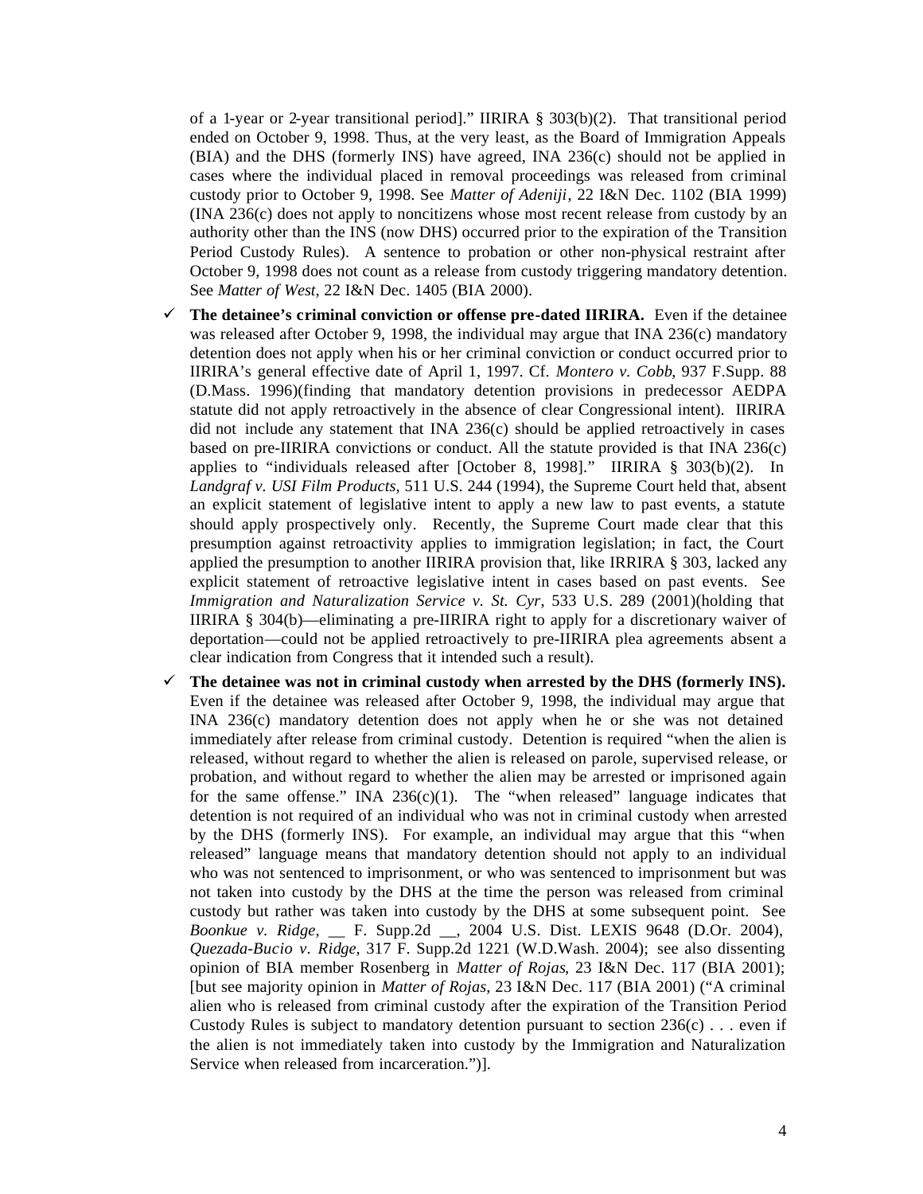of a 1-year or 2-year transitional period]." IIRIRA § 303(b)(2). That transitional period ended on October 9, 1998. Thus, at the very least, as the Board of Immigration Appeals (BIA) and the DHS (formerly INS) have agreed, INA 236(c) should not be applied in cases where the individual placed in removal proceedings was released from criminal custody prior to October 9, 1998. See *Matter of Adeniji*, 22 I&N Dec. 1102 (BIA 1999) (INA 236(c) does not apply to noncitizens whose most recent release from custody by an authority other than the INS (now DHS) occurred prior to the expiration of the Transition Period Custody Rules). A sentence to probation or other non-physical restraint after October 9, 1998 does not count as a release from custody triggering mandatory detention. See *Matter of West*, 22 I&N Dec. 1405 (BIA 2000).

- ✓ **The detainee's criminal conviction or offense pre-dated IIRIRA.** Even if the detainee was released after October 9, 1998, the individual may argue that INA 236(c) mandatory detention does not apply when his or her criminal conviction or conduct occurred prior to IIRIRA's general effective date of April 1, 1997. Cf. *Montero v. Cobb*, 937 F.Supp. 88 (D.Mass. 1996)(finding that mandatory detention provisions in predecessor AEDPA statute did not apply retroactively in the absence of clear Congressional intent). IIRIRA did not include any statement that INA 236(c) should be applied retroactively in cases based on pre-IIRIRA convictions or conduct. All the statute provided is that INA 236(c) applies to "individuals released after [October 8, 1998]." IIRIRA § 303(b)(2). In *Landgraf v. USI Film Products*, 511 U.S. 244 (1994), the Supreme Court held that, absent an explicit statement of legislative intent to apply a new law to past events, a statute should apply prospectively only. Recently, the Supreme Court made clear that this presumption against retroactivity applies to immigration legislation; in fact, the Court applied the presumption to another IIRIRA provision that, like IRRIRA § 303, lacked any explicit statement of retroactive legislative intent in cases based on past events. See *Immigration and Naturalization Service v. St. Cyr*, 533 U.S. 289 (2001)(holding that IIRIRA § 304(b)—eliminating a pre-IIRIRA right to apply for a discretionary waiver of deportation—could not be applied retroactively to pre-IIRIRA plea agreements absent a clear indication from Congress that it intended such a result).

- ✓ **The detainee was not in criminal custody when arrested by the DHS (formerly INS).** Even if the detainee was released after October 9, 1998, the individual may argue that INA 236(c) mandatory detention does not apply when he or she was not detained immediately after release from criminal custody. Detention is required "when the alien is released, without regard to whether the alien is released on parole, supervised release, or probation, and without regard to whether the alien may be arrested or imprisoned again for the same offense." INA 236(c)(1). The "when released" language indicates that detention is not required of an individual who was not in criminal custody when arrested by the DHS (formerly INS). For example, an individual may argue that this "when released" language means that mandatory detention should not apply to an individual who was not sentenced to imprisonment, or who was sentenced to imprisonment but was not taken into custody by the DHS at the time the person was released from criminal custody but rather was taken into custody by the DHS at some subsequent point. See *Boonkue v. Ridge*, __ F. Supp.2d __, 2004 U.S. Dist. LEXIS 9648 (D.Or. 2004), *Quezada-Bucio v. Ridge*, 317 F. Supp.2d 1221 (W.D.Wash. 2004); see also dissenting opinion of BIA member Rosenberg in *Matter of Rojas*, 23 I&N Dec. 117 (BIA 2001); [but see majority opinion in *Matter of Rojas*, 23 I&N Dec. 117 (BIA 2001) ("A criminal alien who is released from criminal custody after the expiration of the Transition Period Custody Rules is subject to mandatory detention pursuant to section 236(c) . . . even if the alien is not immediately taken into custody by the Immigration and Naturalization Service when released from incarceration.")].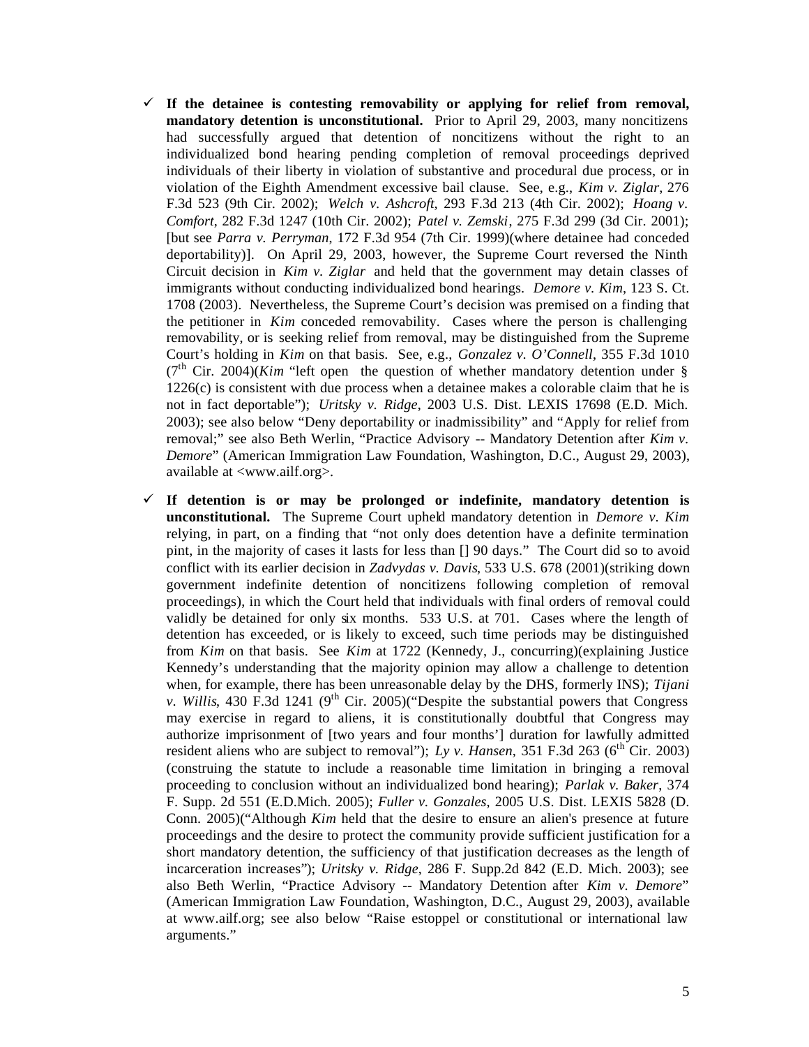- ✓ **If the detainee is contesting removability or applying for relief from removal, mandatory detention is unconstitutional.** Prior to April 29, 2003, many noncitizens had successfully argued that detention of noncitizens without the right to an individualized bond hearing pending completion of removal proceedings deprived individuals of their liberty in violation of substantive and procedural due process, or in violation of the Eighth Amendment excessive bail clause. See, e.g., *Kim v. Ziglar*, 276 F.3d 523 (9th Cir. 2002); *Welch v. Ashcroft*, 293 F.3d 213 (4th Cir. 2002); *Hoang v. Comfort*, 282 F.3d 1247 (10th Cir. 2002); *Patel v. Zemski*, 275 F.3d 299 (3d Cir. 2001); [but see *Parra v. Perryman*, 172 F.3d 954 (7th Cir. 1999)(where detainee had conceded deportability)]. On April 29, 2003, however, the Supreme Court reversed the Ninth Circuit decision in *Kim v. Ziglar* and held that the government may detain classes of immigrants without conducting individualized bond hearings. *Demore v. Kim*, 123 S. Ct. 1708 (2003). Nevertheless, the Supreme Court's decision was premised on a finding that the petitioner in *Kim* conceded removability. Cases where the person is challenging removability, or is seeking relief from removal, may be distinguished from the Supreme Court's holding in *Kim* on that basis. See, e.g., *Gonzalez v. O'Connell*, 355 F.3d 1010 (7th Cir. 2004)(*Kim* "left open the question of whether mandatory detention under § 1226(c) is consistent with due process when a detainee makes a colorable claim that he is not in fact deportable"); *Uritsky v. Ridge*, 2003 U.S. Dist. LEXIS 17698 (E.D. Mich. 2003); see also below "Deny deportability or inadmissibility" and "Apply for relief from removal;" see also Beth Werlin, "Practice Advisory -- Mandatory Detention after *Kim v. Demore*" (American Immigration Law Foundation, Washington, D.C., August 29, 2003), available at <www.ailf.org>.

- ✓ **If detention is or may be prolonged or indefinite, mandatory detention is unconstitutional.** The Supreme Court upheld mandatory detention in *Demore v. Kim* relying, in part, on a finding that "not only does detention have a definite termination pint, in the majority of cases it lasts for less than [] 90 days." The Court did so to avoid conflict with its earlier decision in *Zadvydas v. Davis*, 533 U.S. 678 (2001)(striking down government indefinite detention of noncitizens following completion of removal proceedings), in which the Court held that individuals with final orders of removal could validly be detained for only six months. 533 U.S. at 701. Cases where the length of detention has exceeded, or is likely to exceed, such time periods may be distinguished from *Kim* on that basis. See *Kim* at 1722 (Kennedy, J., concurring)(explaining Justice Kennedy's understanding that the majority opinion may allow a challenge to detention when, for example, there has been unreasonable delay by the DHS, formerly INS); *Tijani v. Willis*, 430 F.3d 1241 (9th Cir. 2005)("Despite the substantial powers that Congress may exercise in regard to aliens, it is constitutionally doubtful that Congress may authorize imprisonment of [two years and four months'] duration for lawfully admitted resident aliens who are subject to removal"); *Ly v. Hansen*, 351 F.3d 263 (6th Cir. 2003) (construing the statute to include a reasonable time limitation in bringing a removal proceeding to conclusion without an individualized bond hearing); *Parlak v. Baker*, 374 F. Supp. 2d 551 (E.D.Mich. 2005); *Fuller v. Gonzales*, 2005 U.S. Dist. LEXIS 5828 (D. Conn. 2005)("Although *Kim* held that the desire to ensure an alien's presence at future proceedings and the desire to protect the community provide sufficient justification for a short mandatory detention, the sufficiency of that justification decreases as the length of incarceration increases"); *Uritsky v. Ridge*, 286 F. Supp.2d 842 (E.D. Mich. 2003); see also Beth Werlin, "Practice Advisory -- Mandatory Detention after *Kim v. Demore*" (American Immigration Law Foundation, Washington, D.C., August 29, 2003), available at www.ailf.org; see also below "Raise estoppel or constitutional or international law arguments."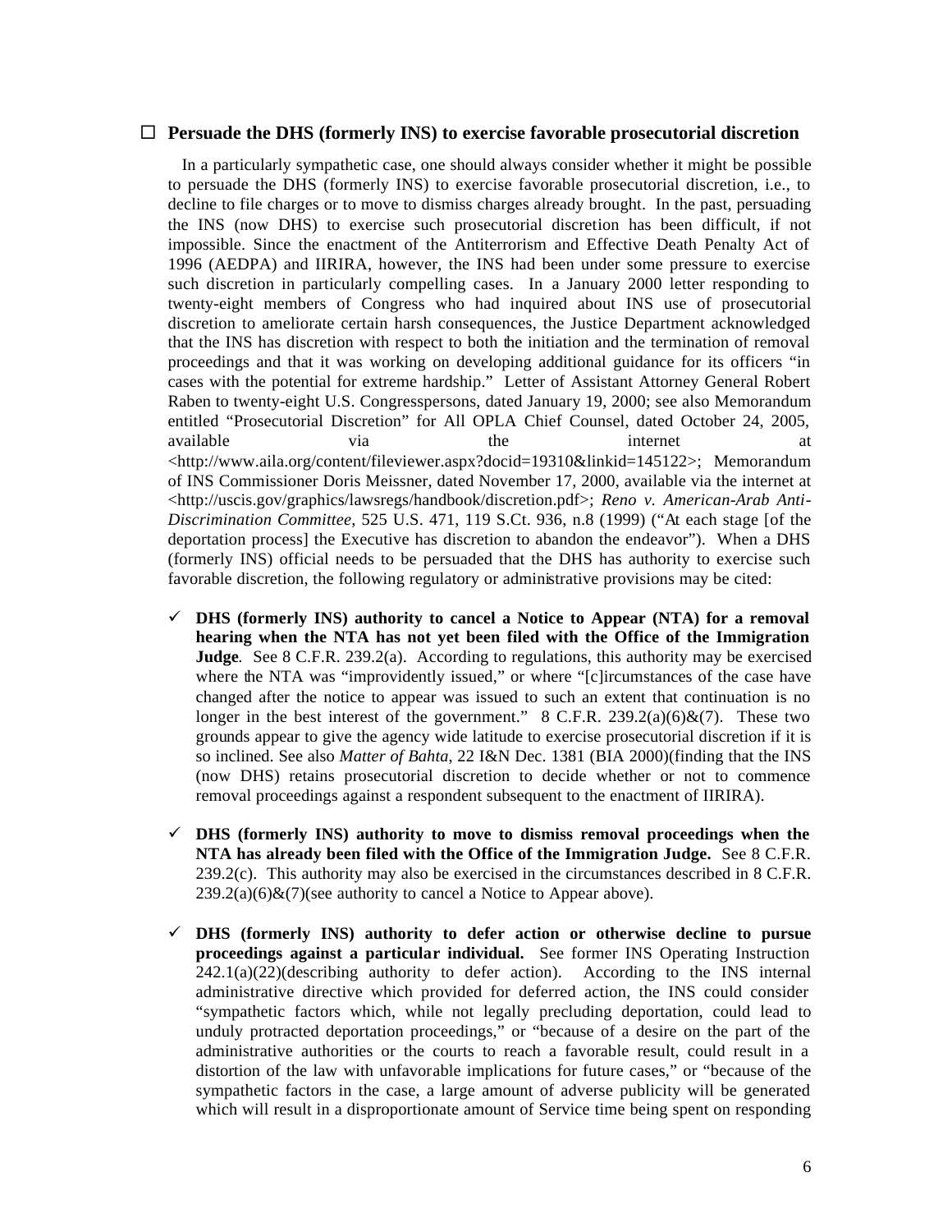## ☐ Persuade the DHS (formerly INS) to exercise favorable prosecutorial discretion

In a particularly sympathetic case, one should always consider whether it might be possible to persuade the DHS (formerly INS) to exercise favorable prosecutorial discretion, i.e., to decline to file charges or to move to dismiss charges already brought. In the past, persuading the INS (now DHS) to exercise such prosecutorial discretion has been difficult, if not impossible. Since the enactment of the Antiterrorism and Effective Death Penalty Act of 1996 (AEDPA) and IIRIRA, however, the INS had been under some pressure to exercise such discretion in particularly compelling cases. In a January 2000 letter responding to twenty-eight members of Congress who had inquired about INS use of prosecutorial discretion to ameliorate certain harsh consequences, the Justice Department acknowledged that the INS has discretion with respect to both the initiation and the termination of removal proceedings and that it was working on developing additional guidance for its officers "in cases with the potential for extreme hardship." Letter of Assistant Attorney General Robert Raben to twenty-eight U.S. Congresspersons, dated January 19, 2000; see also Memorandum entitled "Prosecutorial Discretion" for All OPLA Chief Counsel, dated October 24, 2005, available via the internet at <http://www.aila.org/content/fileviewer.aspx?docid=19310&linkid=145122>; Memorandum of INS Commissioner Doris Meissner, dated November 17, 2000, available via the internet at <http://uscis.gov/graphics/lawsregs/handbook/discretion.pdf>; *Reno v. American-Arab Anti-Discrimination Committee*, 525 U.S. 471, 119 S.Ct. 936, n.8 (1999) ("At each stage [of the deportation process] the Executive has discretion to abandon the endeavor"). When a DHS (formerly INS) official needs to be persuaded that the DHS has authority to exercise such favorable discretion, the following regulatory or administrative provisions may be cited:

- ✓ **DHS (formerly INS) authority to cancel a Notice to Appear (NTA) for a removal hearing when the NTA has not yet been filed with the Office of the Immigration Judge**. See 8 C.F.R. 239.2(a). According to regulations, this authority may be exercised where the NTA was "improvidently issued," or where "[c]ircumstances of the case have changed after the notice to appear was issued to such an extent that continuation is no longer in the best interest of the government." 8 C.F.R. 239.2(a)(6)&(7). These two grounds appear to give the agency wide latitude to exercise prosecutorial discretion if it is so inclined. See also *Matter of Bahta*, 22 I&N Dec. 1381 (BIA 2000)(finding that the INS (now DHS) retains prosecutorial discretion to decide whether or not to commence removal proceedings against a respondent subsequent to the enactment of IIRIRA).

- ✓ **DHS (formerly INS) authority to move to dismiss removal proceedings when the NTA has already been filed with the Office of the Immigration Judge.** See 8 C.F.R. 239.2(c). This authority may also be exercised in the circumstances described in 8 C.F.R. 239.2(a)(6)&(7)(see authority to cancel a Notice to Appear above).

- ✓ **DHS (formerly INS) authority to defer action or otherwise decline to pursue proceedings against a particular individual.** See former INS Operating Instruction 242.1(a)(22)(describing authority to defer action). According to the INS internal administrative directive which provided for deferred action, the INS could consider "sympathetic factors which, while not legally precluding deportation, could lead to unduly protracted deportation proceedings," or "because of a desire on the part of the administrative authorities or the courts to reach a favorable result, could result in a distortion of the law with unfavorable implications for future cases," or "because of the sympathetic factors in the case, a large amount of adverse publicity will be generated which will result in a disproportionate amount of Service time being spent on responding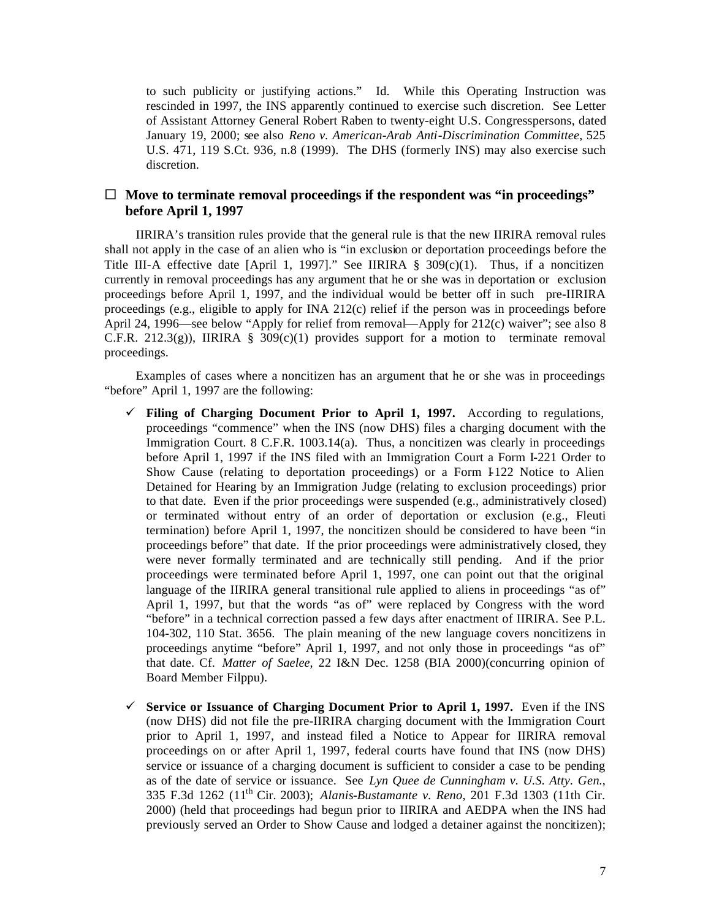to such publicity or justifying actions." Id. While this Operating Instruction was rescinded in 1997, the INS apparently continued to exercise such discretion. See Letter of Assistant Attorney General Robert Raben to twenty-eight U.S. Congresspersons, dated January 19, 2000; see also *Reno v. American-Arab Anti-Discrimination Committee*, 525 U.S. 471, 119 S.Ct. 936, n.8 (1999). The DHS (formerly INS) may also exercise such discretion.

### ☐ Move to terminate removal proceedings if the respondent was "in proceedings" before April 1, 1997

IIRIRA's transition rules provide that the general rule is that the new IIRIRA removal rules shall not apply in the case of an alien who is "in exclusion or deportation proceedings before the Title III-A effective date [April 1, 1997]." See IIRIRA § 309(c)(1). Thus, if a noncitizen currently in removal proceedings has any argument that he or she was in deportation or exclusion proceedings before April 1, 1997, and the individual would be better off in such pre-IIRIRA proceedings (e.g., eligible to apply for INA 212(c) relief if the person was in proceedings before April 24, 1996—see below "Apply for relief from removal—Apply for 212(c) waiver"; see also 8 C.F.R. 212.3(g)), IIRIRA § 309(c)(1) provides support for a motion to terminate removal proceedings.

Examples of cases where a noncitizen has an argument that he or she was in proceedings "before" April 1, 1997 are the following:

- ✓ **Filing of Charging Document Prior to April 1, 1997.** According to regulations, proceedings "commence" when the INS (now DHS) files a charging document with the Immigration Court. 8 C.F.R. 1003.14(a). Thus, a noncitizen was clearly in proceedings before April 1, 1997 if the INS filed with an Immigration Court a Form I-221 Order to Show Cause (relating to deportation proceedings) or a Form I-122 Notice to Alien Detained for Hearing by an Immigration Judge (relating to exclusion proceedings) prior to that date. Even if the prior proceedings were suspended (e.g., administratively closed) or terminated without entry of an order of deportation or exclusion (e.g., Fleuti termination) before April 1, 1997, the noncitizen should be considered to have been "in proceedings before" that date. If the prior proceedings were administratively closed, they were never formally terminated and are technically still pending. And if the prior proceedings were terminated before April 1, 1997, one can point out that the original language of the IIRIRA general transitional rule applied to aliens in proceedings "as of" April 1, 1997, but that the words "as of" were replaced by Congress with the word "before" in a technical correction passed a few days after enactment of IIRIRA. See P.L. 104-302, 110 Stat. 3656. The plain meaning of the new language covers noncitizens in proceedings anytime "before" April 1, 1997, and not only those in proceedings "as of" that date. Cf. *Matter of Saelee*, 22 I&N Dec. 1258 (BIA 2000)(concurring opinion of Board Member Filppu).

- ✓ **Service or Issuance of Charging Document Prior to April 1, 1997.** Even if the INS (now DHS) did not file the pre-IIRIRA charging document with the Immigration Court prior to April 1, 1997, and instead filed a Notice to Appear for IIRIRA removal proceedings on or after April 1, 1997, federal courts have found that INS (now DHS) service or issuance of a charging document is sufficient to consider a case to be pending as of the date of service or issuance. See *Lyn Quee de Cunningham v. U.S. Atty. Gen.*, 335 F.3d 1262 (11th Cir. 2003); *Alanis-Bustamante v. Reno*, 201 F.3d 1303 (11th Cir. 2000) (held that proceedings had begun prior to IIRIRA and AEDPA when the INS had previously served an Order to Show Cause and lodged a detainer against the noncitizen);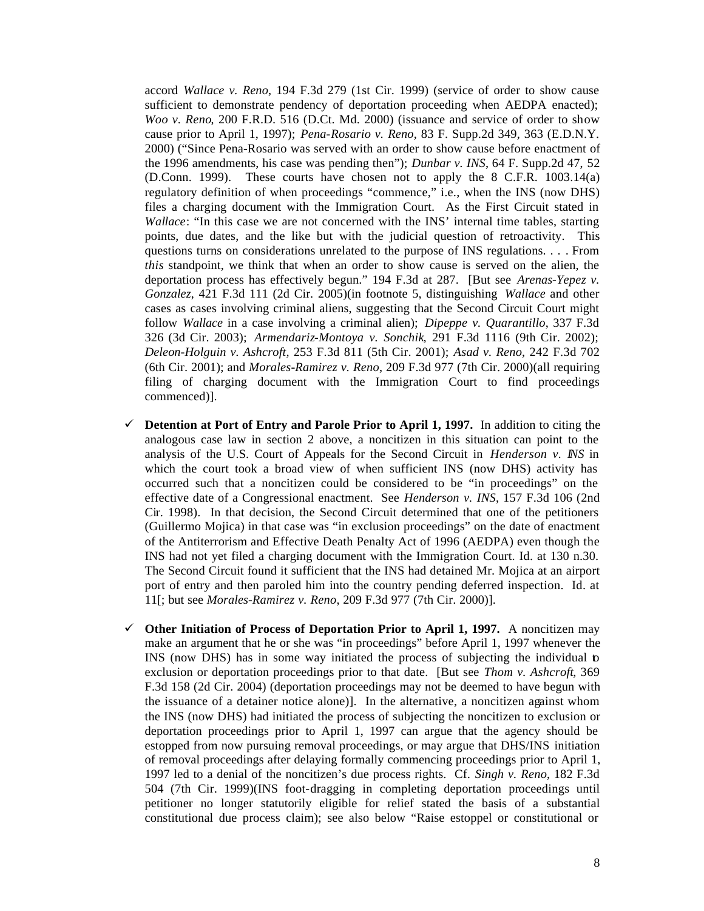accord *Wallace v. Reno*, 194 F.3d 279 (1st Cir. 1999) (service of order to show cause sufficient to demonstrate pendency of deportation proceeding when AEDPA enacted); *Woo v. Reno*, 200 F.R.D. 516 (D.Ct. Md. 2000) (issuance and service of order to show cause prior to April 1, 1997); *Pena-Rosario v. Reno*, 83 F. Supp.2d 349, 363 (E.D.N.Y. 2000) ("Since Pena-Rosario was served with an order to show cause before enactment of the 1996 amendments, his case was pending then"); *Dunbar v. INS*, 64 F. Supp.2d 47, 52 (D.Conn. 1999). These courts have chosen not to apply the 8 C.F.R. 1003.14(a) regulatory definition of when proceedings "commence," i.e., when the INS (now DHS) files a charging document with the Immigration Court. As the First Circuit stated in *Wallace*: "In this case we are not concerned with the INS' internal time tables, starting points, due dates, and the like but with the judicial question of retroactivity. This questions turns on considerations unrelated to the purpose of INS regulations. . . . From *this* standpoint, we think that when an order to show cause is served on the alien, the deportation process has effectively begun." 194 F.3d at 287. [But see *Arenas-Yepez v. Gonzalez*, 421 F.3d 111 (2d Cir. 2005)(in footnote 5, distinguishing *Wallace* and other cases as cases involving criminal aliens, suggesting that the Second Circuit Court might follow *Wallace* in a case involving a criminal alien); *Dipeppe v. Quarantillo*, 337 F.3d 326 (3d Cir. 2003); *Armendariz-Montoya v. Sonchik*, 291 F.3d 1116 (9th Cir. 2002); *Deleon-Holguin v. Ashcroft*, 253 F.3d 811 (5th Cir. 2001); *Asad v. Reno*, 242 F.3d 702 (6th Cir. 2001); and *Morales-Ramirez v. Reno*, 209 F.3d 977 (7th Cir. 2000)(all requiring filing of charging document with the Immigration Court to find proceedings commenced)].

- ✓ **Detention at Port of Entry and Parole Prior to April 1, 1997.** In addition to citing the analogous case law in section 2 above, a noncitizen in this situation can point to the analysis of the U.S. Court of Appeals for the Second Circuit in *Henderson v. INS* in which the court took a broad view of when sufficient INS (now DHS) activity has occurred such that a noncitizen could be considered to be "in proceedings" on the effective date of a Congressional enactment. See *Henderson v. INS*, 157 F.3d 106 (2nd Cir. 1998). In that decision, the Second Circuit determined that one of the petitioners (Guillermo Mojica) in that case was "in exclusion proceedings" on the date of enactment of the Antiterrorism and Effective Death Penalty Act of 1996 (AEDPA) even though the INS had not yet filed a charging document with the Immigration Court. Id. at 130 n.30. The Second Circuit found it sufficient that the INS had detained Mr. Mojica at an airport port of entry and then paroled him into the country pending deferred inspection. Id. at 11[; but see *Morales-Ramirez v. Reno*, 209 F.3d 977 (7th Cir. 2000)].

- ✓ **Other Initiation of Process of Deportation Prior to April 1, 1997.** A noncitizen may make an argument that he or she was "in proceedings" before April 1, 1997 whenever the INS (now DHS) has in some way initiated the process of subjecting the individual to exclusion or deportation proceedings prior to that date. [But see *Thom v. Ashcroft*, 369 F.3d 158 (2d Cir. 2004) (deportation proceedings may not be deemed to have begun with the issuance of a detainer notice alone)]. In the alternative, a noncitizen against whom the INS (now DHS) had initiated the process of subjecting the noncitizen to exclusion or deportation proceedings prior to April 1, 1997 can argue that the agency should be estopped from now pursuing removal proceedings, or may argue that DHS/INS initiation of removal proceedings after delaying formally commencing proceedings prior to April 1, 1997 led to a denial of the noncitizen's due process rights. Cf. *Singh v. Reno*, 182 F.3d 504 (7th Cir. 1999)(INS foot-dragging in completing deportation proceedings until petitioner no longer statutorily eligible for relief stated the basis of a substantial constitutional due process claim); see also below "Raise estoppel or constitutional or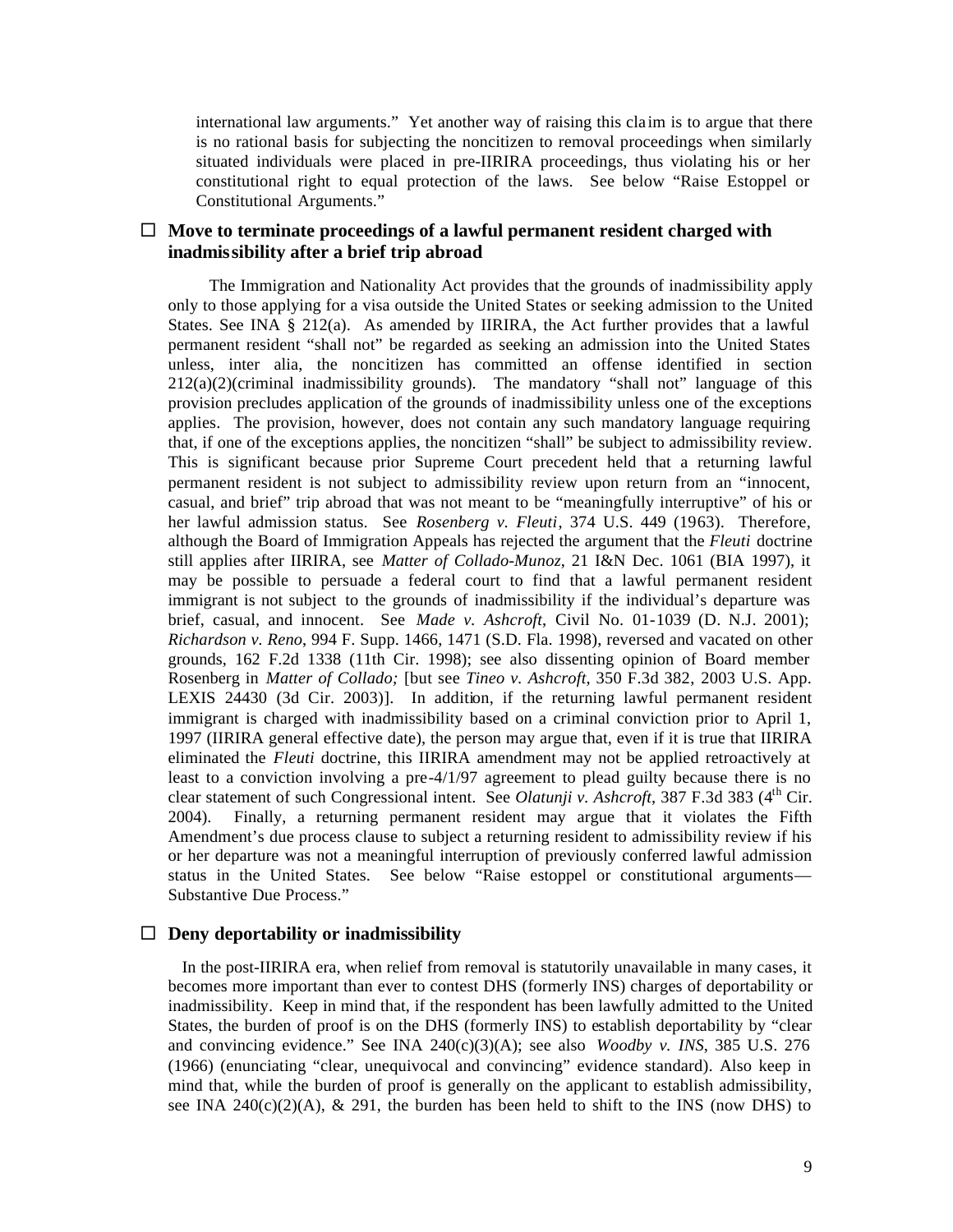international law arguments." Yet another way of raising this claim is to argue that there is no rational basis for subjecting the noncitizen to removal proceedings when similarly situated individuals were placed in pre-IIRIRA proceedings, thus violating his or her constitutional right to equal protection of the laws. See below "Raise Estoppel or Constitutional Arguments."

### ☐ Move to terminate proceedings of a lawful permanent resident charged with inadmissibility after a brief trip abroad

The Immigration and Nationality Act provides that the grounds of inadmissibility apply only to those applying for a visa outside the United States or seeking admission to the United States. See INA § 212(a). As amended by IIRIRA, the Act further provides that a lawful permanent resident "shall not" be regarded as seeking an admission into the United States unless, inter alia, the noncitizen has committed an offense identified in section 212(a)(2)(criminal inadmissibility grounds). The mandatory "shall not" language of this provision precludes application of the grounds of inadmissibility unless one of the exceptions applies. The provision, however, does not contain any such mandatory language requiring that, if one of the exceptions applies, the noncitizen "shall" be subject to admissibility review. This is significant because prior Supreme Court precedent held that a returning lawful permanent resident is not subject to admissibility review upon return from an "innocent, casual, and brief" trip abroad that was not meant to be "meaningfully interruptive" of his or her lawful admission status. See *Rosenberg v. Fleuti*, 374 U.S. 449 (1963). Therefore, although the Board of Immigration Appeals has rejected the argument that the *Fleuti* doctrine still applies after IIRIRA, see *Matter of Collado-Munoz*, 21 I&N Dec. 1061 (BIA 1997), it may be possible to persuade a federal court to find that a lawful permanent resident immigrant is not subject to the grounds of inadmissibility if the individual's departure was brief, casual, and innocent. See *Made v. Ashcroft*, Civil No. 01-1039 (D. N.J. 2001); *Richardson v. Reno*, 994 F. Supp. 1466, 1471 (S.D. Fla. 1998), reversed and vacated on other grounds, 162 F.2d 1338 (11th Cir. 1998); see also dissenting opinion of Board member Rosenberg in *Matter of Collado;* [but see *Tineo v. Ashcroft*, 350 F.3d 382, 2003 U.S. App. LEXIS 24430 (3d Cir. 2003)]. In addition, if the returning lawful permanent resident immigrant is charged with inadmissibility based on a criminal conviction prior to April 1, 1997 (IIRIRA general effective date), the person may argue that, even if it is true that IIRIRA eliminated the *Fleuti* doctrine, this IIRIRA amendment may not be applied retroactively at least to a conviction involving a pre-4/1/97 agreement to plead guilty because there is no clear statement of such Congressional intent. See *Olatunji v. Ashcroft*, 387 F.3d 383 (4th Cir. 2004). Finally, a returning permanent resident may argue that it violates the Fifth Amendment's due process clause to subject a returning resident to admissibility review if his or her departure was not a meaningful interruption of previously conferred lawful admission status in the United States. See below "Raise estoppel or constitutional arguments—Substantive Due Process."

### ☐ Deny deportability or inadmissibility

In the post-IIRIRA era, when relief from removal is statutorily unavailable in many cases, it becomes more important than ever to contest DHS (formerly INS) charges of deportability or inadmissibility. Keep in mind that, if the respondent has been lawfully admitted to the United States, the burden of proof is on the DHS (formerly INS) to establish deportability by "clear and convincing evidence." See INA 240(c)(3)(A); see also *Woodby v. INS*, 385 U.S. 276 (1966) (enunciating "clear, unequivocal and convincing" evidence standard). Also keep in mind that, while the burden of proof is generally on the applicant to establish admissibility, see INA 240(c)(2)(A), & 291, the burden has been held to shift to the INS (now DHS) to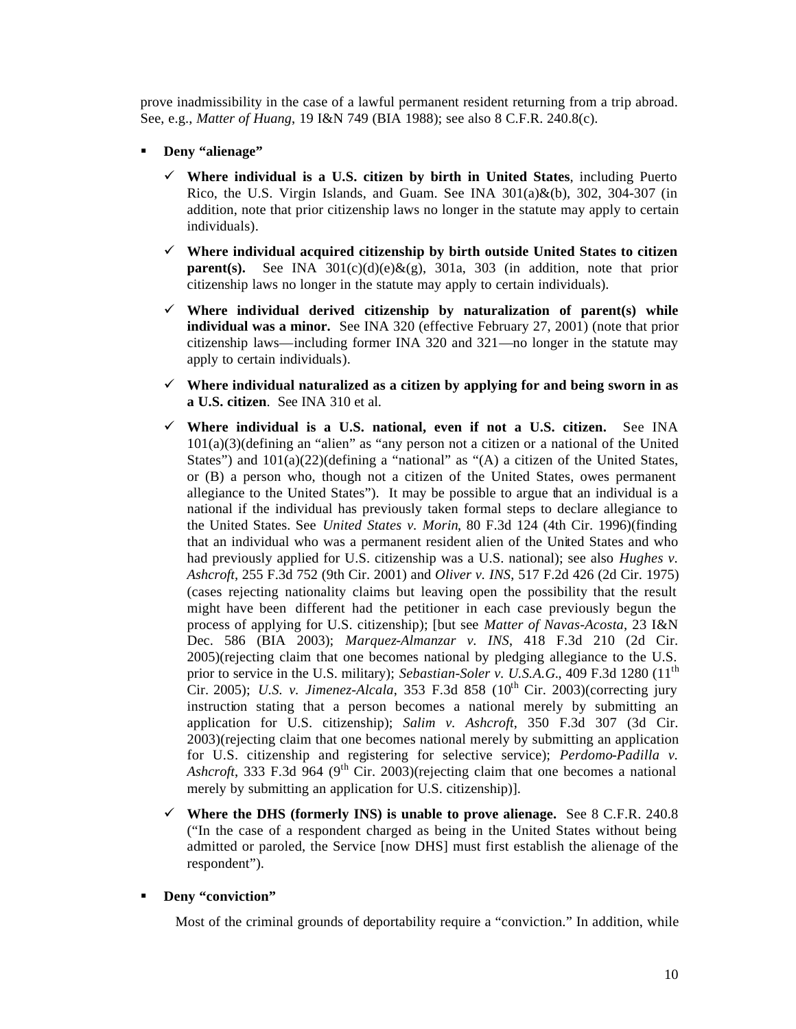prove inadmissibility in the case of a lawful permanent resident returning from a trip abroad. See, e.g., *Matter of Huang*, 19 I&N 749 (BIA 1988); see also 8 C.F.R. 240.8(c).

- **Deny "alienage"**
  - ✓ **Where individual is a U.S. citizen by birth in United States**, including Puerto Rico, the U.S. Virgin Islands, and Guam. See INA 301(a)&(b), 302, 304-307 (in addition, note that prior citizenship laws no longer in the statute may apply to certain individuals).
  - ✓ **Where individual acquired citizenship by birth outside United States to citizen parent(s).** See INA 301(c)(d)(e)&(g), 301a, 303 (in addition, note that prior citizenship laws no longer in the statute may apply to certain individuals).
  - ✓ **Where individual derived citizenship by naturalization of parent(s) while individual was a minor.** See INA 320 (effective February 27, 2001) (note that prior citizenship laws—including former INA 320 and 321—no longer in the statute may apply to certain individuals).
  - ✓ **Where individual naturalized as a citizen by applying for and being sworn in as a U.S. citizen**. See INA 310 et al.
  - ✓ **Where individual is a U.S. national, even if not a U.S. citizen.** See INA 101(a)(3)(defining an "alien" as "any person not a citizen or a national of the United States") and 101(a)(22)(defining a "national" as "(A) a citizen of the United States, or (B) a person who, though not a citizen of the United States, owes permanent allegiance to the United States"). It may be possible to argue that an individual is a national if the individual has previously taken formal steps to declare allegiance to the United States. See *United States v. Morin*, 80 F.3d 124 (4th Cir. 1996)(finding that an individual who was a permanent resident alien of the United States and who had previously applied for U.S. citizenship was a U.S. national); see also *Hughes v. Ashcroft*, 255 F.3d 752 (9th Cir. 2001) and *Oliver v. INS*, 517 F.2d 426 (2d Cir. 1975) (cases rejecting nationality claims but leaving open the possibility that the result might have been different had the petitioner in each case previously begun the process of applying for U.S. citizenship); [but see *Matter of Navas-Acosta*, 23 I&N Dec. 586 (BIA 2003); *Marquez-Almanzar v. INS*, 418 F.3d 210 (2d Cir. 2005)(rejecting claim that one becomes national by pledging allegiance to the U.S. prior to service in the U.S. military); *Sebastian-Soler v. U.S.A.G.*, 409 F.3d 1280 (11th Cir. 2005); *U.S. v. Jimenez-Alcala*, 353 F.3d 858 (10th Cir. 2003)(correcting jury instruction stating that a person becomes a national merely by submitting an application for U.S. citizenship); *Salim v. Ashcroft*, 350 F.3d 307 (3d Cir. 2003)(rejecting claim that one becomes national merely by submitting an application for U.S. citizenship and registering for selective service); *Perdomo-Padilla v. Ashcroft*, 333 F.3d 964 (9th Cir. 2003)(rejecting claim that one becomes a national merely by submitting an application for U.S. citizenship)].
  - ✓ **Where the DHS (formerly INS) is unable to prove alienage.** See 8 C.F.R. 240.8 ("In the case of a respondent charged as being in the United States without being admitted or paroled, the Service [now DHS] must first establish the alienage of the respondent").

- **Deny "conviction"**

  Most of the criminal grounds of deportability require a "conviction." In addition, while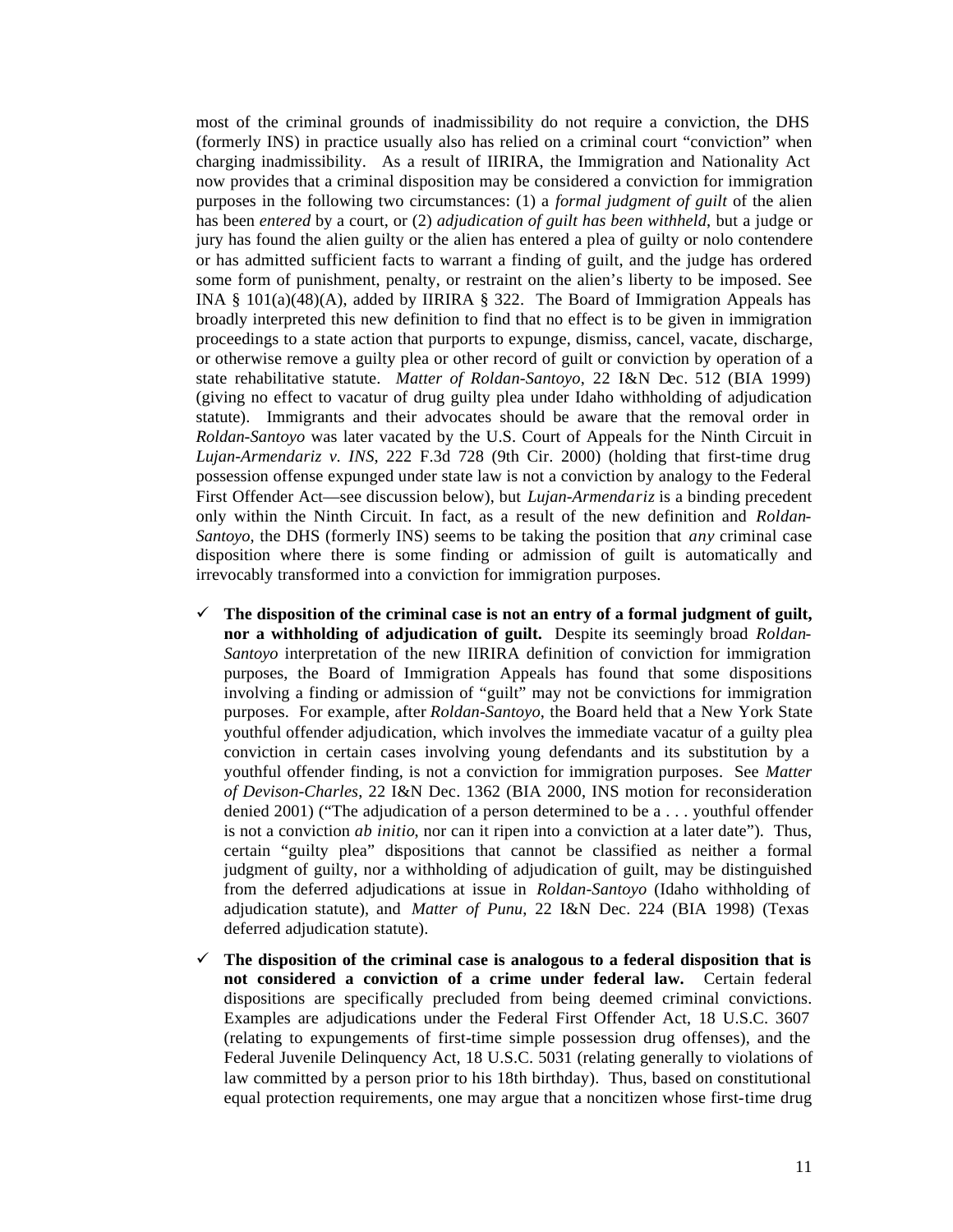most of the criminal grounds of inadmissibility do not require a conviction, the DHS (formerly INS) in practice usually also has relied on a criminal court "conviction" when charging inadmissibility. As a result of IIRIRA, the Immigration and Nationality Act now provides that a criminal disposition may be considered a conviction for immigration purposes in the following two circumstances: (1) a *formal judgment of guilt* of the alien has been *entered* by a court, or (2) *adjudication of guilt has been withheld*, but a judge or jury has found the alien guilty or the alien has entered a plea of guilty or nolo contendere or has admitted sufficient facts to warrant a finding of guilt, and the judge has ordered some form of punishment, penalty, or restraint on the alien's liberty to be imposed. See INA § 101(a)(48)(A), added by IIRIRA § 322. The Board of Immigration Appeals has broadly interpreted this new definition to find that no effect is to be given in immigration proceedings to a state action that purports to expunge, dismiss, cancel, vacate, discharge, or otherwise remove a guilty plea or other record of guilt or conviction by operation of a state rehabilitative statute. *Matter of Roldan-Santoyo*, 22 I&N Dec. 512 (BIA 1999) (giving no effect to vacatur of drug guilty plea under Idaho withholding of adjudication statute). Immigrants and their advocates should be aware that the removal order in *Roldan-Santoyo* was later vacated by the U.S. Court of Appeals for the Ninth Circuit in *Lujan-Armendariz v. INS*, 222 F.3d 728 (9th Cir. 2000) (holding that first-time drug possession offense expunged under state law is not a conviction by analogy to the Federal First Offender Act—see discussion below), but *Lujan-Armendariz* is a binding precedent only within the Ninth Circuit. In fact, as a result of the new definition and *Roldan-Santoyo*, the DHS (formerly INS) seems to be taking the position that *any* criminal case disposition where there is some finding or admission of guilt is automatically and irrevocably transformed into a conviction for immigration purposes.

- ✓ **The disposition of the criminal case is not an entry of a formal judgment of guilt, nor a withholding of adjudication of guilt.** Despite its seemingly broad *Roldan-Santoyo* interpretation of the new IIRIRA definition of conviction for immigration purposes, the Board of Immigration Appeals has found that some dispositions involving a finding or admission of "guilt" may not be convictions for immigration purposes. For example, after *Roldan-Santoyo*, the Board held that a New York State youthful offender adjudication, which involves the immediate vacatur of a guilty plea conviction in certain cases involving young defendants and its substitution by a youthful offender finding, is not a conviction for immigration purposes. See *Matter of Devison-Charles*, 22 I&N Dec. 1362 (BIA 2000, INS motion for reconsideration denied 2001) ("The adjudication of a person determined to be a . . . youthful offender is not a conviction *ab initio*, nor can it ripen into a conviction at a later date"). Thus, certain "guilty plea" dispositions that cannot be classified as neither a formal judgment of guilty, nor a withholding of adjudication of guilt, may be distinguished from the deferred adjudications at issue in *Roldan-Santoyo* (Idaho withholding of adjudication statute), and *Matter of Punu*, 22 I&N Dec. 224 (BIA 1998) (Texas deferred adjudication statute).

- ✓ **The disposition of the criminal case is analogous to a federal disposition that is not considered a conviction of a crime under federal law.** Certain federal dispositions are specifically precluded from being deemed criminal convictions. Examples are adjudications under the Federal First Offender Act, 18 U.S.C. 3607 (relating to expungements of first-time simple possession drug offenses), and the Federal Juvenile Delinquency Act, 18 U.S.C. 5031 (relating generally to violations of law committed by a person prior to his 18th birthday). Thus, based on constitutional equal protection requirements, one may argue that a noncitizen whose first-time drug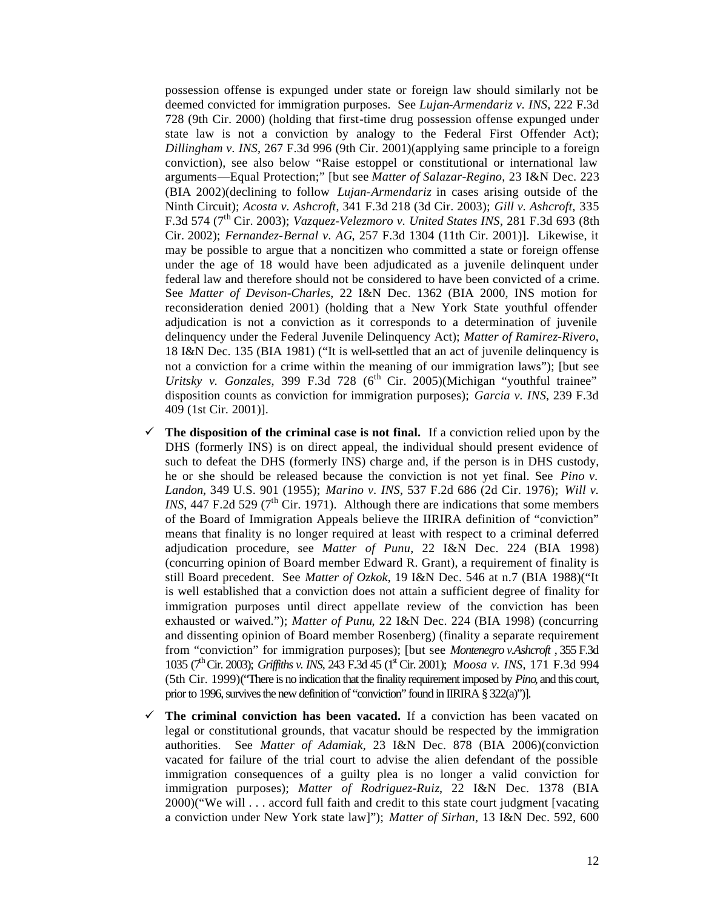possession offense is expunged under state or foreign law should similarly not be deemed convicted for immigration purposes. See *Lujan-Armendariz v. INS*, 222 F.3d 728 (9th Cir. 2000) (holding that first-time drug possession offense expunged under state law is not a conviction by analogy to the Federal First Offender Act); *Dillingham v. INS*, 267 F.3d 996 (9th Cir. 2001)(applying same principle to a foreign conviction), see also below "Raise estoppel or constitutional or international law arguments—Equal Protection;" [but see *Matter of Salazar-Regino*, 23 I&N Dec. 223 (BIA 2002)(declining to follow *Lujan-Armendariz* in cases arising outside of the Ninth Circuit); *Acosta v. Ashcroft*, 341 F.3d 218 (3d Cir. 2003); *Gill v. Ashcroft*, 335 F.3d 574 (7th Cir. 2003); *Vazquez-Velezmoro v. United States INS*, 281 F.3d 693 (8th Cir. 2002); *Fernandez-Bernal v. AG*, 257 F.3d 1304 (11th Cir. 2001)]. Likewise, it may be possible to argue that a noncitizen who committed a state or foreign offense under the age of 18 would have been adjudicated as a juvenile delinquent under federal law and therefore should not be considered to have been convicted of a crime. See *Matter of Devison-Charles*, 22 I&N Dec. 1362 (BIA 2000, INS motion for reconsideration denied 2001) (holding that a New York State youthful offender adjudication is not a conviction as it corresponds to a determination of juvenile delinquency under the Federal Juvenile Delinquency Act); *Matter of Ramirez-Rivero*, 18 I&N Dec. 135 (BIA 1981) ("It is well-settled that an act of juvenile delinquency is not a conviction for a crime within the meaning of our immigration laws"); [but see *Uritsky v. Gonzales*, 399 F.3d 728 (6th Cir. 2005)(Michigan "youthful trainee" disposition counts as conviction for immigration purposes); *Garcia v. INS*, 239 F.3d 409 (1st Cir. 2001)].

- ✓ **The disposition of the criminal case is not final.** If a conviction relied upon by the DHS (formerly INS) is on direct appeal, the individual should present evidence of such to defeat the DHS (formerly INS) charge and, if the person is in DHS custody, he or she should be released because the conviction is not yet final. See *Pino v. Landon*, 349 U.S. 901 (1955); *Marino v. INS*, 537 F.2d 686 (2d Cir. 1976); *Will v. INS*, 447 F.2d 529 (7th Cir. 1971). Although there are indications that some members of the Board of Immigration Appeals believe the IIRIRA definition of "conviction" means that finality is no longer required at least with respect to a criminal deferred adjudication procedure, see *Matter of Punu*, 22 I&N Dec. 224 (BIA 1998) (concurring opinion of Board member Edward R. Grant), a requirement of finality is still Board precedent. See *Matter of Ozkok*, 19 I&N Dec. 546 at n.7 (BIA 1988)("It is well established that a conviction does not attain a sufficient degree of finality for immigration purposes until direct appellate review of the conviction has been exhausted or waived."); *Matter of Punu*, 22 I&N Dec. 224 (BIA 1998) (concurring and dissenting opinion of Board member Rosenberg) (finality a separate requirement from "conviction" for immigration purposes); [but see *Montenegro v. Ashcroft* , 355 F.3d 1035 (7th Cir. 2003); *Griffiths v. INS*, 243 F.3d 45 (1st Cir. 2001); *Moosa v. INS*, 171 F.3d 994 (5th Cir. 1999)("There is no indication that the finality requirement imposed by *Pino*, and this court, prior to 1996, survives the new definition of "conviction" found in IIRIRA § 322(a)")].

- ✓ **The criminal conviction has been vacated.** If a conviction has been vacated on legal or constitutional grounds, that vacatur should be respected by the immigration authorities. See *Matter of Adamiak*, 23 I&N Dec. 878 (BIA 2006)(conviction vacated for failure of the trial court to advise the alien defendant of the possible immigration consequences of a guilty plea is no longer a valid conviction for immigration purposes); *Matter of Rodriguez-Ruiz*, 22 I&N Dec. 1378 (BIA 2000)("We will . . . accord full faith and credit to this state court judgment [vacating a conviction under New York state law]"); *Matter of Sirhan*, 13 I&N Dec. 592, 600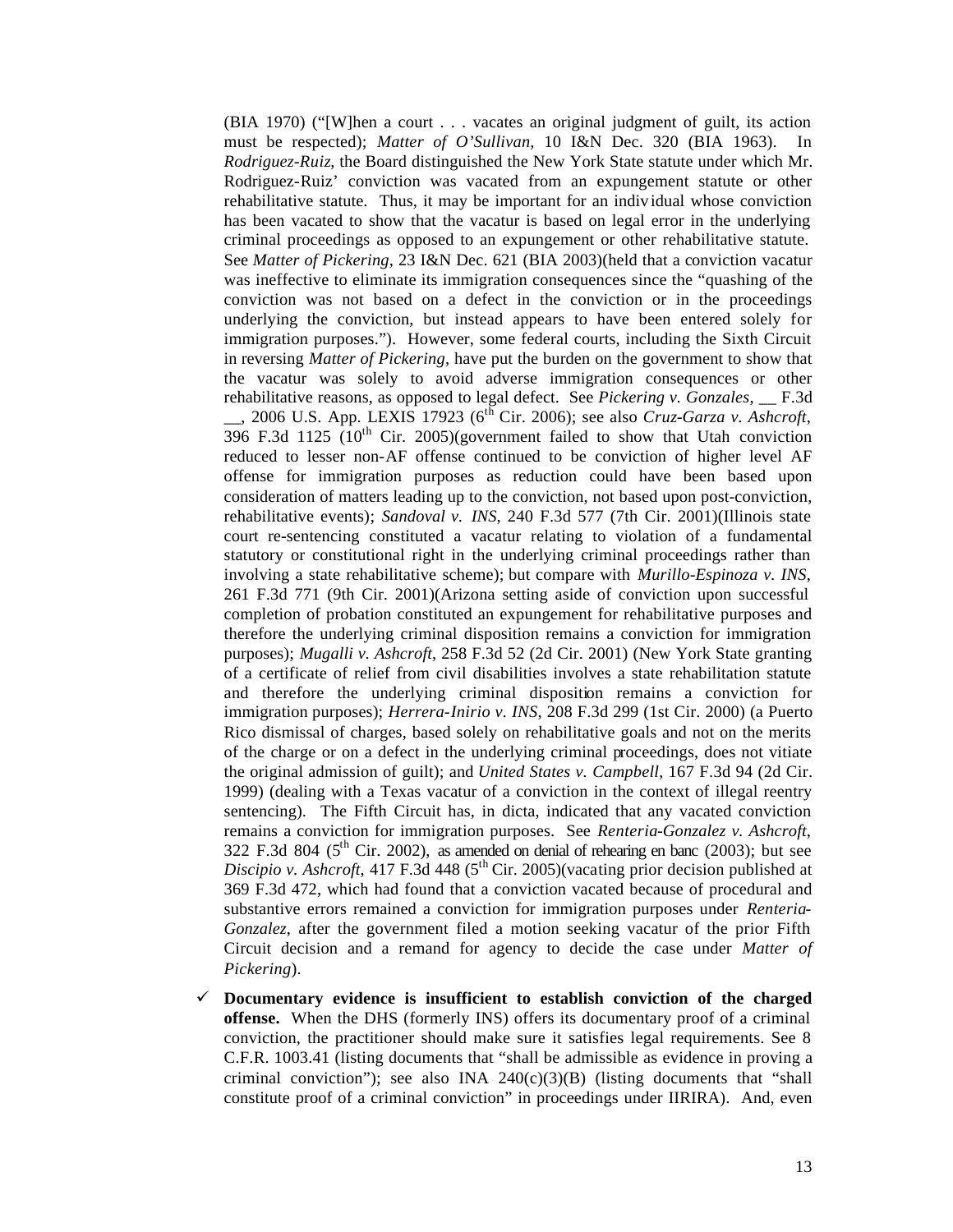(BIA 1970) ("[W]hen a court . . . vacates an original judgment of guilt, its action must be respected); *Matter of O'Sullivan*, 10 I&N Dec. 320 (BIA 1963). In *Rodriguez-Ruiz*, the Board distinguished the New York State statute under which Mr. Rodriguez-Ruiz' conviction was vacated from an expungement statute or other rehabilitative statute. Thus, it may be important for an individual whose conviction has been vacated to show that the vacatur is based on legal error in the underlying criminal proceedings as opposed to an expungement or other rehabilitative statute. See *Matter of Pickering*, 23 I&N Dec. 621 (BIA 2003)(held that a conviction vacatur was ineffective to eliminate its immigration consequences since the "quashing of the conviction was not based on a defect in the conviction or in the proceedings underlying the conviction, but instead appears to have been entered solely for immigration purposes."). However, some federal courts, including the Sixth Circuit in reversing *Matter of Pickering*, have put the burden on the government to show that the vacatur was solely to avoid adverse immigration consequences or other rehabilitative reasons, as opposed to legal defect. See *Pickering v. Gonzales*, __ F.3d __, 2006 U.S. App. LEXIS 17923 (6th Cir. 2006); see also *Cruz-Garza v. Ashcroft*, 396 F.3d 1125 (10th Cir. 2005)(government failed to show that Utah conviction reduced to lesser non-AF offense continued to be conviction of higher level AF offense for immigration purposes as reduction could have been based upon consideration of matters leading up to the conviction, not based upon post-conviction, rehabilitative events); *Sandoval v. INS*, 240 F.3d 577 (7th Cir. 2001)(Illinois state court re-sentencing constituted a vacatur relating to violation of a fundamental statutory or constitutional right in the underlying criminal proceedings rather than involving a state rehabilitative scheme); but compare with *Murillo-Espinoza v. INS*, 261 F.3d 771 (9th Cir. 2001)(Arizona setting aside of conviction upon successful completion of probation constituted an expungement for rehabilitative purposes and therefore the underlying criminal disposition remains a conviction for immigration purposes); *Mugalli v. Ashcroft*, 258 F.3d 52 (2d Cir. 2001) (New York State granting of a certificate of relief from civil disabilities involves a state rehabilitation statute and therefore the underlying criminal disposition remains a conviction for immigration purposes); *Herrera-Inirio v. INS*, 208 F.3d 299 (1st Cir. 2000) (a Puerto Rico dismissal of charges, based solely on rehabilitative goals and not on the merits of the charge or on a defect in the underlying criminal proceedings, does not vitiate the original admission of guilt); and *United States v. Campbell*, 167 F.3d 94 (2d Cir. 1999) (dealing with a Texas vacatur of a conviction in the context of illegal reentry sentencing). The Fifth Circuit has, in dicta, indicated that any vacated conviction remains a conviction for immigration purposes. See *Renteria-Gonzalez v. Ashcroft*, 322 F.3d 804 (5th Cir. 2002), as amended on denial of rehearing en banc (2003); but see *Discipio v. Ashcroft*, 417 F.3d 448 (5th Cir. 2005)(vacating prior decision published at 369 F.3d 472, which had found that a conviction vacated because of procedural and substantive errors remained a conviction for immigration purposes under *Renteria-Gonzalez*, after the government filed a motion seeking vacatur of the prior Fifth Circuit decision and a remand for agency to decide the case under *Matter of Pickering*).

- ✓ **Documentary evidence is insufficient to establish conviction of the charged offense.** When the DHS (formerly INS) offers its documentary proof of a criminal conviction, the practitioner should make sure it satisfies legal requirements. See 8 C.F.R. 1003.41 (listing documents that "shall be admissible as evidence in proving a criminal conviction"); see also INA 240(c)(3)(B) (listing documents that "shall constitute proof of a criminal conviction" in proceedings under IIRIRA). And, even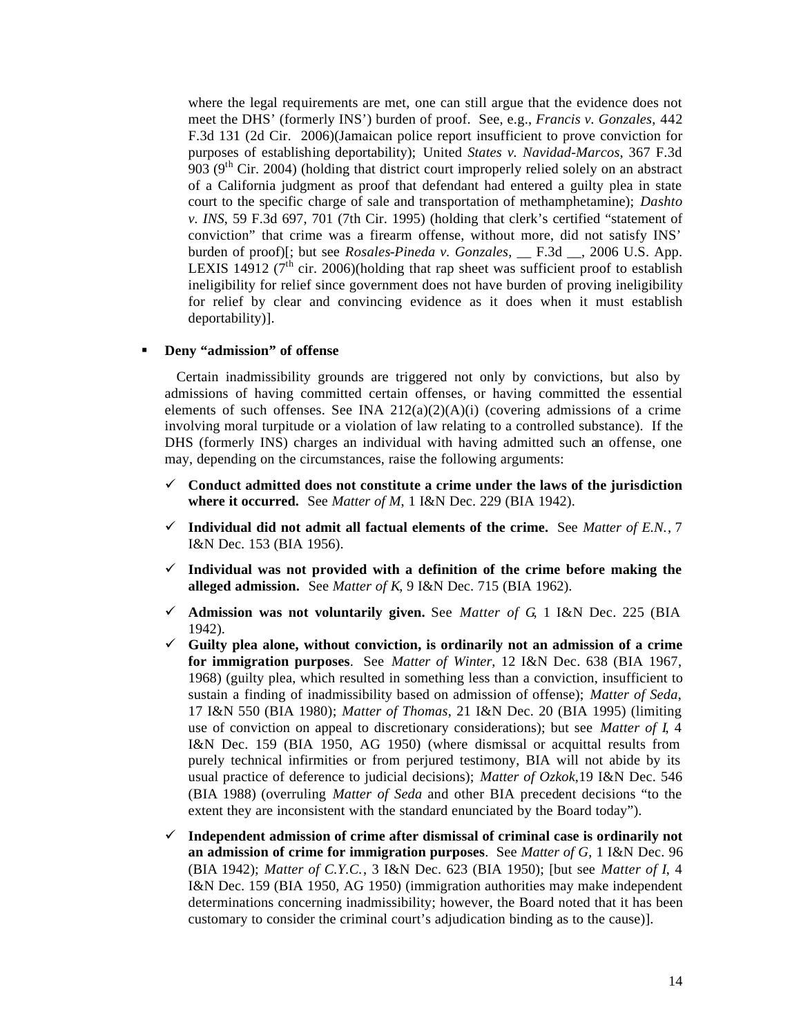where the legal requirements are met, one can still argue that the evidence does not meet the DHS' (formerly INS') burden of proof. See, e.g., *Francis v. Gonzales*, 442 F.3d 131 (2d Cir. 2006)(Jamaican police report insufficient to prove conviction for purposes of establishing deportability); United *States v. Navidad-Marcos*, 367 F.3d 903 (9th Cir. 2004) (holding that district court improperly relied solely on an abstract of a California judgment as proof that defendant had entered a guilty plea in state court to the specific charge of sale and transportation of methamphetamine); *Dashto v. INS*, 59 F.3d 697, 701 (7th Cir. 1995) (holding that clerk's certified "statement of conviction" that crime was a firearm offense, without more, did not satisfy INS' burden of proof)[; but see *Rosales-Pineda v. Gonzales*, __ F.3d __, 2006 U.S. App. LEXIS 14912 (7th cir. 2006)(holding that rap sheet was sufficient proof to establish ineligibility for relief since government does not have burden of proving ineligibility for relief by clear and convincing evidence as it does when it must establish deportability)].

- **Deny "admission" of offense**

  Certain inadmissibility grounds are triggered not only by convictions, but also by admissions of having committed certain offenses, or having committed the essential elements of such offenses. See INA 212(a)(2)(A)(i) (covering admissions of a crime involving moral turpitude or a violation of law relating to a controlled substance). If the DHS (formerly INS) charges an individual with having admitted such an offense, one may, depending on the circumstances, raise the following arguments:

  - ✓ **Conduct admitted does not constitute a crime under the laws of the jurisdiction where it occurred.** See *Matter of M*, 1 I&N Dec. 229 (BIA 1942).
  - ✓ **Individual did not admit all factual elements of the crime.** See *Matter of E.N.*, 7 I&N Dec. 153 (BIA 1956).
  - ✓ **Individual was not provided with a definition of the crime before making the alleged admission.** See *Matter of K*, 9 I&N Dec. 715 (BIA 1962).
  - ✓ **Admission was not voluntarily given.** See *Matter of G*, 1 I&N Dec. 225 (BIA 1942).
  - ✓ **Guilty plea alone, without conviction, is ordinarily not an admission of a crime for immigration purposes**. See *Matter of Winter*, 12 I&N Dec. 638 (BIA 1967, 1968) (guilty plea, which resulted in something less than a conviction, insufficient to sustain a finding of inadmissibility based on admission of offense); *Matter of Seda*, 17 I&N 550 (BIA 1980); *Matter of Thomas*, 21 I&N Dec. 20 (BIA 1995) (limiting use of conviction on appeal to discretionary considerations); but see *Matter of I*, 4 I&N Dec. 159 (BIA 1950, AG 1950) (where dismissal or acquittal results from purely technical infirmities or from perjured testimony, BIA will not abide by its usual practice of deference to judicial decisions); *Matter of Ozkok*,19 I&N Dec. 546 (BIA 1988) (overruling *Matter of Seda* and other BIA precedent decisions "to the extent they are inconsistent with the standard enunciated by the Board today").
  - ✓ **Independent admission of crime after dismissal of criminal case is ordinarily not an admission of crime for immigration purposes**. See *Matter of G*, 1 I&N Dec. 96 (BIA 1942); *Matter of C.Y.C.*, 3 I&N Dec. 623 (BIA 1950); [but see *Matter of I*, 4 I&N Dec. 159 (BIA 1950, AG 1950) (immigration authorities may make independent determinations concerning inadmissibility; however, the Board noted that it has been customary to consider the criminal court's adjudication binding as to the cause)].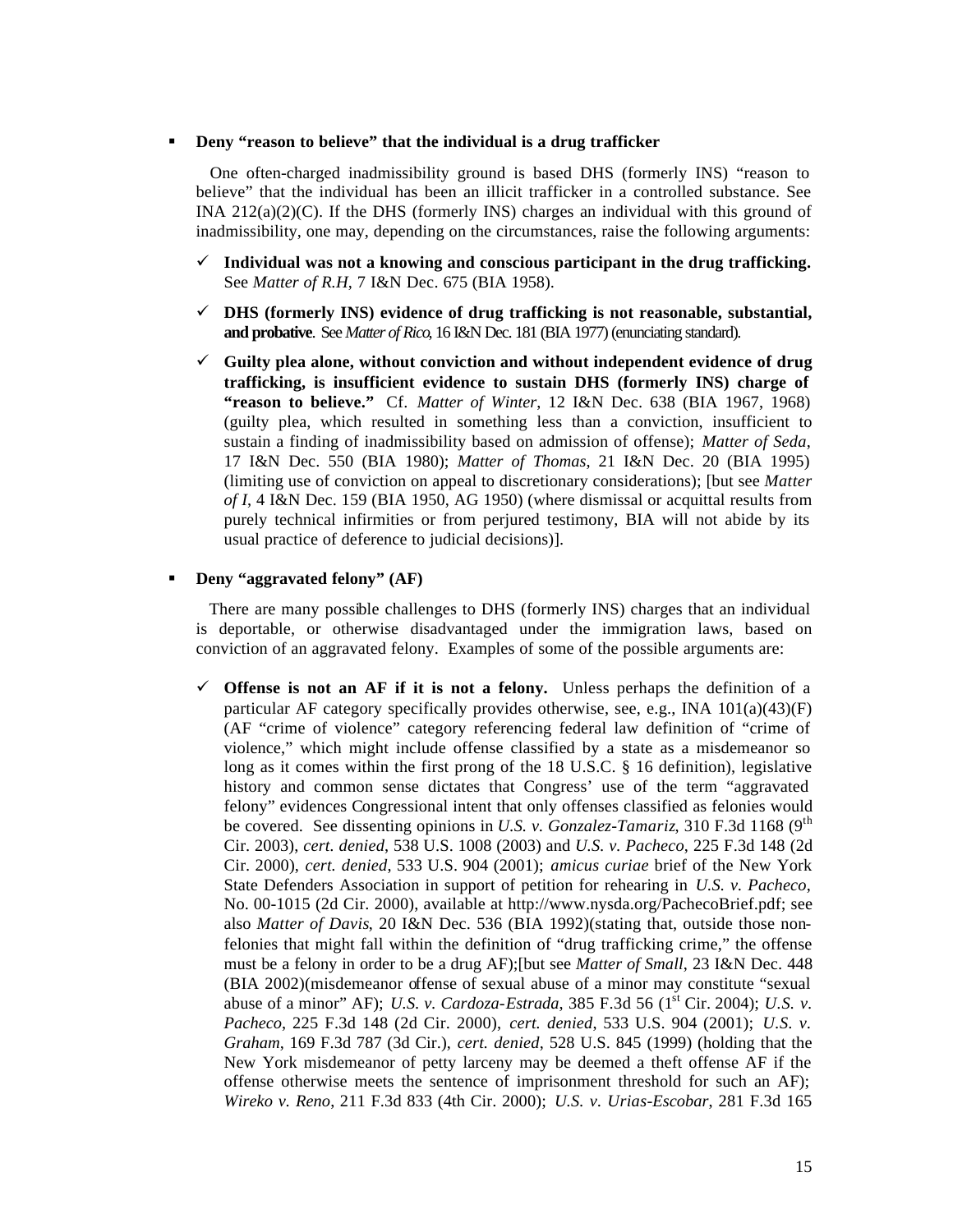- **Deny "reason to believe" that the individual is a drug trafficker**

  One often-charged inadmissibility ground is based DHS (formerly INS) "reason to believe" that the individual has been an illicit trafficker in a controlled substance. See INA 212(a)(2)(C). If the DHS (formerly INS) charges an individual with this ground of inadmissibility, one may, depending on the circumstances, raise the following arguments:

  - ✓ **Individual was not a knowing and conscious participant in the drug trafficking.** See *Matter of R.H*, 7 I&N Dec. 675 (BIA 1958).
  - ✓ **DHS (formerly INS) evidence of drug trafficking is not reasonable, substantial, and probative**. See *Matter of Rico*, 16 I&N Dec. 181 (BIA 1977) (enunciating standard).
  - ✓ **Guilty plea alone, without conviction and without independent evidence of drug trafficking, is insufficient evidence to sustain DHS (formerly INS) charge of "reason to believe."** Cf. *Matter of Winter*, 12 I&N Dec. 638 (BIA 1967, 1968) (guilty plea, which resulted in something less than a conviction, insufficient to sustain a finding of inadmissibility based on admission of offense); *Matter of Seda*, 17 I&N Dec. 550 (BIA 1980); *Matter of Thomas*, 21 I&N Dec. 20 (BIA 1995) (limiting use of conviction on appeal to discretionary considerations); [but see *Matter of I*, 4 I&N Dec. 159 (BIA 1950, AG 1950) (where dismissal or acquittal results from purely technical infirmities or from perjured testimony, BIA will not abide by its usual practice of deference to judicial decisions)].

- **Deny "aggravated felony" (AF)**

  There are many possible challenges to DHS (formerly INS) charges that an individual is deportable, or otherwise disadvantaged under the immigration laws, based on conviction of an aggravated felony. Examples of some of the possible arguments are:

  - ✓ **Offense is not an AF if it is not a felony.** Unless perhaps the definition of a particular AF category specifically provides otherwise, see, e.g., INA 101(a)(43)(F) (AF "crime of violence" category referencing federal law definition of "crime of violence," which might include offense classified by a state as a misdemeanor so long as it comes within the first prong of the 18 U.S.C. § 16 definition), legislative history and common sense dictates that Congress' use of the term "aggravated felony" evidences Congressional intent that only offenses classified as felonies would be covered. See dissenting opinions in *U.S. v. Gonzalez-Tamariz*, 310 F.3d 1168 (9th Cir. 2003), *cert. denied*, 538 U.S. 1008 (2003) and *U.S. v. Pacheco*, 225 F.3d 148 (2d Cir. 2000), *cert. denied*, 533 U.S. 904 (2001); *amicus curiae* brief of the New York State Defenders Association in support of petition for rehearing in *U.S. v. Pacheco*, No. 00-1015 (2d Cir. 2000), available at http://www.nysda.org/PachecoBrief.pdf; see also *Matter of Davis*, 20 I&N Dec. 536 (BIA 1992)(stating that, outside those non-felonies that might fall within the definition of "drug trafficking crime," the offense must be a felony in order to be a drug AF);[but see *Matter of Small*, 23 I&N Dec. 448 (BIA 2002)(misdemeanor offense of sexual abuse of a minor may constitute "sexual abuse of a minor" AF); *U.S. v. Cardoza-Estrada*, 385 F.3d 56 (1st Cir. 2004); *U.S. v. Pacheco*, 225 F.3d 148 (2d Cir. 2000), *cert. denied*, 533 U.S. 904 (2001); *U.S. v. Graham*, 169 F.3d 787 (3d Cir.), *cert. denied*, 528 U.S. 845 (1999) (holding that the New York misdemeanor of petty larceny may be deemed a theft offense AF if the offense otherwise meets the sentence of imprisonment threshold for such an AF); *Wireko v. Reno*, 211 F.3d 833 (4th Cir. 2000); *U.S. v. Urias-Escobar*, 281 F.3d 165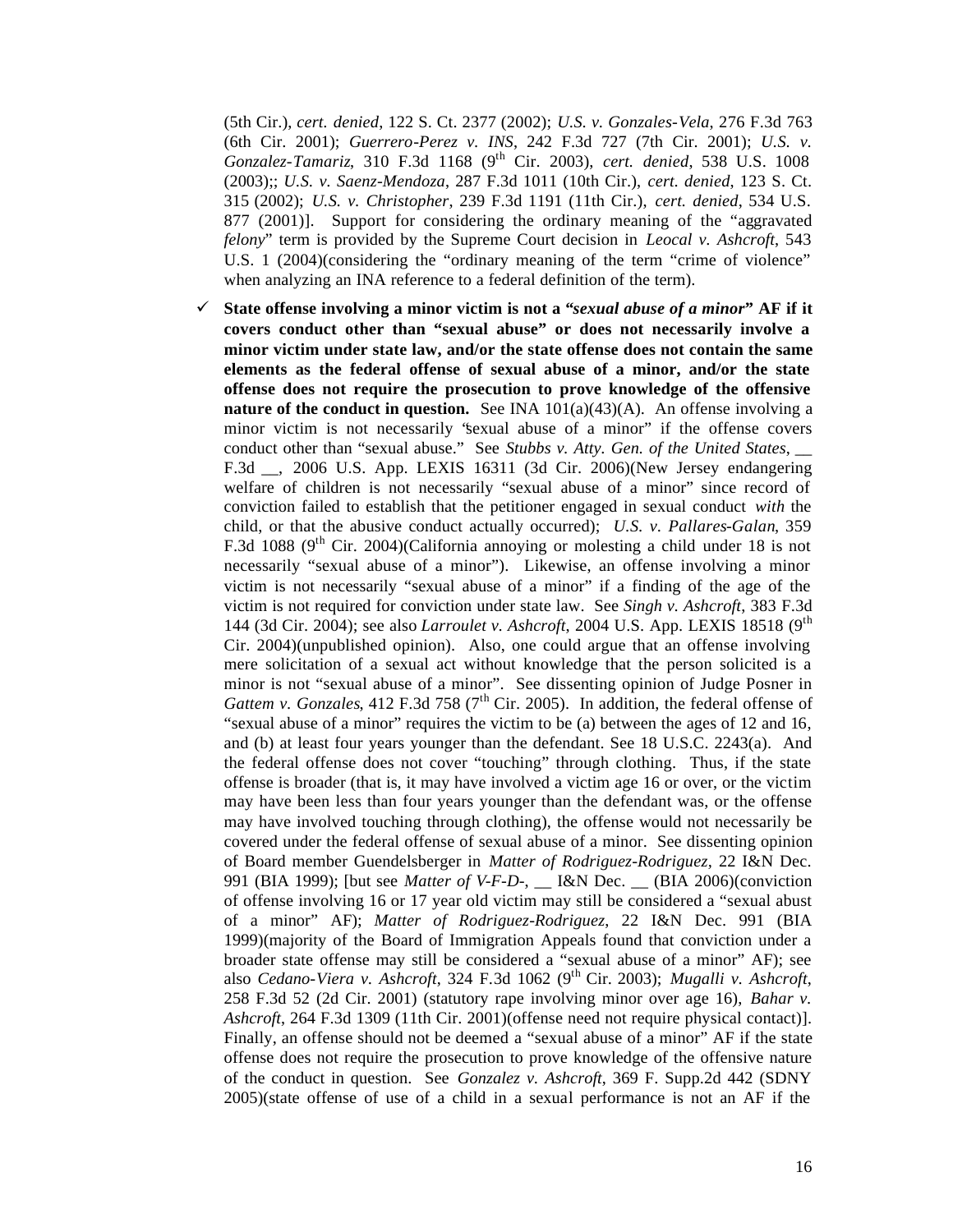(5th Cir.), *cert. denied*, 122 S. Ct. 2377 (2002); *U.S. v. Gonzales-Vela*, 276 F.3d 763 (6th Cir. 2001); *Guerrero-Perez v. INS*, 242 F.3d 727 (7th Cir. 2001); *U.S. v. Gonzalez-Tamariz*, 310 F.3d 1168 (9th Cir. 2003), *cert. denied*, 538 U.S. 1008 (2003);; *U.S. v. Saenz-Mendoza*, 287 F.3d 1011 (10th Cir.), *cert. denied*, 123 S. Ct. 315 (2002); *U.S. v. Christopher*, 239 F.3d 1191 (11th Cir.), *cert. denied*, 534 U.S. 877 (2001)]. Support for considering the ordinary meaning of the "aggravated *felony*" term is provided by the Supreme Court decision in *Leocal v. Ashcroft*, 543 U.S. 1 (2004)(considering the "ordinary meaning of the term "crime of violence" when analyzing an INA reference to a federal definition of the term).

- ✓ **State offense involving a minor victim is not a "*sexual abuse of a minor*" AF if it covers conduct other than "sexual abuse" or does not necessarily involve a minor victim under state law, and/or the state offense does not contain the same elements as the federal offense of sexual abuse of a minor, and/or the state offense does not require the prosecution to prove knowledge of the offensive nature of the conduct in question.** See INA 101(a)(43)(A). An offense involving a minor victim is not necessarily "sexual abuse of a minor" if the offense covers conduct other than "sexual abuse." See *Stubbs v. Atty. Gen. of the United States*, __ F.3d __, 2006 U.S. App. LEXIS 16311 (3d Cir. 2006)(New Jersey endangering welfare of children is not necessarily "sexual abuse of a minor" since record of conviction failed to establish that the petitioner engaged in sexual conduct *with* the child, or that the abusive conduct actually occurred); *U.S. v. Pallares-Galan*, 359 F.3d 1088 (9th Cir. 2004)(California annoying or molesting a child under 18 is not necessarily "sexual abuse of a minor"). Likewise, an offense involving a minor victim is not necessarily "sexual abuse of a minor" if a finding of the age of the victim is not required for conviction under state law. See *Singh v. Ashcroft*, 383 F.3d 144 (3d Cir. 2004); see also *Larroulet v. Ashcroft*, 2004 U.S. App. LEXIS 18518 (9th Cir. 2004)(unpublished opinion). Also, one could argue that an offense involving mere solicitation of a sexual act without knowledge that the person solicited is a minor is not "sexual abuse of a minor". See dissenting opinion of Judge Posner in *Gattem v. Gonzales*, 412 F.3d 758 (7th Cir. 2005). In addition, the federal offense of "sexual abuse of a minor" requires the victim to be (a) between the ages of 12 and 16, and (b) at least four years younger than the defendant. See 18 U.S.C. 2243(a). And the federal offense does not cover "touching" through clothing. Thus, if the state offense is broader (that is, it may have involved a victim age 16 or over, or the victim may have been less than four years younger than the defendant was, or the offense may have involved touching through clothing), the offense would not necessarily be covered under the federal offense of sexual abuse of a minor. See dissenting opinion of Board member Guendelsberger in *Matter of Rodriguez-Rodriguez*, 22 I&N Dec. 991 (BIA 1999); [but see *Matter of V-F-D-*, __ I&N Dec. __ (BIA 2006)(conviction of offense involving 16 or 17 year old victim may still be considered a "sexual abust of a minor" AF); *Matter of Rodriguez-Rodriguez*, 22 I&N Dec. 991 (BIA 1999)(majority of the Board of Immigration Appeals found that conviction under a broader state offense may still be considered a "sexual abuse of a minor" AF); see also *Cedano-Viera v. Ashcroft*, 324 F.3d 1062 (9th Cir. 2003); *Mugalli v. Ashcroft*, 258 F.3d 52 (2d Cir. 2001) (statutory rape involving minor over age 16), *Bahar v. Ashcroft*, 264 F.3d 1309 (11th Cir. 2001)(offense need not require physical contact)]. Finally, an offense should not be deemed a "sexual abuse of a minor" AF if the state offense does not require the prosecution to prove knowledge of the offensive nature of the conduct in question. See *Gonzalez v. Ashcroft*, 369 F. Supp.2d 442 (SDNY 2005)(state offense of use of a child in a sexual performance is not an AF if the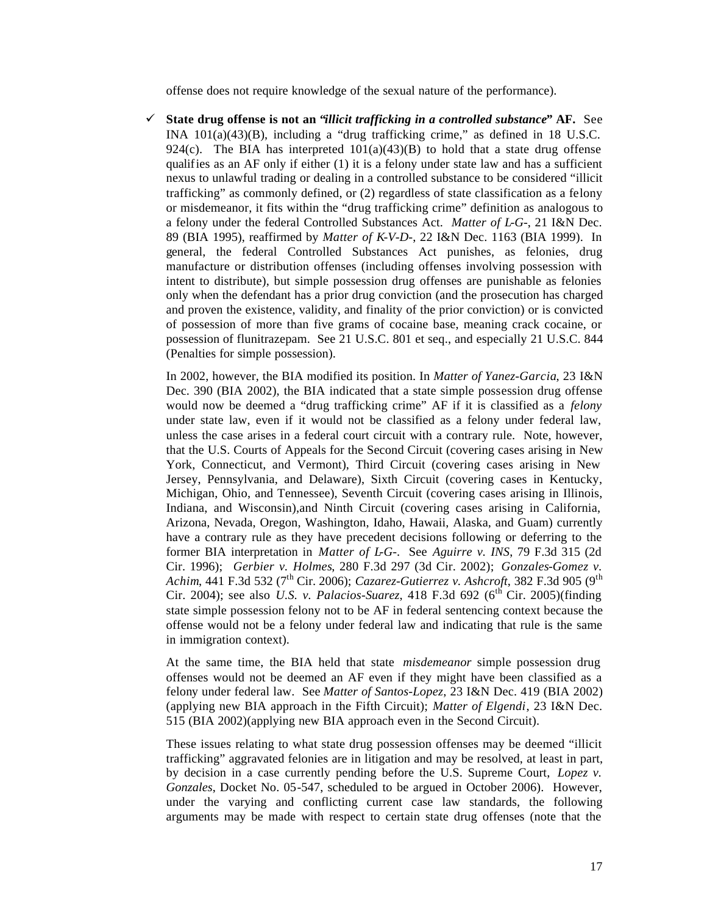offense does not require knowledge of the sexual nature of the performance).

- ✓ **State drug offense is not an "*illicit trafficking in a controlled substance*" AF.** See INA 101(a)(43)(B), including a "drug trafficking crime," as defined in 18 U.S.C. 924(c). The BIA has interpreted 101(a)(43)(B) to hold that a state drug offense qualifies as an AF only if either (1) it is a felony under state law and has a sufficient nexus to unlawful trading or dealing in a controlled substance to be considered "illicit trafficking" as commonly defined, or (2) regardless of state classification as a felony or misdemeanor, it fits within the "drug trafficking crime" definition as analogous to a felony under the federal Controlled Substances Act. *Matter of L-G-*, 21 I&N Dec. 89 (BIA 1995), reaffirmed by *Matter of K-V-D-*, 22 I&N Dec. 1163 (BIA 1999). In general, the federal Controlled Substances Act punishes, as felonies, drug manufacture or distribution offenses (including offenses involving possession with intent to distribute), but simple possession drug offenses are punishable as felonies only when the defendant has a prior drug conviction (and the prosecution has charged and proven the existence, validity, and finality of the prior conviction) or is convicted of possession of more than five grams of cocaine base, meaning crack cocaine, or possession of flunitrazepam. See 21 U.S.C. 801 et seq., and especially 21 U.S.C. 844 (Penalties for simple possession).

  In 2002, however, the BIA modified its position. In *Matter of Yanez-Garcia*, 23 I&N Dec. 390 (BIA 2002), the BIA indicated that a state simple possession drug offense would now be deemed a "drug trafficking crime" AF if it is classified as a *felony* under state law, even if it would not be classified as a felony under federal law, unless the case arises in a federal court circuit with a contrary rule. Note, however, that the U.S. Courts of Appeals for the Second Circuit (covering cases arising in New York, Connecticut, and Vermont), Third Circuit (covering cases arising in New Jersey, Pennsylvania, and Delaware), Sixth Circuit (covering cases in Kentucky, Michigan, Ohio, and Tennessee), Seventh Circuit (covering cases arising in Illinois, Indiana, and Wisconsin),and Ninth Circuit (covering cases arising in California, Arizona, Nevada, Oregon, Washington, Idaho, Hawaii, Alaska, and Guam) currently have a contrary rule as they have precedent decisions following or deferring to the former BIA interpretation in *Matter of L-G-*. See *Aguirre v. INS*, 79 F.3d 315 (2d Cir. 1996); *Gerbier v. Holmes*, 280 F.3d 297 (3d Cir. 2002); *Gonzales-Gomez v. Achim*, 441 F.3d 532 (7th Cir. 2006); *Cazarez-Gutierrez v. Ashcroft*, 382 F.3d 905 (9th Cir. 2004); see also *U.S. v. Palacios-Suarez*, 418 F.3d 692 (6th Cir. 2005)(finding state simple possession felony not to be AF in federal sentencing context because the offense would not be a felony under federal law and indicating that rule is the same in immigration context).

  At the same time, the BIA held that state *misdemeanor* simple possession drug offenses would not be deemed an AF even if they might have been classified as a felony under federal law. See *Matter of Santos-Lopez*, 23 I&N Dec. 419 (BIA 2002) (applying new BIA approach in the Fifth Circuit); *Matter of Elgendi*, 23 I&N Dec. 515 (BIA 2002)(applying new BIA approach even in the Second Circuit).

  These issues relating to what state drug possession offenses may be deemed "illicit trafficking" aggravated felonies are in litigation and may be resolved, at least in part, by decision in a case currently pending before the U.S. Supreme Court, *Lopez v. Gonzales*, Docket No. 05-547, scheduled to be argued in October 2006). However, under the varying and conflicting current case law standards, the following arguments may be made with respect to certain state drug offenses (note that the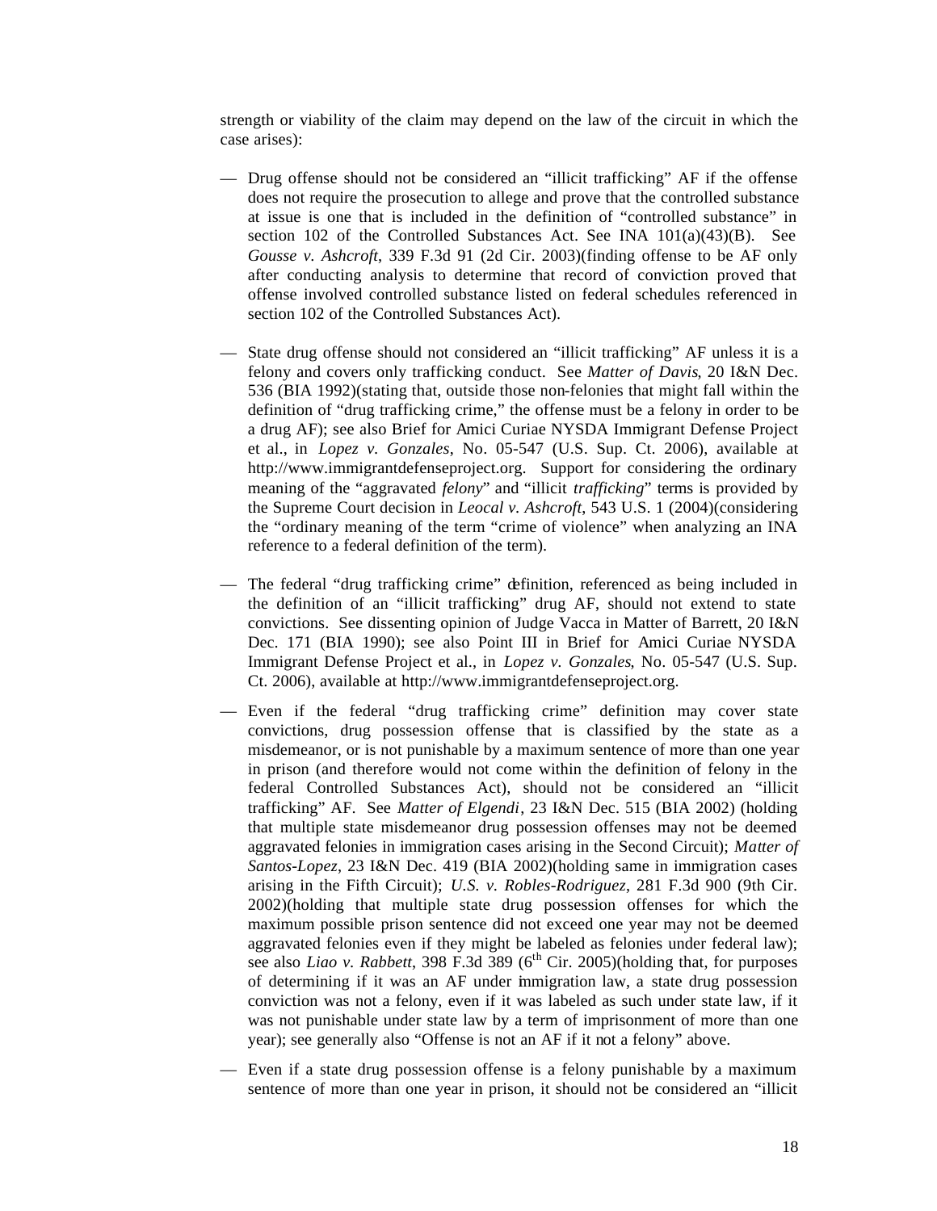strength or viability of the claim may depend on the law of the circuit in which the case arises):

— Drug offense should not be considered an "illicit trafficking" AF if the offense does not require the prosecution to allege and prove that the controlled substance at issue is one that is included in the definition of "controlled substance" in section 102 of the Controlled Substances Act. See INA 101(a)(43)(B). See *Gousse v. Ashcroft*, 339 F.3d 91 (2d Cir. 2003)(finding offense to be AF only after conducting analysis to determine that record of conviction proved that offense involved controlled substance listed on federal schedules referenced in section 102 of the Controlled Substances Act).

— State drug offense should not considered an "illicit trafficking" AF unless it is a felony and covers only trafficking conduct. See *Matter of Davis*, 20 I&N Dec. 536 (BIA 1992)(stating that, outside those non-felonies that might fall within the definition of "drug trafficking crime," the offense must be a felony in order to be a drug AF); see also Brief for Amici Curiae NYSDA Immigrant Defense Project et al., in *Lopez v. Gonzales*, No. 05-547 (U.S. Sup. Ct. 2006), available at http://www.immigrantdefenseproject.org. Support for considering the ordinary meaning of the "aggravated *felony*" and "illicit *trafficking*" terms is provided by the Supreme Court decision in *Leocal v. Ashcroft*, 543 U.S. 1 (2004)(considering the "ordinary meaning of the term "crime of violence" when analyzing an INA reference to a federal definition of the term).

— The federal "drug trafficking crime" definition, referenced as being included in the definition of an "illicit trafficking" drug AF, should not extend to state convictions. See dissenting opinion of Judge Vacca in Matter of Barrett, 20 I&N Dec. 171 (BIA 1990); see also Point III in Brief for Amici Curiae NYSDA Immigrant Defense Project et al., in *Lopez v. Gonzales*, No. 05-547 (U.S. Sup. Ct. 2006), available at http://www.immigrantdefenseproject.org.

— Even if the federal "drug trafficking crime" definition may cover state convictions, drug possession offense that is classified by the state as a misdemeanor, or is not punishable by a maximum sentence of more than one year in prison (and therefore would not come within the definition of felony in the federal Controlled Substances Act), should not be considered an "illicit trafficking" AF. See *Matter of Elgendi*, 23 I&N Dec. 515 (BIA 2002) (holding that multiple state misdemeanor drug possession offenses may not be deemed aggravated felonies in immigration cases arising in the Second Circuit); *Matter of Santos-Lopez*, 23 I&N Dec. 419 (BIA 2002)(holding same in immigration cases arising in the Fifth Circuit); *U.S. v. Robles-Rodriguez*, 281 F.3d 900 (9th Cir. 2002)(holding that multiple state drug possession offenses for which the maximum possible prison sentence did not exceed one year may not be deemed aggravated felonies even if they might be labeled as felonies under federal law); see also *Liao v. Rabbett*, 398 F.3d 389 (6th Cir. 2005)(holding that, for purposes of determining if it was an AF under immigration law, a state drug possession conviction was not a felony, even if it was labeled as such under state law, if it was not punishable under state law by a term of imprisonment of more than one year); see generally also "Offense is not an AF if it not a felony" above.

— Even if a state drug possession offense is a felony punishable by a maximum sentence of more than one year in prison, it should not be considered an "illicit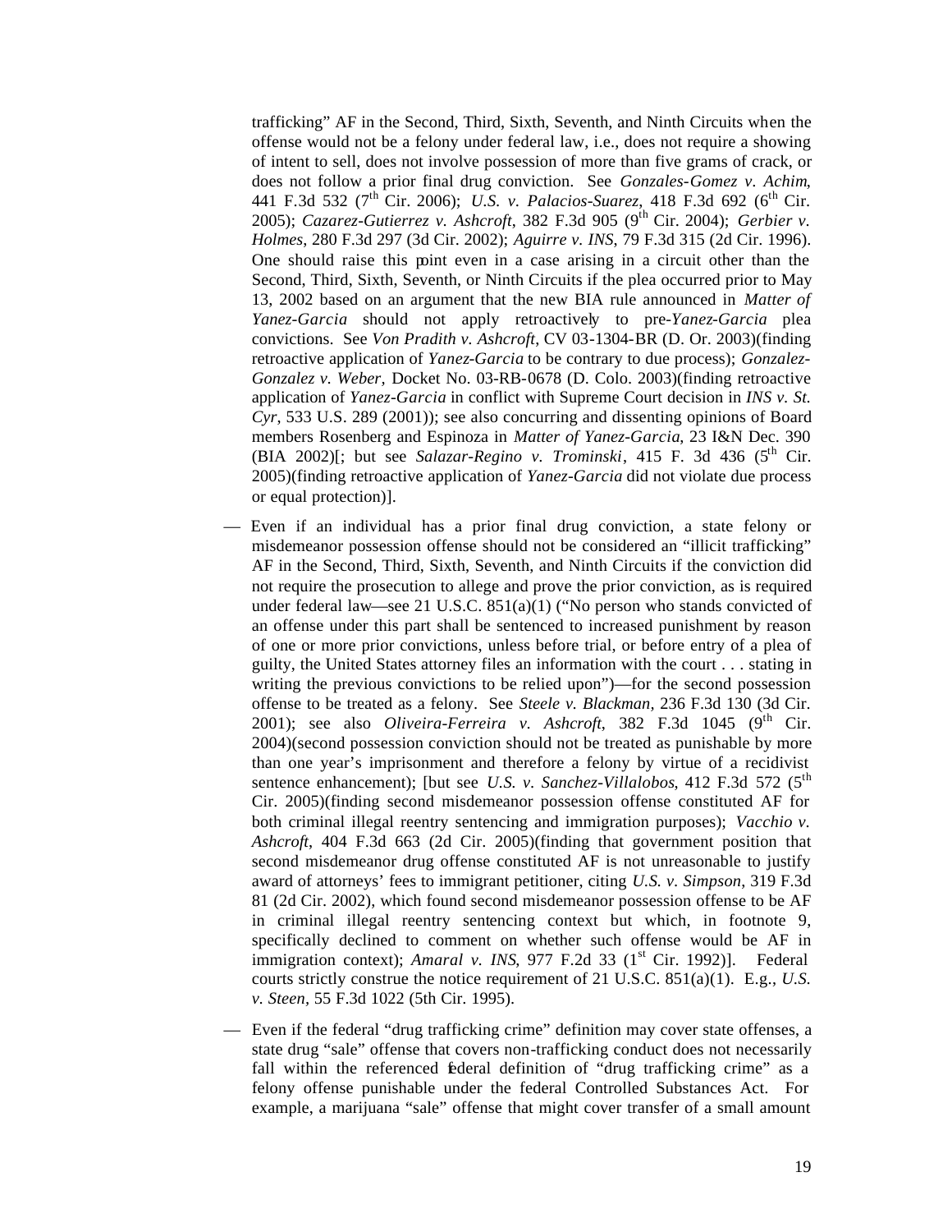trafficking" AF in the Second, Third, Sixth, Seventh, and Ninth Circuits when the offense would not be a felony under federal law, i.e., does not require a showing of intent to sell, does not involve possession of more than five grams of crack, or does not follow a prior final drug conviction. See *Gonzales-Gomez v. Achim*, 441 F.3d 532 (7th Cir. 2006); *U.S. v. Palacios-Suarez*, 418 F.3d 692 (6th Cir. 2005); *Cazarez-Gutierrez v. Ashcroft*, 382 F.3d 905 (9th Cir. 2004); *Gerbier v. Holmes*, 280 F.3d 297 (3d Cir. 2002); *Aguirre v. INS*, 79 F.3d 315 (2d Cir. 1996). One should raise this point even in a case arising in a circuit other than the Second, Third, Sixth, Seventh, or Ninth Circuits if the plea occurred prior to May 13, 2002 based on an argument that the new BIA rule announced in *Matter of Yanez-Garcia* should not apply retroactively to pre-*Yanez-Garcia* plea convictions. See *Von Pradith v. Ashcroft*, CV 03-1304-BR (D. Or. 2003)(finding retroactive application of *Yanez-Garcia* to be contrary to due process); *Gonzalez-Gonzalez v. Weber,* Docket No. 03-RB-0678 (D. Colo. 2003)(finding retroactive application of *Yanez-Garcia* in conflict with Supreme Court decision in *INS v. St. Cyr*, 533 U.S. 289 (2001)); see also concurring and dissenting opinions of Board members Rosenberg and Espinoza in *Matter of Yanez-Garcia*, 23 I&N Dec. 390 (BIA 2002)[; but see *Salazar-Regino v. Trominski*, 415 F. 3d 436 (5th Cir. 2005)(finding retroactive application of *Yanez-Garcia* did not violate due process or equal protection)].

— Even if an individual has a prior final drug conviction, a state felony or misdemeanor possession offense should not be considered an "illicit trafficking" AF in the Second, Third, Sixth, Seventh, and Ninth Circuits if the conviction did not require the prosecution to allege and prove the prior conviction, as is required under federal law—see 21 U.S.C. 851(a)(1) ("No person who stands convicted of an offense under this part shall be sentenced to increased punishment by reason of one or more prior convictions, unless before trial, or before entry of a plea of guilty, the United States attorney files an information with the court . . . stating in writing the previous convictions to be relied upon")—for the second possession offense to be treated as a felony. See *Steele v. Blackman*, 236 F.3d 130 (3d Cir. 2001); see also *Oliveira-Ferreira v. Ashcroft*, 382 F.3d 1045 (9th Cir. 2004)(second possession conviction should not be treated as punishable by more than one year's imprisonment and therefore a felony by virtue of a recidivist sentence enhancement); [but see *U.S. v. Sanchez-Villalobos*, 412 F.3d 572 (5th Cir. 2005)(finding second misdemeanor possession offense constituted AF for both criminal illegal reentry sentencing and immigration purposes); *Vacchio v. Ashcroft*, 404 F.3d 663 (2d Cir. 2005)(finding that government position that second misdemeanor drug offense constituted AF is not unreasonable to justify award of attorneys' fees to immigrant petitioner, citing *U.S. v. Simpson*, 319 F.3d 81 (2d Cir. 2002), which found second misdemeanor possession offense to be AF in criminal illegal reentry sentencing context but which, in footnote 9, specifically declined to comment on whether such offense would be AF in immigration context); *Amaral v. INS*, 977 F.2d 33 (1st Cir. 1992)]. Federal courts strictly construe the notice requirement of 21 U.S.C. 851(a)(1). E.g., *U.S. v. Steen*, 55 F.3d 1022 (5th Cir. 1995).

— Even if the federal "drug trafficking crime" definition may cover state offenses, a state drug "sale" offense that covers non-trafficking conduct does not necessarily fall within the referenced federal definition of "drug trafficking crime" as a felony offense punishable under the federal Controlled Substances Act. For example, a marijuana "sale" offense that might cover transfer of a small amount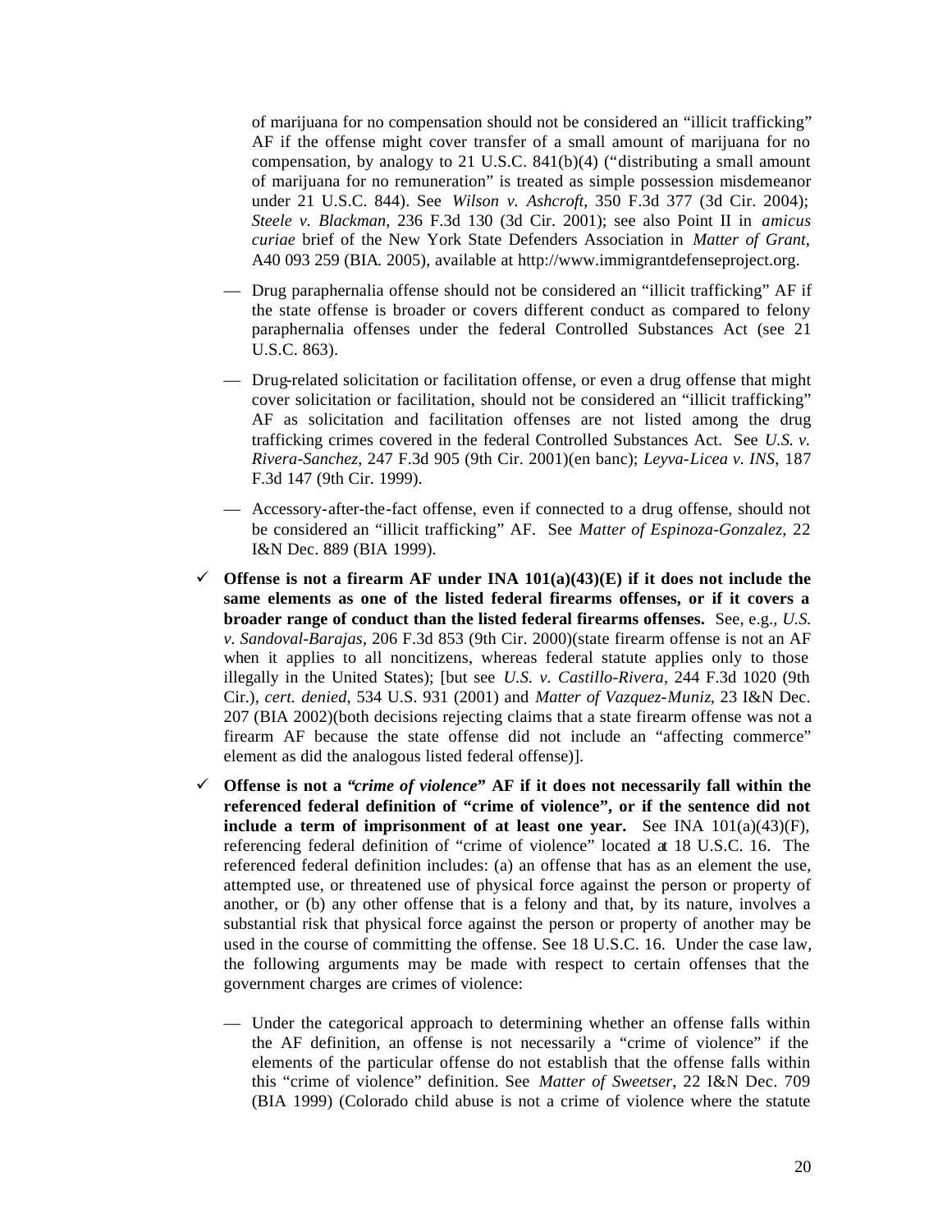of marijuana for no compensation should not be considered an "illicit trafficking" AF if the offense might cover transfer of a small amount of marijuana for no compensation, by analogy to 21 U.S.C. 841(b)(4) ("distributing a small amount of marijuana for no remuneration" is treated as simple possession misdemeanor under 21 U.S.C. 844). See *Wilson v. Ashcroft*, 350 F.3d 377 (3d Cir. 2004); *Steele v. Blackman*, 236 F.3d 130 (3d Cir. 2001); see also Point II in *amicus curiae* brief of the New York State Defenders Association in *Matter of Grant*, A40 093 259 (BIA. 2005), available at http://www.immigrantdefenseproject.org.

— Drug paraphernalia offense should not be considered an "illicit trafficking" AF if the state offense is broader or covers different conduct as compared to felony paraphernalia offenses under the federal Controlled Substances Act (see 21 U.S.C. 863).

— Drug-related solicitation or facilitation offense, or even a drug offense that might cover solicitation or facilitation, should not be considered an "illicit trafficking" AF as solicitation and facilitation offenses are not listed among the drug trafficking crimes covered in the federal Controlled Substances Act. See *U.S. v. Rivera-Sanchez*, 247 F.3d 905 (9th Cir. 2001)(en banc); *Leyva-Licea v. INS*, 187 F.3d 147 (9th Cir. 1999).

— Accessory-after-the-fact offense, even if connected to a drug offense, should not be considered an "illicit trafficking" AF. See *Matter of Espinoza-Gonzalez*, 22 I&N Dec. 889 (BIA 1999).

- ✓ **Offense is not a firearm AF under INA 101(a)(43)(E) if it does not include the same elements as one of the listed federal firearms offenses, or if it covers a broader range of conduct than the listed federal firearms offenses.** See, e.g., *U.S. v. Sandoval-Barajas*, 206 F.3d 853 (9th Cir. 2000)(state firearm offense is not an AF when it applies to all noncitizens, whereas federal statute applies only to those illegally in the United States); [but see *U.S. v. Castillo-Rivera*, 244 F.3d 1020 (9th Cir.), *cert. denied*, 534 U.S. 931 (2001) and *Matter of Vazquez-Muniz*, 23 I&N Dec. 207 (BIA 2002)(both decisions rejecting claims that a state firearm offense was not a firearm AF because the state offense did not include an "affecting commerce" element as did the analogous listed federal offense)].

- ✓ **Offense is not a "*crime of violence*" AF if it does not necessarily fall within the referenced federal definition of "crime of violence", or if the sentence did not include a term of imprisonment of at least one year.** See INA 101(a)(43)(F), referencing federal definition of "crime of violence" located at 18 U.S.C. 16. The referenced federal definition includes: (a) an offense that has as an element the use, attempted use, or threatened use of physical force against the person or property of another, or (b) any other offense that is a felony and that, by its nature, involves a substantial risk that physical force against the person or property of another may be used in the course of committing the offense. See 18 U.S.C. 16. Under the case law, the following arguments may be made with respect to certain offenses that the government charges are crimes of violence:

  — Under the categorical approach to determining whether an offense falls within the AF definition, an offense is not necessarily a "crime of violence" if the elements of the particular offense do not establish that the offense falls within this "crime of violence" definition. See *Matter of Sweetser*, 22 I&N Dec. 709 (BIA 1999) (Colorado child abuse is not a crime of violence where the statute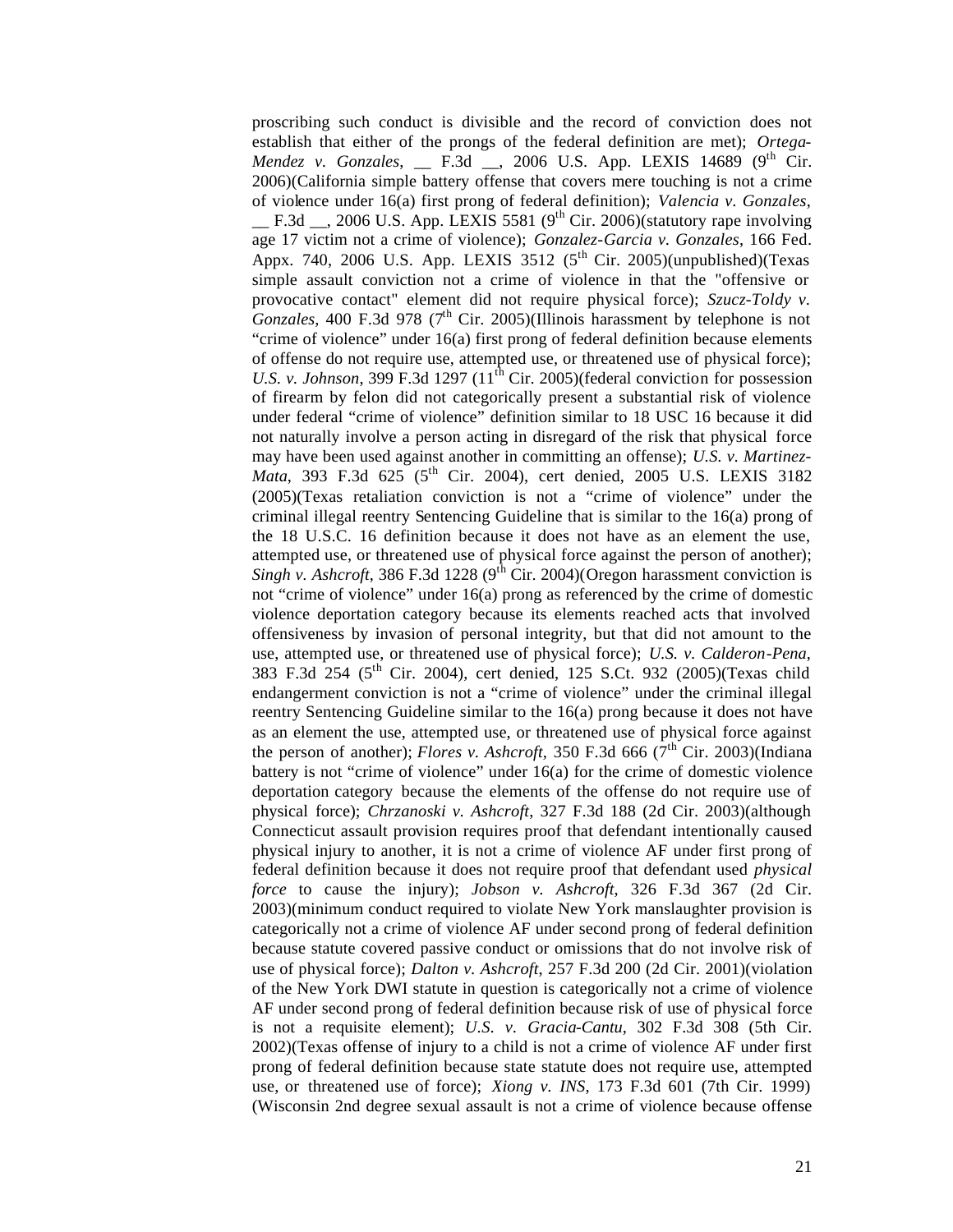proscribing such conduct is divisible and the record of conviction does not establish that either of the prongs of the federal definition are met); *Ortega-Mendez v. Gonzales*, __ F.3d __, 2006 U.S. App. LEXIS 14689 (9th Cir. 2006)(California simple battery offense that covers mere touching is not a crime of violence under 16(a) first prong of federal definition); *Valencia v. Gonzales*, __ F.3d __, 2006 U.S. App. LEXIS 5581 (9th Cir. 2006)(statutory rape involving age 17 victim not a crime of violence); *Gonzalez-Garcia v. Gonzales*, 166 Fed. Appx. 740, 2006 U.S. App. LEXIS 3512 (5th Cir. 2005)(unpublished)(Texas simple assault conviction not a crime of violence in that the "offensive or provocative contact" element did not require physical force); *Szucz-Toldy v. Gonzales*, 400 F.3d 978 (7th Cir. 2005)(Illinois harassment by telephone is not "crime of violence" under 16(a) first prong of federal definition because elements of offense do not require use, attempted use, or threatened use of physical force); *U.S. v. Johnson*, 399 F.3d 1297 (11th Cir. 2005)(federal conviction for possession of firearm by felon did not categorically present a substantial risk of violence under federal "crime of violence" definition similar to 18 USC 16 because it did not naturally involve a person acting in disregard of the risk that physical force may have been used against another in committing an offense); *U.S. v. Martinez-Mata*, 393 F.3d 625 (5th Cir. 2004), cert denied, 2005 U.S. LEXIS 3182 (2005)(Texas retaliation conviction is not a "crime of violence" under the criminal illegal reentry Sentencing Guideline that is similar to the 16(a) prong of the 18 U.S.C. 16 definition because it does not have as an element the use, attempted use, or threatened use of physical force against the person of another); *Singh v. Ashcroft*, 386 F.3d 1228 (9th Cir. 2004)(Oregon harassment conviction is not "crime of violence" under 16(a) prong as referenced by the crime of domestic violence deportation category because its elements reached acts that involved offensiveness by invasion of personal integrity, but that did not amount to the use, attempted use, or threatened use of physical force); *U.S. v. Calderon-Pena*, 383 F.3d 254 (5th Cir. 2004), cert denied, 125 S.Ct. 932 (2005)(Texas child endangerment conviction is not a "crime of violence" under the criminal illegal reentry Sentencing Guideline similar to the 16(a) prong because it does not have as an element the use, attempted use, or threatened use of physical force against the person of another); *Flores v. Ashcroft*, 350 F.3d 666 (7th Cir. 2003)(Indiana battery is not "crime of violence" under 16(a) for the crime of domestic violence deportation category because the elements of the offense do not require use of physical force); *Chrzanoski v. Ashcroft*, 327 F.3d 188 (2d Cir. 2003)(although Connecticut assault provision requires proof that defendant intentionally caused physical injury to another, it is not a crime of violence AF under first prong of federal definition because it does not require proof that defendant used *physical force* to cause the injury); *Jobson v. Ashcroft*, 326 F.3d 367 (2d Cir. 2003)(minimum conduct required to violate New York manslaughter provision is categorically not a crime of violence AF under second prong of federal definition because statute covered passive conduct or omissions that do not involve risk of use of physical force); *Dalton v. Ashcroft*, 257 F.3d 200 (2d Cir. 2001)(violation of the New York DWI statute in question is categorically not a crime of violence AF under second prong of federal definition because risk of use of physical force is not a requisite element); *U.S. v. Gracia-Cantu*, 302 F.3d 308 (5th Cir. 2002)(Texas offense of injury to a child is not a crime of violence AF under first prong of federal definition because state statute does not require use, attempted use, or threatened use of force); *Xiong v. INS*, 173 F.3d 601 (7th Cir. 1999) (Wisconsin 2nd degree sexual assault is not a crime of violence because offense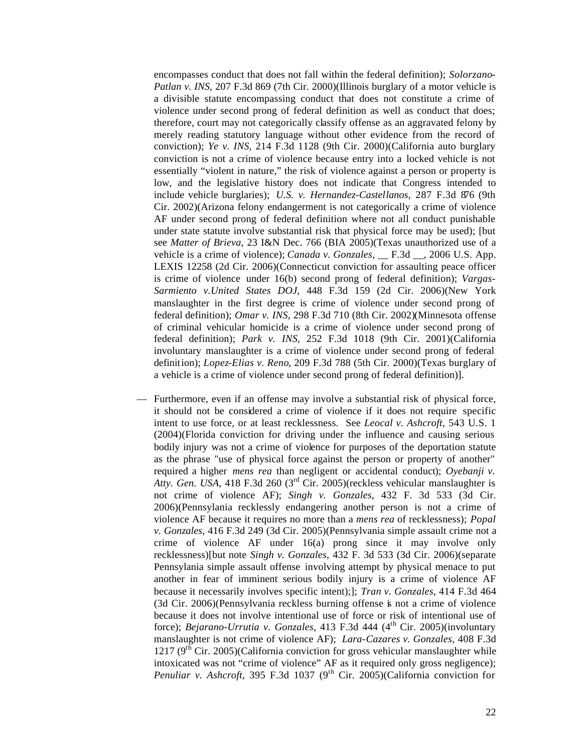encompasses conduct that does not fall within the federal definition); *Solorzano-Patlan v. INS*, 207 F.3d 869 (7th Cir. 2000)(Illinois burglary of a motor vehicle is a divisible statute encompassing conduct that does not constitute a crime of violence under second prong of federal definition as well as conduct that does; therefore, court may not categorically classify offense as an aggravated felony by merely reading statutory language without other evidence from the record of conviction); *Ye v. INS*, 214 F.3d 1128 (9th Cir. 2000)(California auto burglary conviction is not a crime of violence because entry into a locked vehicle is not essentially "violent in nature," the risk of violence against a person or property is low, and the legislative history does not indicate that Congress intended to include vehicle burglaries); *U.S. v. Hernandez-Castellanos*, 287 F.3d 876 (9th Cir. 2002)(Arizona felony endangerment is not categorically a crime of violence AF under second prong of federal definition where not all conduct punishable under state statute involve substantial risk that physical force may be used); [but see *Matter of Brieva*, 23 I&N Dec. 766 (BIA 2005)(Texas unauthorized use of a vehicle is a crime of violence); *Canada v. Gonzales*, __ F.3d __, 2006 U.S. App. LEXIS 12258 (2d Cir. 2006)(Connecticut conviction for assaulting peace officer is crime of violence under 16(b) second prong of federal definition); *Vargas-Sarmiento v.United States DOJ,* 448 F.3d 159 (2d Cir. 2006)(New York manslaughter in the first degree is crime of violence under second prong of federal definition); *Omar v. INS*, 298 F.3d 710 (8th Cir. 2002)(Minnesota offense of criminal vehicular homicide is a crime of violence under second prong of federal definition); *Park v. INS*, 252 F.3d 1018 (9th Cir. 2001)(California involuntary manslaughter is a crime of violence under second prong of federal definition); *Lopez-Elias v. Reno*, 209 F.3d 788 (5th Cir. 2000)(Texas burglary of a vehicle is a crime of violence under second prong of federal definition)].

— Furthermore, even if an offense may involve a substantial risk of physical force, it should not be considered a crime of violence if it does not require specific intent to use force, or at least recklessness. See *Leocal v. Ashcroft*, 543 U.S. 1 (2004)(Florida conviction for driving under the influence and causing serious bodily injury was not a crime of violence for purposes of the deportation statute as the phrase "use of physical force against the person or property of another" required a higher *mens rea* than negligent or accidental conduct); *Oyebanji v. Atty. Gen. USA*, 418 F.3d 260 (3rd Cir. 2005)(reckless vehicular manslaughter is not crime of violence AF); *Singh v. Gonzales*, 432 F. 3d 533 (3d Cir. 2006)(Pennsylania recklessly endangering another person is not a crime of violence AF because it requires no more than a *mens rea* of recklessness); *Popal v. Gonzales*, 416 F.3d 249 (3d Cir. 2005)(Pennsylvania simple assault crime not a crime of violence AF under 16(a) prong since it may involve only recklessness)[but note *Singh v. Gonzales*, 432 F. 3d 533 (3d Cir. 2006)(separate Pennsylania simple assault offense involving attempt by physical menace to put another in fear of imminent serious bodily injury is a crime of violence AF because it necessarily involves specific intent);]; *Tran v. Gonzales*, 414 F.3d 464 (3d Cir. 2006)(Pennsylvania reckless burning offense is not a crime of violence because it does not involve intentional use of force or risk of intentional use of force); *Bejarano-Urrutia v. Gonzales*, 413 F.3d 444 (4th Cir. 2005)(involuntary manslaughter is not crime of violence AF); *Lara-Cazares v. Gonzales*, 408 F.3d 1217 (9th Cir. 2005)(California conviction for gross vehicular manslaughter while intoxicated was not "crime of violence" AF as it required only gross negligence); *Penuliar v. Ashcroft*, 395 F.3d 1037 (9th Cir. 2005)(California conviction for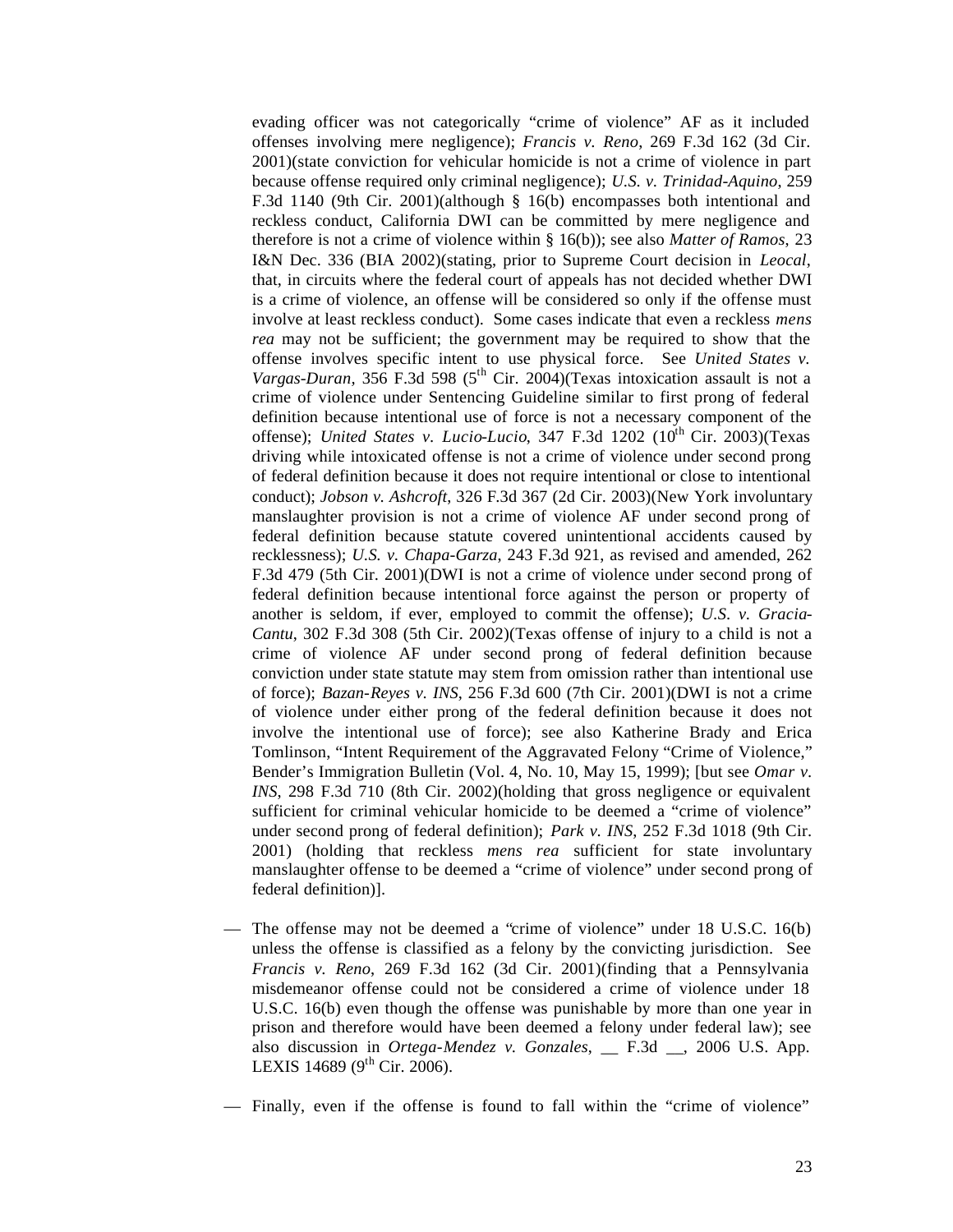evading officer was not categorically "crime of violence" AF as it included offenses involving mere negligence); *Francis v. Reno*, 269 F.3d 162 (3d Cir. 2001)(state conviction for vehicular homicide is not a crime of violence in part because offense required only criminal negligence); *U.S. v. Trinidad-Aquino*, 259 F.3d 1140 (9th Cir. 2001)(although § 16(b) encompasses both intentional and reckless conduct, California DWI can be committed by mere negligence and therefore is not a crime of violence within § 16(b)); see also *Matter of Ramos*, 23 I&N Dec. 336 (BIA 2002)(stating, prior to Supreme Court decision in *Leocal*, that, in circuits where the federal court of appeals has not decided whether DWI is a crime of violence, an offense will be considered so only if the offense must involve at least reckless conduct). Some cases indicate that even a reckless *mens rea* may not be sufficient; the government may be required to show that the offense involves specific intent to use physical force. See *United States v. Vargas-Duran*, 356 F.3d 598 (5th Cir. 2004)(Texas intoxication assault is not a crime of violence under Sentencing Guideline similar to first prong of federal definition because intentional use of force is not a necessary component of the offense); *United States v. Lucio-Lucio*, 347 F.3d 1202 (10th Cir. 2003)(Texas driving while intoxicated offense is not a crime of violence under second prong of federal definition because it does not require intentional or close to intentional conduct); *Jobson v. Ashcroft*, 326 F.3d 367 (2d Cir. 2003)(New York involuntary manslaughter provision is not a crime of violence AF under second prong of federal definition because statute covered unintentional accidents caused by recklessness); *U.S. v. Chapa-Garza*, 243 F.3d 921, as revised and amended, 262 F.3d 479 (5th Cir. 2001)(DWI is not a crime of violence under second prong of federal definition because intentional force against the person or property of another is seldom, if ever, employed to commit the offense); *U.S. v. Gracia-Cantu*, 302 F.3d 308 (5th Cir. 2002)(Texas offense of injury to a child is not a crime of violence AF under second prong of federal definition because conviction under state statute may stem from omission rather than intentional use of force); *Bazan-Reyes v. INS*, 256 F.3d 600 (7th Cir. 2001)(DWI is not a crime of violence under either prong of the federal definition because it does not involve the intentional use of force); see also Katherine Brady and Erica Tomlinson, "Intent Requirement of the Aggravated Felony "Crime of Violence," Bender's Immigration Bulletin (Vol. 4, No. 10, May 15, 1999); [but see *Omar v. INS*, 298 F.3d 710 (8th Cir. 2002)(holding that gross negligence or equivalent sufficient for criminal vehicular homicide to be deemed a "crime of violence" under second prong of federal definition); *Park v. INS*, 252 F.3d 1018 (9th Cir. 2001) (holding that reckless *mens rea* sufficient for state involuntary manslaughter offense to be deemed a "crime of violence" under second prong of federal definition)].

— The offense may not be deemed a "crime of violence" under 18 U.S.C. 16(b) unless the offense is classified as a felony by the convicting jurisdiction. See *Francis v. Reno*, 269 F.3d 162 (3d Cir. 2001)(finding that a Pennsylvania misdemeanor offense could not be considered a crime of violence under 18 U.S.C. 16(b) even though the offense was punishable by more than one year in prison and therefore would have been deemed a felony under federal law); see also discussion in *Ortega-Mendez v. Gonzales*, __ F.3d __, 2006 U.S. App. LEXIS 14689 (9th Cir. 2006).

— Finally, even if the offense is found to fall within the "crime of violence"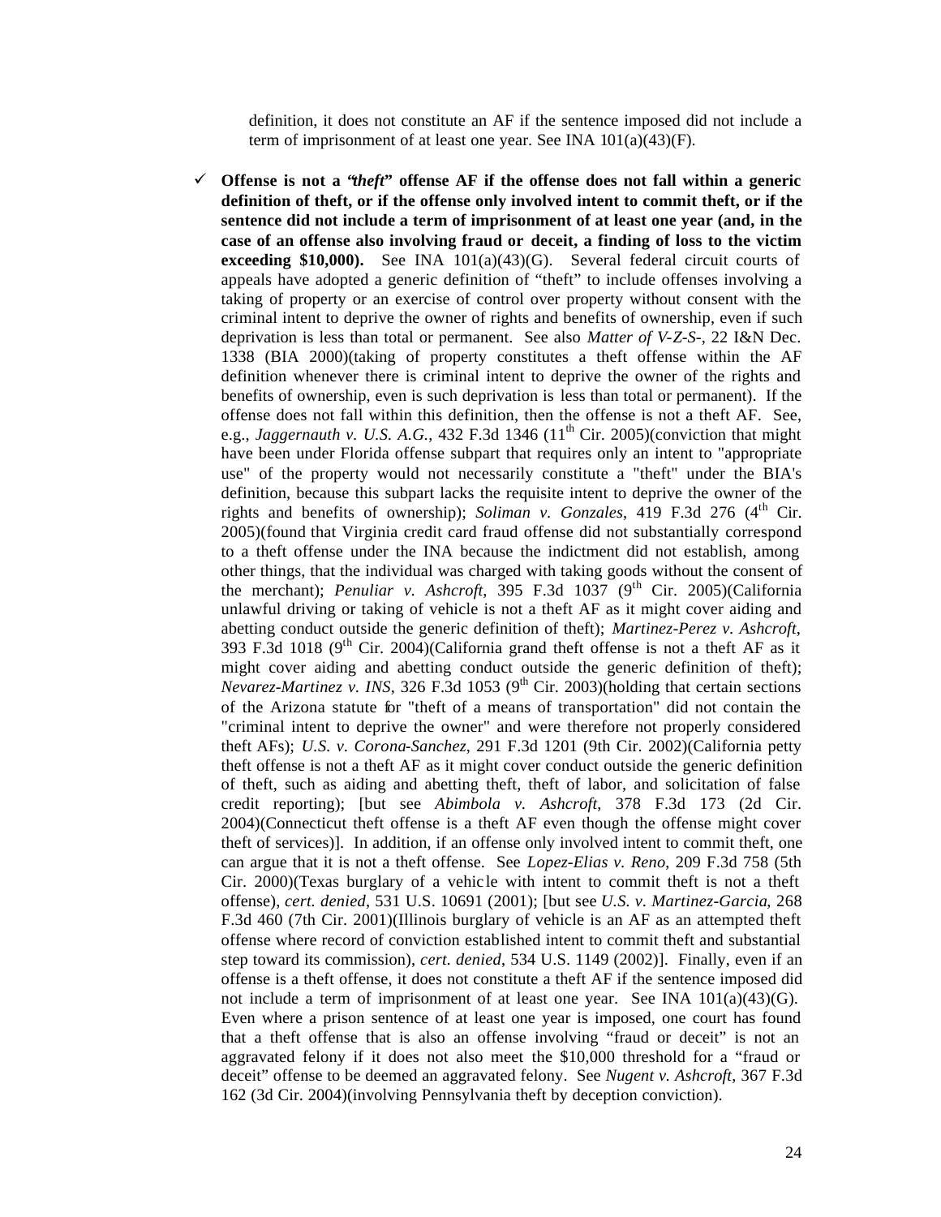definition, it does not constitute an AF if the sentence imposed did not include a term of imprisonment of at least one year. See INA 101(a)(43)(F).

- ✓ **Offense is not a "*theft*" offense AF if the offense does not fall within a generic definition of theft, or if the offense only involved intent to commit theft, or if the sentence did not include a term of imprisonment of at least one year (and, in the case of an offense also involving fraud or deceit, a finding of loss to the victim exceeding $10,000).** See INA 101(a)(43)(G). Several federal circuit courts of appeals have adopted a generic definition of "theft" to include offenses involving a taking of property or an exercise of control over property without consent with the criminal intent to deprive the owner of rights and benefits of ownership, even if such deprivation is less than total or permanent. See also *Matter of V-Z-S-*, 22 I&N Dec. 1338 (BIA 2000)(taking of property constitutes a theft offense within the AF definition whenever there is criminal intent to deprive the owner of the rights and benefits of ownership, even is such deprivation is less than total or permanent). If the offense does not fall within this definition, then the offense is not a theft AF. See, e.g., *Jaggernauth v. U.S. A.G.*, 432 F.3d 1346 (11th Cir. 2005)(conviction that might have been under Florida offense subpart that requires only an intent to "appropriate use" of the property would not necessarily constitute a "theft" under the BIA's definition, because this subpart lacks the requisite intent to deprive the owner of the rights and benefits of ownership); *Soliman v. Gonzales*, 419 F.3d 276 (4th Cir. 2005)(found that Virginia credit card fraud offense did not substantially correspond to a theft offense under the INA because the indictment did not establish, among other things, that the individual was charged with taking goods without the consent of the merchant); *Penuliar v. Ashcroft*, 395 F.3d 1037 (9th Cir. 2005)(California unlawful driving or taking of vehicle is not a theft AF as it might cover aiding and abetting conduct outside the generic definition of theft); *Martinez-Perez v. Ashcroft*, 393 F.3d 1018 (9th Cir. 2004)(California grand theft offense is not a theft AF as it might cover aiding and abetting conduct outside the generic definition of theft); *Nevarez-Martinez v. INS*, 326 F.3d 1053 (9th Cir. 2003)(holding that certain sections of the Arizona statute for "theft of a means of transportation" did not contain the "criminal intent to deprive the owner" and were therefore not properly considered theft AFs); *U.S. v. Corona-Sanchez*, 291 F.3d 1201 (9th Cir. 2002)(California petty theft offense is not a theft AF as it might cover conduct outside the generic definition of theft, such as aiding and abetting theft, theft of labor, and solicitation of false credit reporting); [but see *Abimbola v. Ashcroft*, 378 F.3d 173 (2d Cir. 2004)(Connecticut theft offense is a theft AF even though the offense might cover theft of services)]. In addition, if an offense only involved intent to commit theft, one can argue that it is not a theft offense. See *Lopez-Elias v. Reno*, 209 F.3d 758 (5th Cir. 2000)(Texas burglary of a vehicle with intent to commit theft is not a theft offense), *cert. denied*, 531 U.S. 10691 (2001); [but see *U.S. v. Martinez-Garcia*, 268 F.3d 460 (7th Cir. 2001)(Illinois burglary of vehicle is an AF as an attempted theft offense where record of conviction established intent to commit theft and substantial step toward its commission), *cert. denied*, 534 U.S. 1149 (2002)]. Finally, even if an offense is a theft offense, it does not constitute a theft AF if the sentence imposed did not include a term of imprisonment of at least one year. See INA 101(a)(43)(G). Even where a prison sentence of at least one year is imposed, one court has found that a theft offense that is also an offense involving "fraud or deceit" is not an aggravated felony if it does not also meet the $10,000 threshold for a "fraud or deceit" offense to be deemed an aggravated felony. See *Nugent v. Ashcroft*, 367 F.3d 162 (3d Cir. 2004)(involving Pennsylvania theft by deception conviction).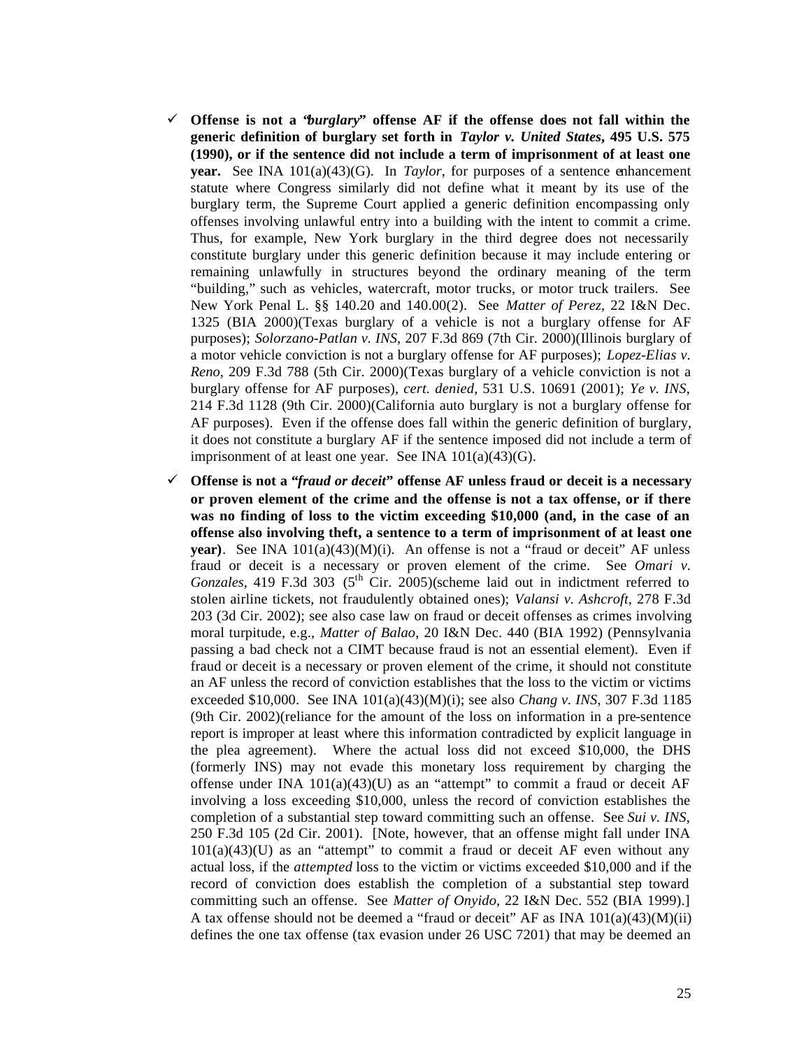- ✓ **Offense is not a "*burglary*" offense AF if the offense does not fall within the generic definition of burglary set forth in *Taylor v. United States*, 495 U.S. 575 (1990), or if the sentence did not include a term of imprisonment of at least one year.** See INA 101(a)(43)(G). In *Taylor*, for purposes of a sentence enhancement statute where Congress similarly did not define what it meant by its use of the burglary term, the Supreme Court applied a generic definition encompassing only offenses involving unlawful entry into a building with the intent to commit a crime. Thus, for example, New York burglary in the third degree does not necessarily constitute burglary under this generic definition because it may include entering or remaining unlawfully in structures beyond the ordinary meaning of the term "building," such as vehicles, watercraft, motor trucks, or motor truck trailers. See New York Penal L. §§ 140.20 and 140.00(2). See *Matter of Perez*, 22 I&N Dec. 1325 (BIA 2000)(Texas burglary of a vehicle is not a burglary offense for AF purposes); *Solorzano-Patlan v. INS*, 207 F.3d 869 (7th Cir. 2000)(Illinois burglary of a motor vehicle conviction is not a burglary offense for AF purposes); *Lopez-Elias v. Reno*, 209 F.3d 788 (5th Cir. 2000)(Texas burglary of a vehicle conviction is not a burglary offense for AF purposes), *cert. denied*, 531 U.S. 10691 (2001); *Ye v. INS*, 214 F.3d 1128 (9th Cir. 2000)(California auto burglary is not a burglary offense for AF purposes). Even if the offense does fall within the generic definition of burglary, it does not constitute a burglary AF if the sentence imposed did not include a term of imprisonment of at least one year. See INA 101(a)(43)(G).

- ✓ **Offense is not a "*fraud or deceit*" offense AF unless fraud or deceit is a necessary or proven element of the crime and the offense is not a tax offense, or if there was no finding of loss to the victim exceeding $10,000 (and, in the case of an offense also involving theft, a sentence to a term of imprisonment of at least one year)**. See INA 101(a)(43)(M)(i). An offense is not a "fraud or deceit" AF unless fraud or deceit is a necessary or proven element of the crime. See *Omari v. Gonzales*, 419 F.3d 303 (5th Cir. 2005)(scheme laid out in indictment referred to stolen airline tickets, not fraudulently obtained ones); *Valansi v. Ashcroft*, 278 F.3d 203 (3d Cir. 2002); see also case law on fraud or deceit offenses as crimes involving moral turpitude, e.g., *Matter of Balao*, 20 I&N Dec. 440 (BIA 1992) (Pennsylvania passing a bad check not a CIMT because fraud is not an essential element). Even if fraud or deceit is a necessary or proven element of the crime, it should not constitute an AF unless the record of conviction establishes that the loss to the victim or victims exceeded $10,000. See INA 101(a)(43)(M)(i); see also *Chang v. INS*, 307 F.3d 1185 (9th Cir. 2002)(reliance for the amount of the loss on information in a pre-sentence report is improper at least where this information contradicted by explicit language in the plea agreement). Where the actual loss did not exceed $10,000, the DHS (formerly INS) may not evade this monetary loss requirement by charging the offense under INA 101(a)(43)(U) as an "attempt" to commit a fraud or deceit AF involving a loss exceeding $10,000, unless the record of conviction establishes the completion of a substantial step toward committing such an offense. See *Sui v. INS*, 250 F.3d 105 (2d Cir. 2001). [Note, however, that an offense might fall under INA 101(a)(43)(U) as an "attempt" to commit a fraud or deceit AF even without any actual loss, if the *attempted* loss to the victim or victims exceeded $10,000 and if the record of conviction does establish the completion of a substantial step toward committing such an offense. See *Matter of Onyido*, 22 I&N Dec. 552 (BIA 1999).] A tax offense should not be deemed a "fraud or deceit" AF as INA 101(a)(43)(M)(ii) defines the one tax offense (tax evasion under 26 USC 7201) that may be deemed an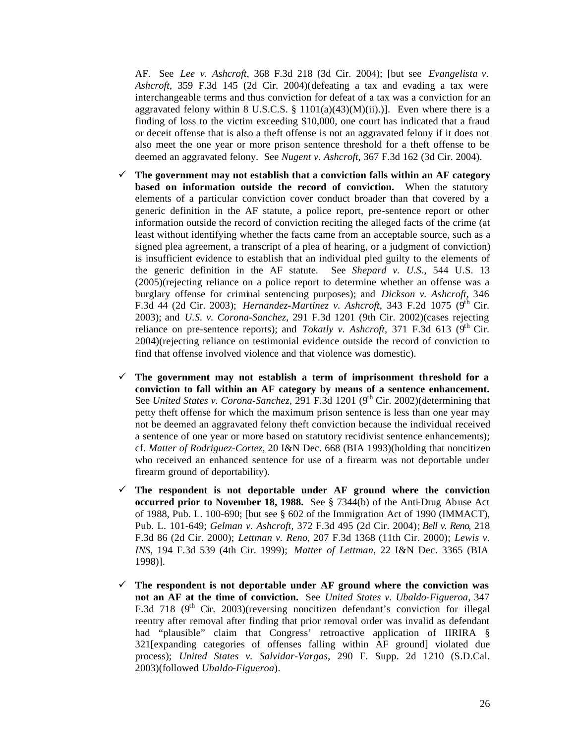AF. See *Lee v. Ashcroft*, 368 F.3d 218 (3d Cir. 2004); [but see *Evangelista v. Ashcroft*, 359 F.3d 145 (2d Cir. 2004)(defeating a tax and evading a tax were interchangeable terms and thus conviction for defeat of a tax was a conviction for an aggravated felony within 8 U.S.C.S. § 1101(a)(43)(M)(ii).)]. Even where there is a finding of loss to the victim exceeding $10,000, one court has indicated that a fraud or deceit offense that is also a theft offense is not an aggravated felony if it does not also meet the one year or more prison sentence threshold for a theft offense to be deemed an aggravated felony. See *Nugent v. Ashcroft*, 367 F.3d 162 (3d Cir. 2004).

- ✓ **The government may not establish that a conviction falls within an AF category based on information outside the record of conviction.** When the statutory elements of a particular conviction cover conduct broader than that covered by a generic definition in the AF statute, a police report, pre-sentence report or other information outside the record of conviction reciting the alleged facts of the crime (at least without identifying whether the facts came from an acceptable source, such as a signed plea agreement, a transcript of a plea of hearing, or a judgment of conviction) is insufficient evidence to establish that an individual pled guilty to the elements of the generic definition in the AF statute. See *Shepard v. U.S.*, 544 U.S. 13 (2005)(rejecting reliance on a police report to determine whether an offense was a burglary offense for criminal sentencing purposes); and *Dickson v. Ashcroft*, 346 F.3d 44 (2d Cir. 2003); *Hernandez-Martinez v. Ashcroft*, 343 F.2d 1075 (9th Cir. 2003); and *U.S. v. Corona-Sanchez*, 291 F.3d 1201 (9th Cir. 2002)(cases rejecting reliance on pre-sentence reports); and *Tokatly v. Ashcroft*, 371 F.3d 613 (9th Cir. 2004)(rejecting reliance on testimonial evidence outside the record of conviction to find that offense involved violence and that violence was domestic).

- ✓ **The government may not establish a term of imprisonment threshold for a conviction to fall within an AF category by means of a sentence enhancement.** See *United States v. Corona-Sanchez*, 291 F.3d 1201 (9th Cir. 2002)(determining that petty theft offense for which the maximum prison sentence is less than one year may not be deemed an aggravated felony theft conviction because the individual received a sentence of one year or more based on statutory recidivist sentence enhancements); cf. *Matter of Rodriguez-Cortez*, 20 I&N Dec. 668 (BIA 1993)(holding that noncitizen who received an enhanced sentence for use of a firearm was not deportable under firearm ground of deportability).

- ✓ **The respondent is not deportable under AF ground where the conviction occurred prior to November 18, 1988.** See § 7344(b) of the Anti-Drug Abuse Act of 1988, Pub. L. 100-690; [but see § 602 of the Immigration Act of 1990 (IMMACT), Pub. L. 101-649; *Gelman v. Ashcroft*, 372 F.3d 495 (2d Cir. 2004); *Bell v. Reno*, 218 F.3d 86 (2d Cir. 2000); *Lettman v. Reno*, 207 F.3d 1368 (11th Cir. 2000); *Lewis v. INS*, 194 F.3d 539 (4th Cir. 1999); *Matter of Lettman*, 22 I&N Dec. 3365 (BIA 1998)].

- ✓ **The respondent is not deportable under AF ground where the conviction was not an AF at the time of conviction.** See *United States v. Ubaldo-Figueroa*, 347 F.3d 718 (9th Cir. 2003)(reversing noncitizen defendant's conviction for illegal reentry after removal after finding that prior removal order was invalid as defendant had "plausible" claim that Congress' retroactive application of IIRIRA § 321[expanding categories of offenses falling within AF ground] violated due process); *United States v. Salvidar-Vargas*, 290 F. Supp. 2d 1210 (S.D.Cal. 2003)(followed *Ubaldo-Figueroa*).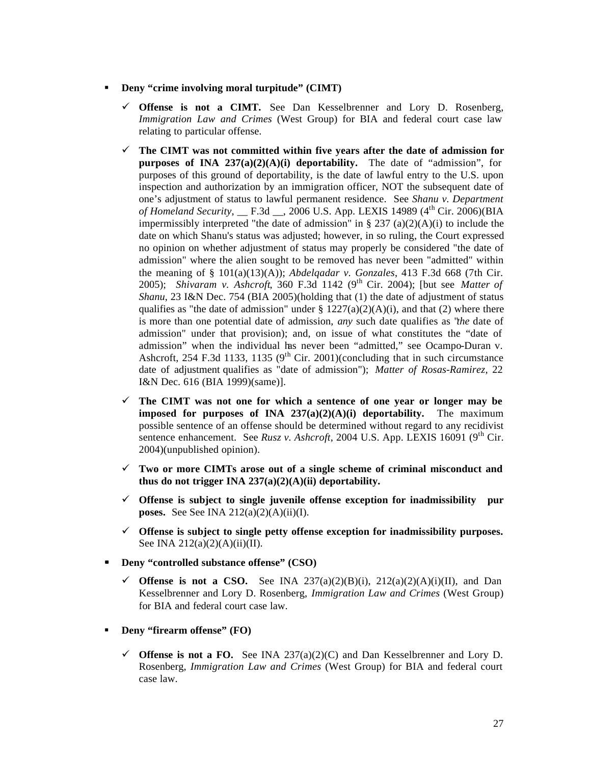- **Deny "crime involving moral turpitude" (CIMT)**

  - ✓ **Offense is not a CIMT.** See Dan Kesselbrenner and Lory D. Rosenberg, *Immigration Law and Crimes* (West Group) for BIA and federal court case law relating to particular offense.

  - ✓ **The CIMT was not committed within five years after the date of admission for purposes of INA 237(a)(2)(A)(i) deportability.** The date of "admission", for purposes of this ground of deportability, is the date of lawful entry to the U.S. upon inspection and authorization by an immigration officer, NOT the subsequent date of one's adjustment of status to lawful permanent residence. See *Shanu v. Department of Homeland Security*, __ F.3d __, 2006 U.S. App. LEXIS 14989 (4th Cir. 2006)(BIA impermissibly interpreted "the date of admission" in § 237 (a)(2)(A)(i) to include the date on which Shanu's status was adjusted; however, in so ruling, the Court expressed no opinion on whether adjustment of status may properly be considered "the date of admission" where the alien sought to be removed has never been "admitted" within the meaning of § 101(a)(13)(A)); *Abdelqadar v. Gonzales*, 413 F.3d 668 (7th Cir. 2005); *Shivaram v. Ashcroft*, 360 F.3d 1142 (9th Cir. 2004); [but see *Matter of Shanu*, 23 I&N Dec. 754 (BIA 2005)(holding that (1) the date of adjustment of status qualifies as "the date of admission" under § 1227(a)(2)(A)(i), and that (2) where there is more than one potential date of admission, *any* such date qualifies as "*the* date of admission" under that provision); and, on issue of what constitutes the "date of admission" when the individual has never been "admitted," see Ocampo-Duran v. Ashcroft, 254 F.3d 1133, 1135 (9th Cir. 2001)(concluding that in such circumstance date of adjustment qualifies as "date of admission"); *Matter of Rosas-Ramirez*, 22 I&N Dec. 616 (BIA 1999)(same)].

  - ✓ **The CIMT was not one for which a sentence of one year or longer may be imposed for purposes of INA 237(a)(2)(A)(i) deportability.** The maximum possible sentence of an offense should be determined without regard to any recidivist sentence enhancement. See *Rusz v. Ashcroft*, 2004 U.S. App. LEXIS 16091 (9th Cir. 2004)(unpublished opinion).

  - ✓ **Two or more CIMTs arose out of a single scheme of criminal misconduct and thus do not trigger INA 237(a)(2)(A)(ii) deportability.**

  - ✓ **Offense is subject to single juvenile offense exception for inadmissibility purposes.** See See INA 212(a)(2)(A)(ii)(I).

  - ✓ **Offense is subject to single petty offense exception for inadmissibility purposes.** See INA 212(a)(2)(A)(ii)(II).

- **Deny "controlled substance offense" (CSO)**

  - ✓ **Offense is not a CSO.** See INA 237(a)(2)(B)(i), 212(a)(2)(A)(i)(II), and Dan Kesselbrenner and Lory D. Rosenberg, *Immigration Law and Crimes* (West Group) for BIA and federal court case law.

- **Deny "firearm offense" (FO)**

  - ✓ **Offense is not a FO.** See INA 237(a)(2)(C) and Dan Kesselbrenner and Lory D. Rosenberg, *Immigration Law and Crimes* (West Group) for BIA and federal court case law.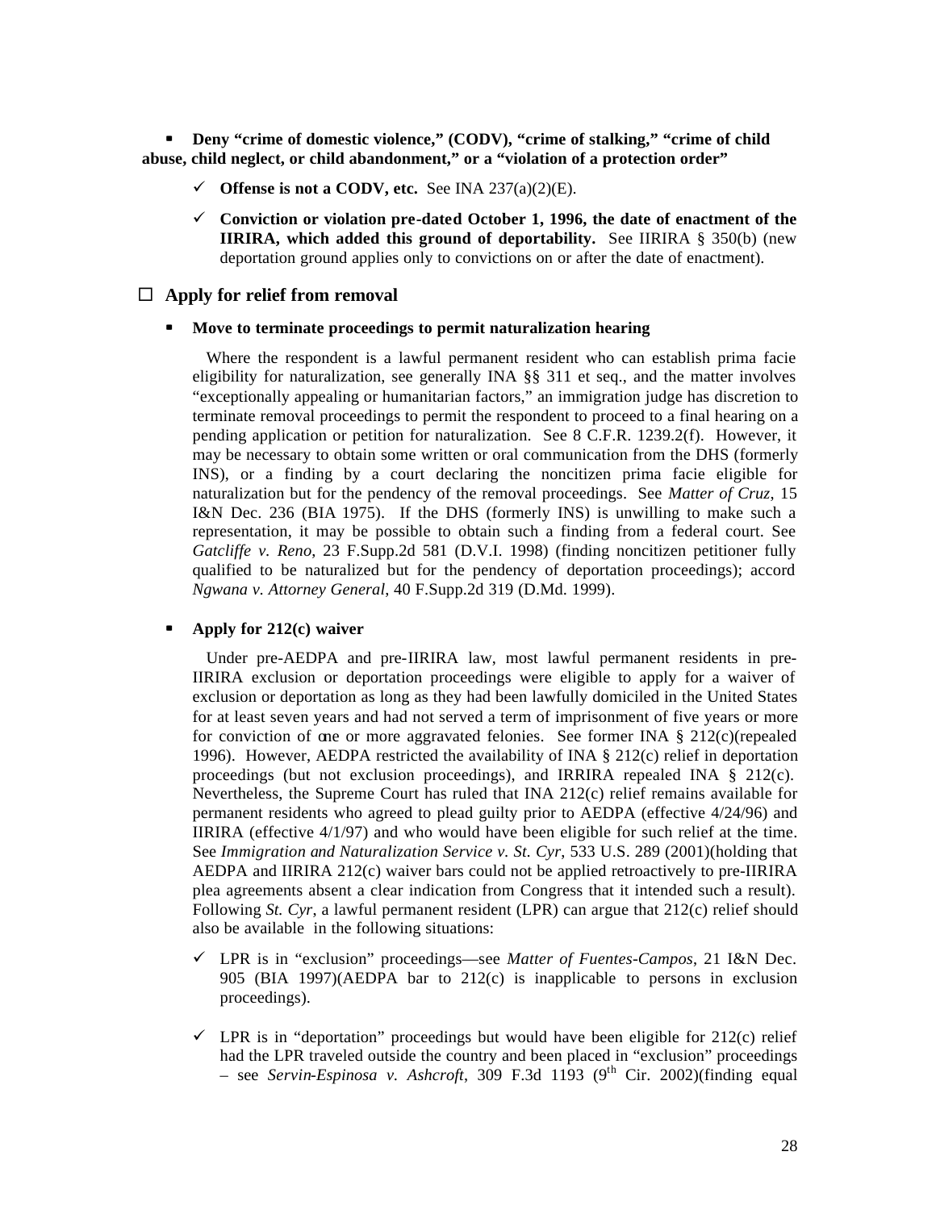- **Deny "crime of domestic violence," (CODV), "crime of stalking," "crime of child abuse, child neglect, or child abandonment," or a "violation of a protection order"**

  - ✓ **Offense is not a CODV, etc.** See INA 237(a)(2)(E).
  - ✓ **Conviction or violation pre-dated October 1, 1996, the date of enactment of the IIRIRA, which added this ground of deportability.** See IIRIRA § 350(b) (new deportation ground applies only to convictions on or after the date of enactment).

## ☐ Apply for relief from removal

- **Move to terminate proceedings to permit naturalization hearing**

  Where the respondent is a lawful permanent resident who can establish prima facie eligibility for naturalization, see generally INA §§ 311 et seq., and the matter involves "exceptionally appealing or humanitarian factors," an immigration judge has discretion to terminate removal proceedings to permit the respondent to proceed to a final hearing on a pending application or petition for naturalization. See 8 C.F.R. 1239.2(f). However, it may be necessary to obtain some written or oral communication from the DHS (formerly INS), or a finding by a court declaring the noncitizen prima facie eligible for naturalization but for the pendency of the removal proceedings. See *Matter of Cruz*, 15 I&N Dec. 236 (BIA 1975). If the DHS (formerly INS) is unwilling to make such a representation, it may be possible to obtain such a finding from a federal court. See *Gatcliffe v. Reno*, 23 F.Supp.2d 581 (D.V.I. 1998) (finding noncitizen petitioner fully qualified to be naturalized but for the pendency of deportation proceedings); accord *Ngwana v. Attorney General*, 40 F.Supp.2d 319 (D.Md. 1999).

- **Apply for 212(c) waiver**

  Under pre-AEDPA and pre-IIRIRA law, most lawful permanent residents in pre-IIRIRA exclusion or deportation proceedings were eligible to apply for a waiver of exclusion or deportation as long as they had been lawfully domiciled in the United States for at least seven years and had not served a term of imprisonment of five years or more for conviction of one or more aggravated felonies. See former INA § 212(c)(repealed 1996). However, AEDPA restricted the availability of INA § 212(c) relief in deportation proceedings (but not exclusion proceedings), and IRRIRA repealed INA § 212(c). Nevertheless, the Supreme Court has ruled that INA 212(c) relief remains available for permanent residents who agreed to plead guilty prior to AEDPA (effective 4/24/96) and IIRIRA (effective 4/1/97) and who would have been eligible for such relief at the time. See *Immigration and Naturalization Service v. St. Cyr*, 533 U.S. 289 (2001)(holding that AEDPA and IIRIRA 212(c) waiver bars could not be applied retroactively to pre-IIRIRA plea agreements absent a clear indication from Congress that it intended such a result). Following *St. Cyr*, a lawful permanent resident (LPR) can argue that 212(c) relief should also be available in the following situations:

  - ✓ LPR is in "exclusion" proceedings—see *Matter of Fuentes-Campos*, 21 I&N Dec. 905 (BIA 1997)(AEDPA bar to 212(c) is inapplicable to persons in exclusion proceedings).
  - ✓ LPR is in "deportation" proceedings but would have been eligible for 212(c) relief had the LPR traveled outside the country and been placed in "exclusion" proceedings – see *Servin-Espinosa v. Ashcroft*, 309 F.3d 1193 (9th Cir. 2002)(finding equal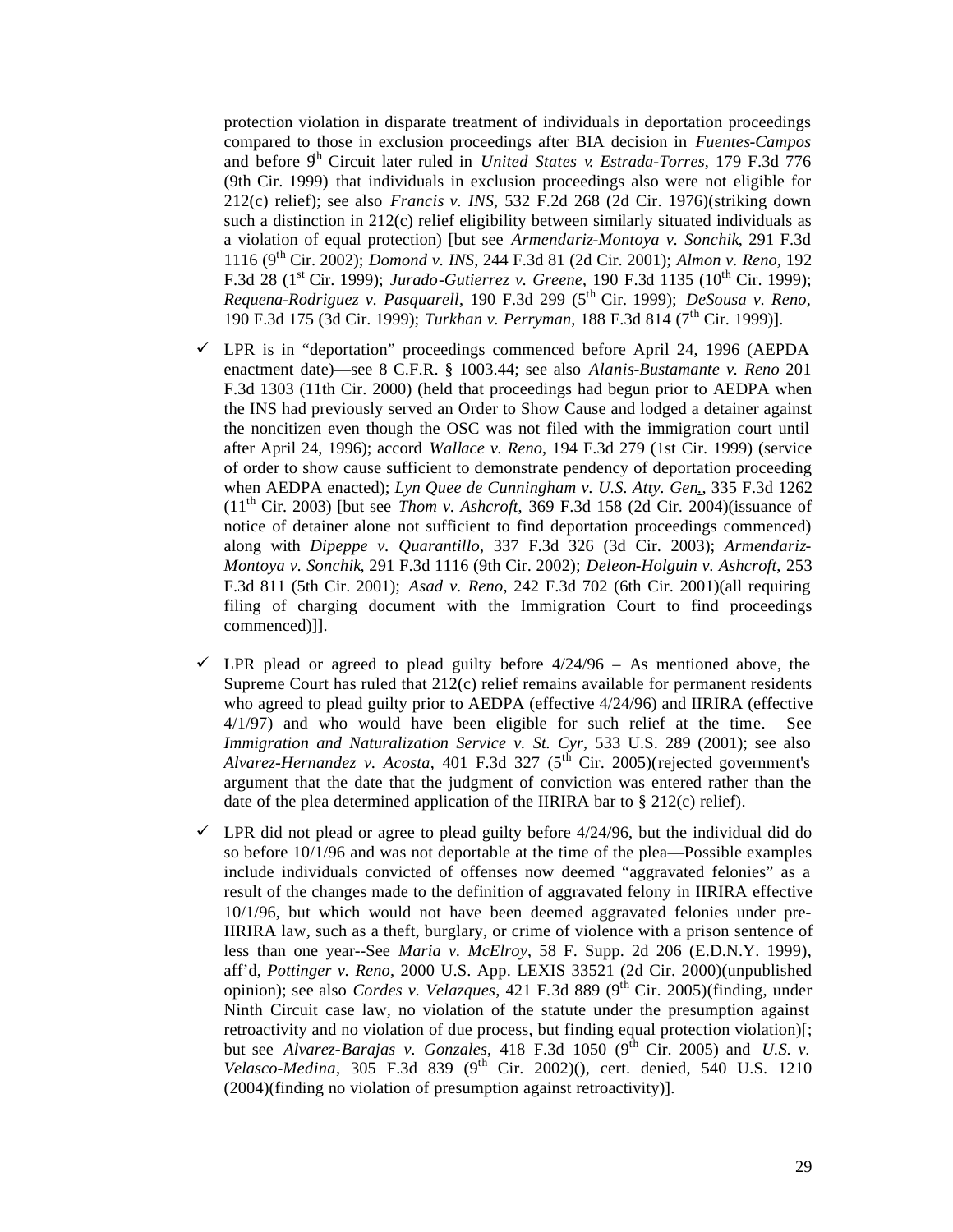protection violation in disparate treatment of individuals in deportation proceedings compared to those in exclusion proceedings after BIA decision in *Fuentes-Campos* and before 9th Circuit later ruled in *United States v. Estrada-Torres*, 179 F.3d 776 (9th Cir. 1999) that individuals in exclusion proceedings also were not eligible for 212(c) relief); see also *Francis v. INS*, 532 F.2d 268 (2d Cir. 1976)(striking down such a distinction in 212(c) relief eligibility between similarly situated individuals as a violation of equal protection) [but see *Armendariz-Montoya v. Sonchik*, 291 F.3d 1116 (9th Cir. 2002); *Domond v. INS*, 244 F.3d 81 (2d Cir. 2001); *Almon v. Reno*, 192 F.3d 28 (1st Cir. 1999); *Jurado-Gutierrez v. Greene*, 190 F.3d 1135 (10th Cir. 1999); *Requena-Rodriguez v. Pasquarell*, 190 F.3d 299 (5th Cir. 1999); *DeSousa v. Reno*, 190 F.3d 175 (3d Cir. 1999); *Turkhan v. Perryman*, 188 F.3d 814 (7th Cir. 1999)].

- ✓ LPR is in "deportation" proceedings commenced before April 24, 1996 (AEPDA enactment date)—see 8 C.F.R. § 1003.44; see also *Alanis-Bustamante v. Reno* 201 F.3d 1303 (11th Cir. 2000) (held that proceedings had begun prior to AEDPA when the INS had previously served an Order to Show Cause and lodged a detainer against the noncitizen even though the OSC was not filed with the immigration court until after April 24, 1996); accord *Wallace v. Reno*, 194 F.3d 279 (1st Cir. 1999) (service of order to show cause sufficient to demonstrate pendency of deportation proceeding when AEDPA enacted); *Lyn Quee de Cunningham v. U.S. Atty. Gen.*, 335 F.3d 1262 (11th Cir. 2003) [but see *Thom v. Ashcroft*, 369 F.3d 158 (2d Cir. 2004)(issuance of notice of detainer alone not sufficient to find deportation proceedings commenced) along with *Dipeppe v. Quarantillo*, 337 F.3d 326 (3d Cir. 2003); *Armendariz-Montoya v. Sonchik*, 291 F.3d 1116 (9th Cir. 2002); *Deleon-Holguin v. Ashcroft*, 253 F.3d 811 (5th Cir. 2001); *Asad v. Reno*, 242 F.3d 702 (6th Cir. 2001)(all requiring filing of charging document with the Immigration Court to find proceedings commenced)]].

- ✓ LPR plead or agreed to plead guilty before 4/24/96 – As mentioned above, the Supreme Court has ruled that 212(c) relief remains available for permanent residents who agreed to plead guilty prior to AEDPA (effective 4/24/96) and IIRIRA (effective 4/1/97) and who would have been eligible for such relief at the time. See *Immigration and Naturalization Service v. St. Cyr*, 533 U.S. 289 (2001); see also *Alvarez-Hernandez v. Acosta*, 401 F.3d 327 (5th Cir. 2005)(rejected government's argument that the date that the judgment of conviction was entered rather than the date of the plea determined application of the IIRIRA bar to § 212(c) relief).

- ✓ LPR did not plead or agree to plead guilty before 4/24/96, but the individual did do so before 10/1/96 and was not deportable at the time of the plea—Possible examples include individuals convicted of offenses now deemed "aggravated felonies" as a result of the changes made to the definition of aggravated felony in IIRIRA effective 10/1/96, but which would not have been deemed aggravated felonies under pre-IIRIRA law, such as a theft, burglary, or crime of violence with a prison sentence of less than one year--See *Maria v. McElroy*, 58 F. Supp. 2d 206 (E.D.N.Y. 1999), aff'd, *Pottinger v. Reno*, 2000 U.S. App. LEXIS 33521 (2d Cir. 2000)(unpublished opinion); see also *Cordes v. Velazques*, 421 F.3d 889 (9th Cir. 2005)(finding, under Ninth Circuit case law, no violation of the statute under the presumption against retroactivity and no violation of due process, but finding equal protection violation)[; but see *Alvarez-Barajas v. Gonzales*, 418 F.3d 1050 (9th Cir. 2005) and *U.S. v. Velasco-Medina*, 305 F.3d 839 (9th Cir. 2002)(), cert. denied, 540 U.S. 1210 (2004)(finding no violation of presumption against retroactivity)].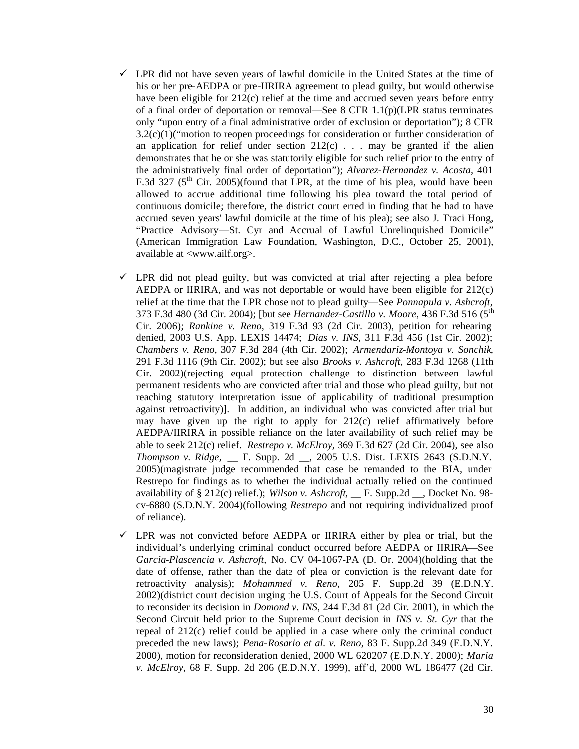- ✓ LPR did not have seven years of lawful domicile in the United States at the time of his or her pre-AEDPA or pre-IIRIRA agreement to plead guilty, but would otherwise have been eligible for 212(c) relief at the time and accrued seven years before entry of a final order of deportation or removal—See 8 CFR 1.1(p)(LPR status terminates only "upon entry of a final administrative order of exclusion or deportation"); 8 CFR 3.2(c)(1)("motion to reopen proceedings for consideration or further consideration of an application for relief under section 212(c) . . . may be granted if the alien demonstrates that he or she was statutorily eligible for such relief prior to the entry of the administratively final order of deportation"); *Alvarez-Hernandez v. Acosta*, 401 F.3d 327 (5th Cir. 2005)(found that LPR, at the time of his plea, would have been allowed to accrue additional time following his plea toward the total period of continuous domicile; therefore, the district court erred in finding that he had to have accrued seven years' lawful domicile at the time of his plea); see also J. Traci Hong, "Practice Advisory—St. Cyr and Accrual of Lawful Unrelinquished Domicile" (American Immigration Law Foundation, Washington, D.C., October 25, 2001), available at <www.ailf.org>.

- ✓ LPR did not plead guilty, but was convicted at trial after rejecting a plea before AEDPA or IIRIRA, and was not deportable or would have been eligible for 212(c) relief at the time that the LPR chose not to plead guilty—See *Ponnapula v. Ashcroft*, 373 F.3d 480 (3d Cir. 2004); [but see *Hernandez-Castillo v. Moore,* 436 F.3d 516 (5th Cir. 2006); *Rankine v. Reno*, 319 F.3d 93 (2d Cir. 2003), petition for rehearing denied, 2003 U.S. App. LEXIS 14474; *Dias v. INS*, 311 F.3d 456 (1st Cir. 2002); *Chambers v. Reno*, 307 F.3d 284 (4th Cir. 2002); *Armendariz-Montoya v. Sonchik*, 291 F.3d 1116 (9th Cir. 2002); but see also *Brooks v. Ashcroft*, 283 F.3d 1268 (11th Cir. 2002)(rejecting equal protection challenge to distinction between lawful permanent residents who are convicted after trial and those who plead guilty, but not reaching statutory interpretation issue of applicability of traditional presumption against retroactivity)]. In addition, an individual who was convicted after trial but may have given up the right to apply for 212(c) relief affirmatively before AEDPA/IIRIRA in possible reliance on the later availability of such relief may be able to seek 212(c) relief. *Restrepo v. McElroy*, 369 F.3d 627 (2d Cir. 2004), see also *Thompson v. Ridge*, __ F. Supp. 2d __, 2005 U.S. Dist. LEXIS 2643 (S.D.N.Y. 2005)(magistrate judge recommended that case be remanded to the BIA, under Restrepo for findings as to whether the individual actually relied on the continued availability of § 212(c) relief.); *Wilson v. Ashcroft*, __ F. Supp.2d __, Docket No. 98-cv-6880 (S.D.N.Y. 2004)(following *Restrepo* and not requiring individualized proof of reliance).

- ✓ LPR was not convicted before AEDPA or IIRIRA either by plea or trial, but the individual's underlying criminal conduct occurred before AEDPA or IIRIRA—See *Garcia-Plascencia v. Ashcroft*, No. CV 04-1067-PA (D. Or. 2004)(holding that the date of offense, rather than the date of plea or conviction is the relevant date for retroactivity analysis); *Mohammed v. Reno*, 205 F. Supp.2d 39 (E.D.N.Y. 2002)(district court decision urging the U.S. Court of Appeals for the Second Circuit to reconsider its decision in *Domond v. INS*, 244 F.3d 81 (2d Cir. 2001), in which the Second Circuit held prior to the Supreme Court decision in *INS v. St. Cyr* that the repeal of 212(c) relief could be applied in a case where only the criminal conduct preceded the new laws); *Pena-Rosario et al. v. Reno*, 83 F. Supp.2d 349 (E.D.N.Y. 2000), motion for reconsideration denied, 2000 WL 620207 (E.D.N.Y. 2000); *Maria v. McElroy*, 68 F. Supp. 2d 206 (E.D.N.Y. 1999), aff'd, 2000 WL 186477 (2d Cir.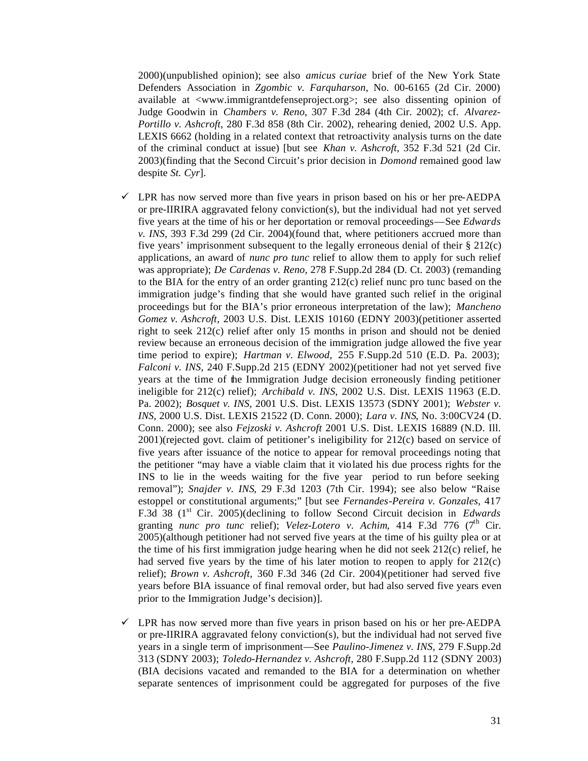2000)(unpublished opinion); see also *amicus curiae* brief of the New York State Defenders Association in *Zgombic v. Farquharson*, No. 00-6165 (2d Cir. 2000) available at <www.immigrantdefenseproject.org>; see also dissenting opinion of Judge Goodwin in *Chambers v. Reno*, 307 F.3d 284 (4th Cir. 2002); cf. *Alvarez-Portillo v. Ashcroft*, 280 F.3d 858 (8th Cir. 2002), rehearing denied, 2002 U.S. App. LEXIS 6662 (holding in a related context that retroactivity analysis turns on the date of the criminal conduct at issue) [but see *Khan v. Ashcroft*, 352 F.3d 521 (2d Cir. 2003)(finding that the Second Circuit's prior decision in *Domond* remained good law despite *St. Cyr*].

- ✓ LPR has now served more than five years in prison based on his or her pre-AEDPA or pre-IIRIRA aggravated felony conviction(s), but the individual had not yet served five years at the time of his or her deportation or removal proceedings—See *Edwards v. INS*, 393 F.3d 299 (2d Cir. 2004)(found that, where petitioners accrued more than five years' imprisonment subsequent to the legally erroneous denial of their § 212(c) applications, an award of *nunc pro tunc* relief to allow them to apply for such relief was appropriate); *De Cardenas v. Reno*, 278 F.Supp.2d 284 (D. Ct. 2003) (remanding to the BIA for the entry of an order granting 212(c) relief nunc pro tunc based on the immigration judge's finding that she would have granted such relief in the original proceedings but for the BIA's prior erroneous interpretation of the law); *Mancheno Gomez v. Ashcroft,* 2003 U.S. Dist. LEXIS 10160 (EDNY 2003)(petitioner asserted right to seek 212(c) relief after only 15 months in prison and should not be denied review because an erroneous decision of the immigration judge allowed the five year time period to expire); *Hartman v. Elwood,* 255 F.Supp.2d 510 (E.D. Pa. 2003); *Falconi v. INS*, 240 F.Supp.2d 215 (EDNY 2002)(petitioner had not yet served five years at the time of the Immigration Judge decision erroneously finding petitioner ineligible for 212(c) relief); *Archibald v. INS*, 2002 U.S. Dist. LEXIS 11963 (E.D. Pa. 2002); *Bosquet v. INS*, 2001 U.S. Dist. LEXIS 13573 (SDNY 2001); *Webster v. INS*, 2000 U.S. Dist. LEXIS 21522 (D. Conn. 2000); *Lara v. INS*, No. 3:00CV24 (D. Conn. 2000); see also *Fejzoski v. Ashcroft* 2001 U.S. Dist. LEXIS 16889 (N.D. Ill. 2001)(rejected govt. claim of petitioner's ineligibility for 212(c) based on service of five years after issuance of the notice to appear for removal proceedings noting that the petitioner "may have a viable claim that it violated his due process rights for the INS to lie in the weeds waiting for the five year period to run before seeking removal"); *Snajder v. INS*, 29 F.3d 1203 (7th Cir. 1994); see also below "Raise estoppel or constitutional arguments;" [but see *Fernandes-Pereira v. Gonzales*, 417 F.3d 38 (1st Cir. 2005)(declining to follow Second Circuit decision in *Edwards* granting *nunc pro tunc* relief); *Velez-Lotero v. Achim*, 414 F.3d 776 (7th Cir. 2005)(although petitioner had not served five years at the time of his guilty plea or at the time of his first immigration judge hearing when he did not seek 212(c) relief, he had served five years by the time of his later motion to reopen to apply for 212(c) relief); *Brown v. Ashcroft,* 360 F.3d 346 (2d Cir. 2004)(petitioner had served five years before BIA issuance of final removal order, but had also served five years even prior to the Immigration Judge's decision)].

- ✓ LPR has now served more than five years in prison based on his or her pre-AEDPA or pre-IIRIRA aggravated felony conviction(s), but the individual had not served five years in a single term of imprisonment—See *Paulino-Jimenez v. INS,* 279 F.Supp.2d 313 (SDNY 2003); *Toledo-Hernandez v. Ashcroft,* 280 F.Supp.2d 112 (SDNY 2003) (BIA decisions vacated and remanded to the BIA for a determination on whether separate sentences of imprisonment could be aggregated for purposes of the five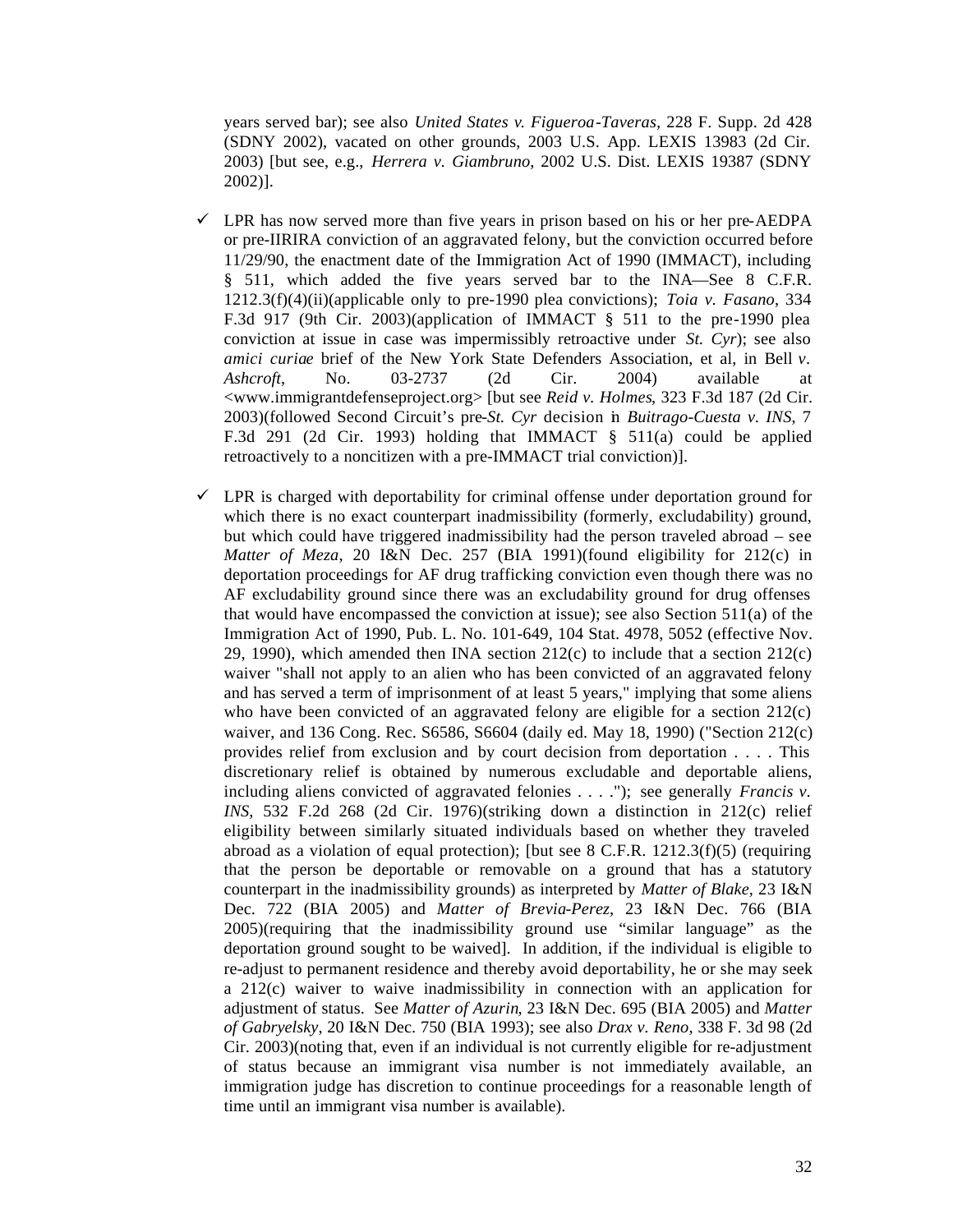years served bar); see also *United States v. Figueroa-Taveras*, 228 F. Supp. 2d 428 (SDNY 2002), vacated on other grounds, 2003 U.S. App. LEXIS 13983 (2d Cir. 2003) [but see, e.g., *Herrera v. Giambruno*, 2002 U.S. Dist. LEXIS 19387 (SDNY 2002)].

- ✓ LPR has now served more than five years in prison based on his or her pre-AEDPA or pre-IIRIRA conviction of an aggravated felony, but the conviction occurred before 11/29/90, the enactment date of the Immigration Act of 1990 (IMMACT), including § 511, which added the five years served bar to the INA—See 8 C.F.R. 1212.3(f)(4)(ii)(applicable only to pre-1990 plea convictions); *Toia v. Fasano*, 334 F.3d 917 (9th Cir. 2003)(application of IMMACT § 511 to the pre-1990 plea conviction at issue in case was impermissibly retroactive under *St. Cyr*); see also *amici curiae* brief of the New York State Defenders Association, et al, in Bell *v. Ashcroft*, No. 03-2737 (2d Cir. 2004) available at <www.immigrantdefenseproject.org> [but see *Reid v. Holmes*, 323 F.3d 187 (2d Cir. 2003)(followed Second Circuit's pre-*St. Cyr* decision in *Buitrago-Cuesta v. INS*, 7 F.3d 291 (2d Cir. 1993) holding that IMMACT § 511(a) could be applied retroactively to a noncitizen with a pre-IMMACT trial conviction)].

- ✓ LPR is charged with deportability for criminal offense under deportation ground for which there is no exact counterpart inadmissibility (formerly, excludability) ground, but which could have triggered inadmissibility had the person traveled abroad – see *Matter of Meza*, 20 I&N Dec. 257 (BIA 1991)(found eligibility for 212(c) in deportation proceedings for AF drug trafficking conviction even though there was no AF excludability ground since there was an excludability ground for drug offenses that would have encompassed the conviction at issue); see also Section 511(a) of the Immigration Act of 1990, Pub. L. No. 101-649, 104 Stat. 4978, 5052 (effective Nov. 29, 1990), which amended then INA section 212(c) to include that a section 212(c) waiver "shall not apply to an alien who has been convicted of an aggravated felony and has served a term of imprisonment of at least 5 years," implying that some aliens who have been convicted of an aggravated felony are eligible for a section 212(c) waiver, and 136 Cong. Rec. S6586, S6604 (daily ed. May 18, 1990) ("Section 212(c) provides relief from exclusion and by court decision from deportation . . . . This discretionary relief is obtained by numerous excludable and deportable aliens, including aliens convicted of aggravated felonies . . . ."); see generally *Francis v. INS*, 532 F.2d 268 (2d Cir. 1976)(striking down a distinction in 212(c) relief eligibility between similarly situated individuals based on whether they traveled abroad as a violation of equal protection); [but see 8 C.F.R. 1212.3(f)(5) (requiring that the person be deportable or removable on a ground that has a statutory counterpart in the inadmissibility grounds) as interpreted by *Matter of Blake*, 23 I&N Dec. 722 (BIA 2005) and *Matter of Brevia-Perez*, 23 I&N Dec. 766 (BIA 2005)(requiring that the inadmissibility ground use "similar language" as the deportation ground sought to be waived]. In addition, if the individual is eligible to re-adjust to permanent residence and thereby avoid deportability, he or she may seek a 212(c) waiver to waive inadmissibility in connection with an application for adjustment of status. See *Matter of Azurin*, 23 I&N Dec. 695 (BIA 2005) and *Matter of Gabryelsky*, 20 I&N Dec. 750 (BIA 1993); see also *Drax v. Reno*, 338 F. 3d 98 (2d Cir. 2003)(noting that, even if an individual is not currently eligible for re-adjustment of status because an immigrant visa number is not immediately available, an immigration judge has discretion to continue proceedings for a reasonable length of time until an immigrant visa number is available).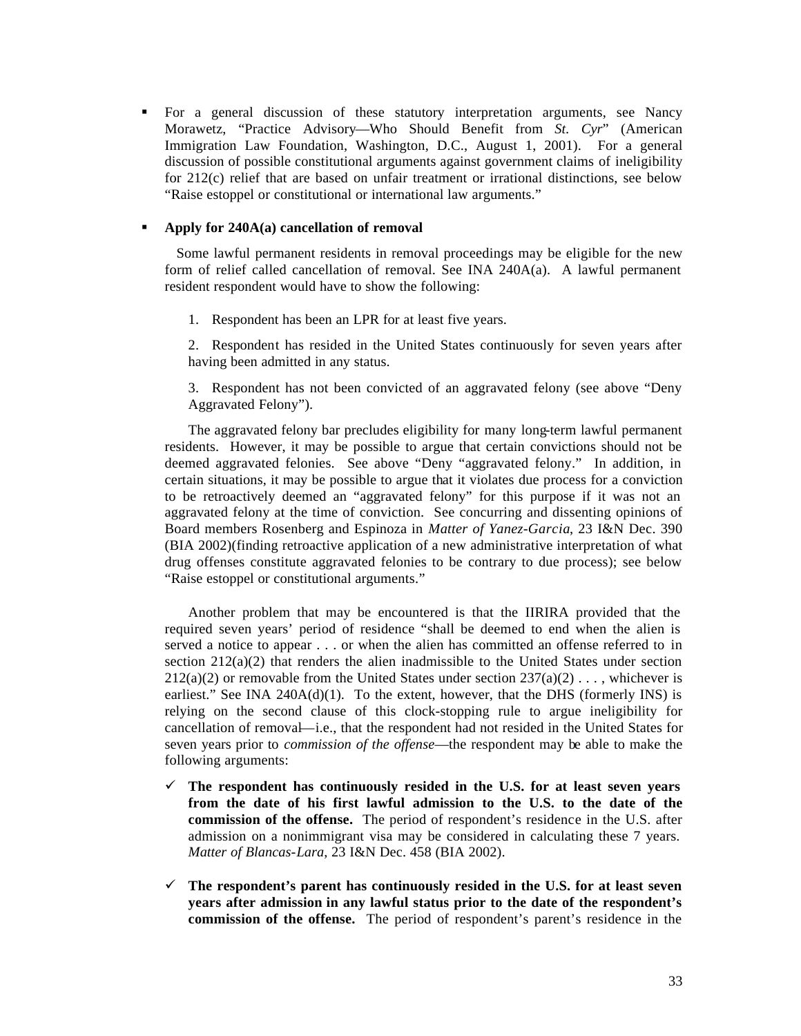- For a general discussion of these statutory interpretation arguments, see Nancy Morawetz, "Practice Advisory—Who Should Benefit from *St. Cyr*" (American Immigration Law Foundation, Washington, D.C., August 1, 2001). For a general discussion of possible constitutional arguments against government claims of ineligibility for 212(c) relief that are based on unfair treatment or irrational distinctions, see below "Raise estoppel or constitutional or international law arguments."

- **Apply for 240A(a) cancellation of removal**

Some lawful permanent residents in removal proceedings may be eligible for the new form of relief called cancellation of removal. See INA 240A(a). A lawful permanent resident respondent would have to show the following:

1. Respondent has been an LPR for at least five years.

2. Respondent has resided in the United States continuously for seven years after having been admitted in any status.

3. Respondent has not been convicted of an aggravated felony (see above "Deny Aggravated Felony").

The aggravated felony bar precludes eligibility for many long-term lawful permanent residents. However, it may be possible to argue that certain convictions should not be deemed aggravated felonies. See above "Deny "aggravated felony." In addition, in certain situations, it may be possible to argue that it violates due process for a conviction to be retroactively deemed an "aggravated felony" for this purpose if it was not an aggravated felony at the time of conviction. See concurring and dissenting opinions of Board members Rosenberg and Espinoza in *Matter of Yanez-Garcia*, 23 I&N Dec. 390 (BIA 2002)(finding retroactive application of a new administrative interpretation of what drug offenses constitute aggravated felonies to be contrary to due process); see below "Raise estoppel or constitutional arguments."

Another problem that may be encountered is that the IIRIRA provided that the required seven years' period of residence "shall be deemed to end when the alien is served a notice to appear . . . or when the alien has committed an offense referred to in section 212(a)(2) that renders the alien inadmissible to the United States under section 212(a)(2) or removable from the United States under section 237(a)(2) . . . , whichever is earliest." See INA 240A(d)(1). To the extent, however, that the DHS (formerly INS) is relying on the second clause of this clock-stopping rule to argue ineligibility for cancellation of removal—i.e., that the respondent had not resided in the United States for seven years prior to *commission of the offense*—the respondent may be able to make the following arguments:

- ✓ **The respondent has continuously resided in the U.S. for at least seven years from the date of his first lawful admission to the U.S. to the date of the commission of the offense.** The period of respondent's residence in the U.S. after admission on a nonimmigrant visa may be considered in calculating these 7 years. *Matter of Blancas-Lara*, 23 I&N Dec. 458 (BIA 2002).

- ✓ **The respondent's parent has continuously resided in the U.S. for at least seven years after admission in any lawful status prior to the date of the respondent's commission of the offense.** The period of respondent's parent's residence in the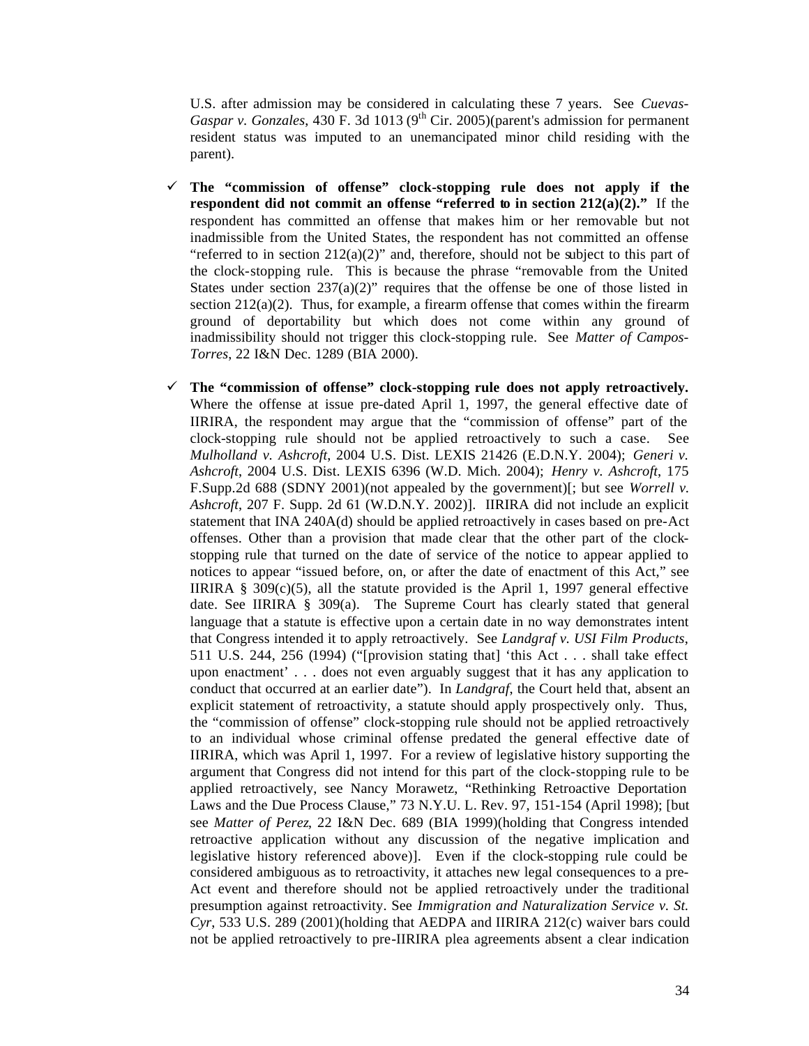U.S. after admission may be considered in calculating these 7 years. See *Cuevas-Gaspar v. Gonzales*, 430 F. 3d 1013 (9th Cir. 2005)(parent's admission for permanent resident status was imputed to an unemancipated minor child residing with the parent).

- ✓ **The "commission of offense" clock-stopping rule does not apply if the respondent did not commit an offense "referred to in section 212(a)(2)."** If the respondent has committed an offense that makes him or her removable but not inadmissible from the United States, the respondent has not committed an offense "referred to in section 212(a)(2)" and, therefore, should not be subject to this part of the clock-stopping rule. This is because the phrase "removable from the United States under section 237(a)(2)" requires that the offense be one of those listed in section 212(a)(2). Thus, for example, a firearm offense that comes within the firearm ground of deportability but which does not come within any ground of inadmissibility should not trigger this clock-stopping rule. See *Matter of Campos-Torres*, 22 I&N Dec. 1289 (BIA 2000).

- ✓ **The "commission of offense" clock-stopping rule does not apply retroactively.** Where the offense at issue pre-dated April 1, 1997, the general effective date of IIRIRA, the respondent may argue that the "commission of offense" part of the clock-stopping rule should not be applied retroactively to such a case. See *Mulholland v. Ashcroft*, 2004 U.S. Dist. LEXIS 21426 (E.D.N.Y. 2004); *Generi v. Ashcroft*, 2004 U.S. Dist. LEXIS 6396 (W.D. Mich. 2004); *Henry v. Ashcroft*, 175 F.Supp.2d 688 (SDNY 2001)(not appealed by the government)[; but see *Worrell v. Ashcroft*, 207 F. Supp. 2d 61 (W.D.N.Y. 2002)]. IIRIRA did not include an explicit statement that INA 240A(d) should be applied retroactively in cases based on pre-Act offenses. Other than a provision that made clear that the other part of the clock-stopping rule that turned on the date of service of the notice to appear applied to notices to appear "issued before, on, or after the date of enactment of this Act," see IIRIRA § 309(c)(5), all the statute provided is the April 1, 1997 general effective date. See IIRIRA § 309(a). The Supreme Court has clearly stated that general language that a statute is effective upon a certain date in no way demonstrates intent that Congress intended it to apply retroactively. See *Landgraf v. USI Film Products*, 511 U.S. 244, 256 (1994) ("[provision stating that] 'this Act . . . shall take effect upon enactment' . . . does not even arguably suggest that it has any application to conduct that occurred at an earlier date"). In *Landgraf*, the Court held that, absent an explicit statement of retroactivity, a statute should apply prospectively only. Thus, the "commission of offense" clock-stopping rule should not be applied retroactively to an individual whose criminal offense predated the general effective date of IIRIRA, which was April 1, 1997. For a review of legislative history supporting the argument that Congress did not intend for this part of the clock-stopping rule to be applied retroactively, see Nancy Morawetz, "Rethinking Retroactive Deportation Laws and the Due Process Clause," 73 N.Y.U. L. Rev. 97, 151-154 (April 1998); [but see *Matter of Perez*, 22 I&N Dec. 689 (BIA 1999)(holding that Congress intended retroactive application without any discussion of the negative implication and legislative history referenced above)]. Even if the clock-stopping rule could be considered ambiguous as to retroactivity, it attaches new legal consequences to a pre-Act event and therefore should not be applied retroactively under the traditional presumption against retroactivity. See *Immigration and Naturalization Service v. St. Cyr*, 533 U.S. 289 (2001)(holding that AEDPA and IIRIRA 212(c) waiver bars could not be applied retroactively to pre-IIRIRA plea agreements absent a clear indication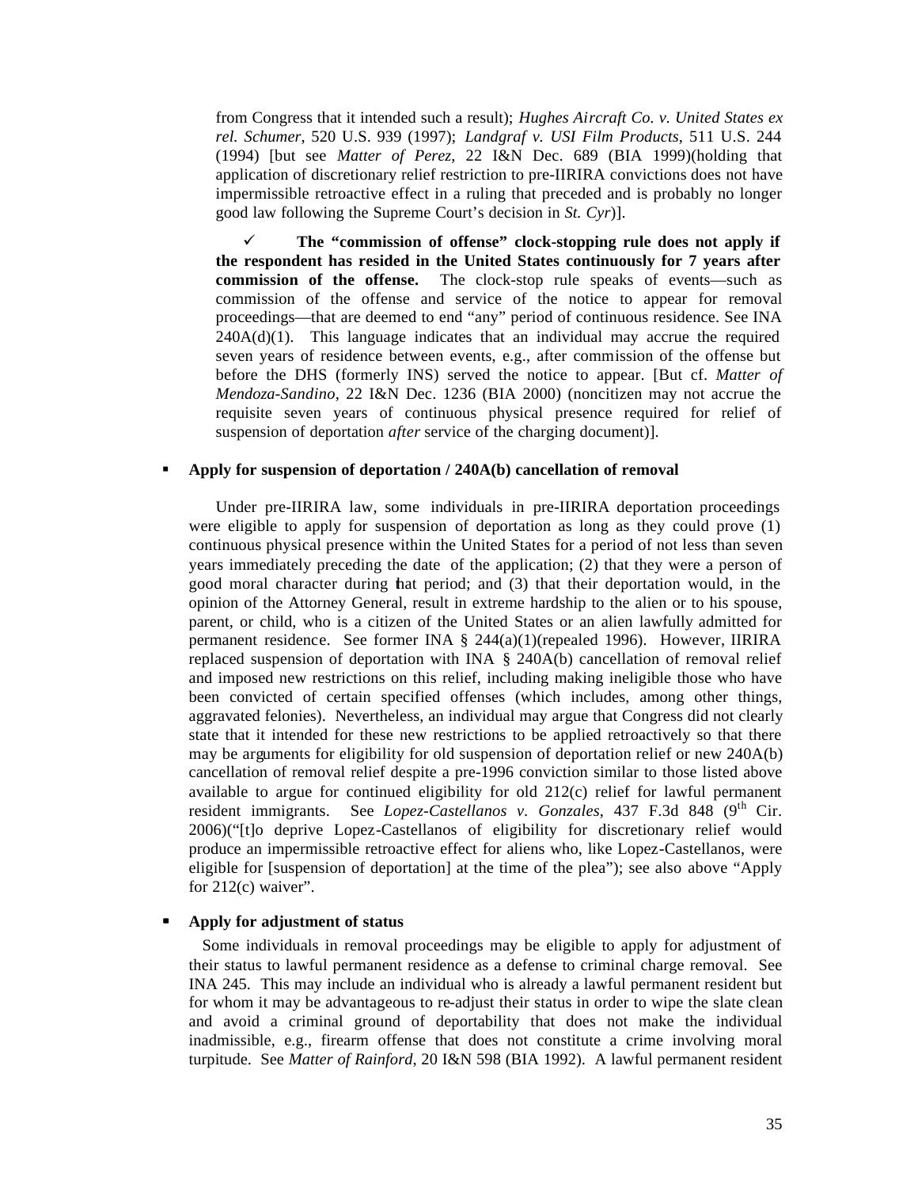from Congress that it intended such a result); *Hughes Aircraft Co. v. United States ex rel. Schumer*, 520 U.S. 939 (1997); *Landgraf v. USI Film Products*, 511 U.S. 244 (1994) [but see *Matter of Perez*, 22 I&N Dec. 689 (BIA 1999)(holding that application of discretionary relief restriction to pre-IIRIRA convictions does not have impermissible retroactive effect in a ruling that preceded and is probably no longer good law following the Supreme Court's decision in *St. Cyr*)].

✓ **The "commission of offense" clock-stopping rule does not apply if the respondent has resided in the United States continuously for 7 years after commission of the offense.** The clock-stop rule speaks of events—such as commission of the offense and service of the notice to appear for removal proceedings—that are deemed to end "any" period of continuous residence. See INA 240A(d)(1). This language indicates that an individual may accrue the required seven years of residence between events, e.g., after commission of the offense but before the DHS (formerly INS) served the notice to appear. [But cf. *Matter of Mendoza-Sandino*, 22 I&N Dec. 1236 (BIA 2000) (noncitizen may not accrue the requisite seven years of continuous physical presence required for relief of suspension of deportation *after* service of the charging document)].

- **Apply for suspension of deportation / 240A(b) cancellation of removal**

Under pre-IIRIRA law, some individuals in pre-IIRIRA deportation proceedings were eligible to apply for suspension of deportation as long as they could prove (1) continuous physical presence within the United States for a period of not less than seven years immediately preceding the date of the application; (2) that they were a person of good moral character during that period; and (3) that their deportation would, in the opinion of the Attorney General, result in extreme hardship to the alien or to his spouse, parent, or child, who is a citizen of the United States or an alien lawfully admitted for permanent residence. See former INA § 244(a)(1)(repealed 1996). However, IIRIRA replaced suspension of deportation with INA § 240A(b) cancellation of removal relief and imposed new restrictions on this relief, including making ineligible those who have been convicted of certain specified offenses (which includes, among other things, aggravated felonies). Nevertheless, an individual may argue that Congress did not clearly state that it intended for these new restrictions to be applied retroactively so that there may be arguments for eligibility for old suspension of deportation relief or new 240A(b) cancellation of removal relief despite a pre-1996 conviction similar to those listed above available to argue for continued eligibility for old 212(c) relief for lawful permanent resident immigrants. See *Lopez-Castellanos v. Gonzales*, 437 F.3d 848 (9th Cir. 2006)("[t]o deprive Lopez-Castellanos of eligibility for discretionary relief would produce an impermissible retroactive effect for aliens who, like Lopez-Castellanos, were eligible for [suspension of deportation] at the time of the plea"); see also above "Apply for 212(c) waiver".

- **Apply for adjustment of status**

Some individuals in removal proceedings may be eligible to apply for adjustment of their status to lawful permanent residence as a defense to criminal charge removal. See INA 245. This may include an individual who is already a lawful permanent resident but for whom it may be advantageous to re-adjust their status in order to wipe the slate clean and avoid a criminal ground of deportability that does not make the individual inadmissible, e.g., firearm offense that does not constitute a crime involving moral turpitude. See *Matter of Rainford*, 20 I&N 598 (BIA 1992). A lawful permanent resident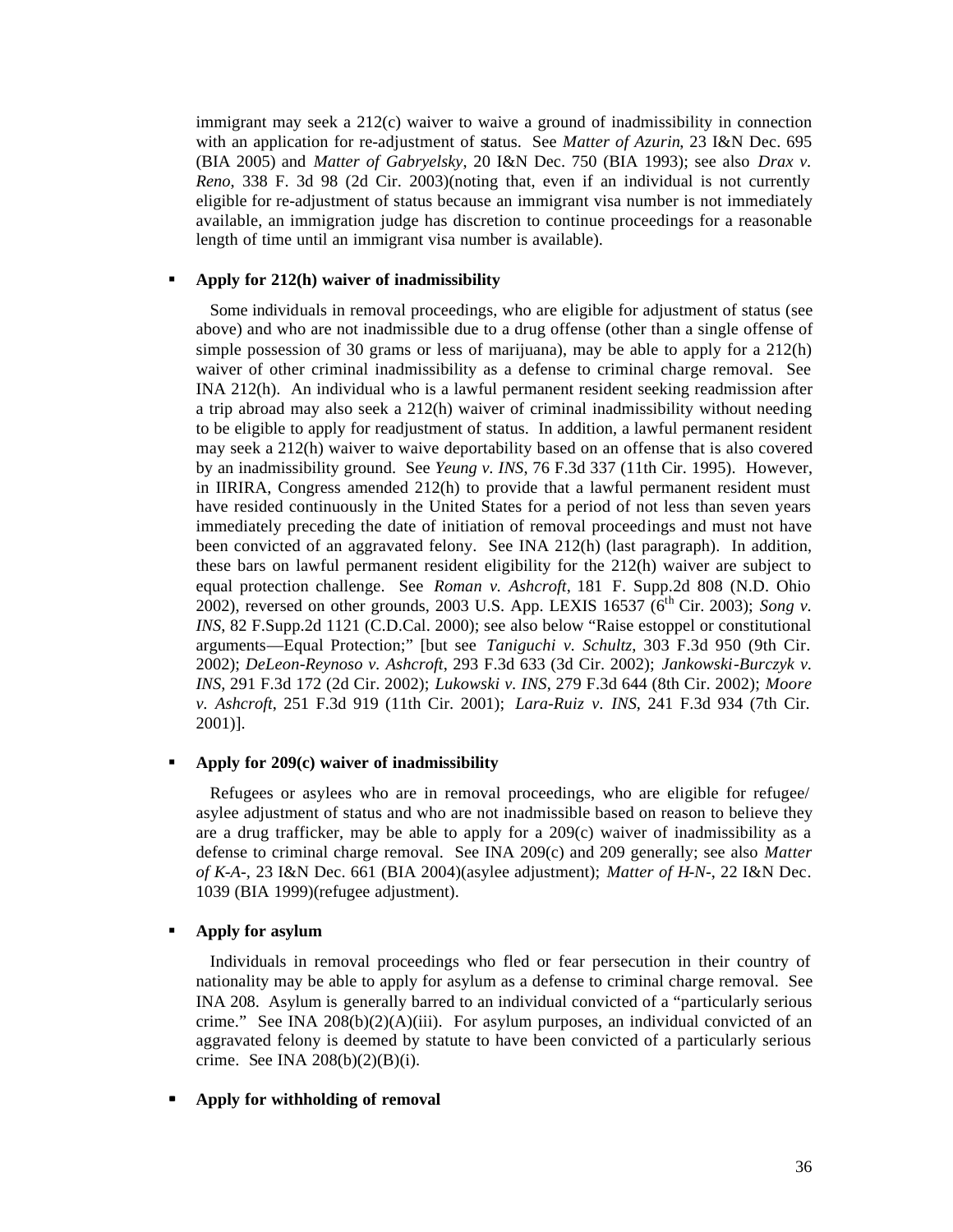immigrant may seek a 212(c) waiver to waive a ground of inadmissibility in connection with an application for re-adjustment of status. See *Matter of Azurin*, 23 I&N Dec. 695 (BIA 2005) and *Matter of Gabryelsky*, 20 I&N Dec. 750 (BIA 1993); see also *Drax v. Reno*, 338 F. 3d 98 (2d Cir. 2003)(noting that, even if an individual is not currently eligible for re-adjustment of status because an immigrant visa number is not immediately available, an immigration judge has discretion to continue proceedings for a reasonable length of time until an immigrant visa number is available).

- **Apply for 212(h) waiver of inadmissibility**

  Some individuals in removal proceedings, who are eligible for adjustment of status (see above) and who are not inadmissible due to a drug offense (other than a single offense of simple possession of 30 grams or less of marijuana), may be able to apply for a 212(h) waiver of other criminal inadmissibility as a defense to criminal charge removal. See INA 212(h). An individual who is a lawful permanent resident seeking readmission after a trip abroad may also seek a 212(h) waiver of criminal inadmissibility without needing to be eligible to apply for readjustment of status. In addition, a lawful permanent resident may seek a 212(h) waiver to waive deportability based on an offense that is also covered by an inadmissibility ground. See *Yeung v. INS*, 76 F.3d 337 (11th Cir. 1995). However, in IIRIRA, Congress amended 212(h) to provide that a lawful permanent resident must have resided continuously in the United States for a period of not less than seven years immediately preceding the date of initiation of removal proceedings and must not have been convicted of an aggravated felony. See INA 212(h) (last paragraph). In addition, these bars on lawful permanent resident eligibility for the 212(h) waiver are subject to equal protection challenge. See *Roman v. Ashcroft*, 181 F. Supp.2d 808 (N.D. Ohio 2002), reversed on other grounds, 2003 U.S. App. LEXIS 16537 (6th Cir. 2003); *Song v. INS*, 82 F.Supp.2d 1121 (C.D.Cal. 2000); see also below "Raise estoppel or constitutional arguments—Equal Protection;" [but see *Taniguchi v. Schultz*, 303 F.3d 950 (9th Cir. 2002); *DeLeon-Reynoso v. Ashcroft*, 293 F.3d 633 (3d Cir. 2002); *Jankowski-Burczyk v. INS*, 291 F.3d 172 (2d Cir. 2002); *Lukowski v. INS*, 279 F.3d 644 (8th Cir. 2002); *Moore v. Ashcroft*, 251 F.3d 919 (11th Cir. 2001); *Lara-Ruiz v. INS*, 241 F.3d 934 (7th Cir. 2001)].

- **Apply for 209(c) waiver of inadmissibility**

  Refugees or asylees who are in removal proceedings, who are eligible for refugee/ asylee adjustment of status and who are not inadmissible based on reason to believe they are a drug trafficker, may be able to apply for a 209(c) waiver of inadmissibility as a defense to criminal charge removal. See INA 209(c) and 209 generally; see also *Matter of K-A-*, 23 I&N Dec. 661 (BIA 2004)(asylee adjustment); *Matter of H-N-*, 22 I&N Dec. 1039 (BIA 1999)(refugee adjustment).

- **Apply for asylum**

  Individuals in removal proceedings who fled or fear persecution in their country of nationality may be able to apply for asylum as a defense to criminal charge removal. See INA 208. Asylum is generally barred to an individual convicted of a "particularly serious crime." See INA 208(b)(2)(A)(iii). For asylum purposes, an individual convicted of an aggravated felony is deemed by statute to have been convicted of a particularly serious crime. See INA 208(b)(2)(B)(i).

- **Apply for withholding of removal**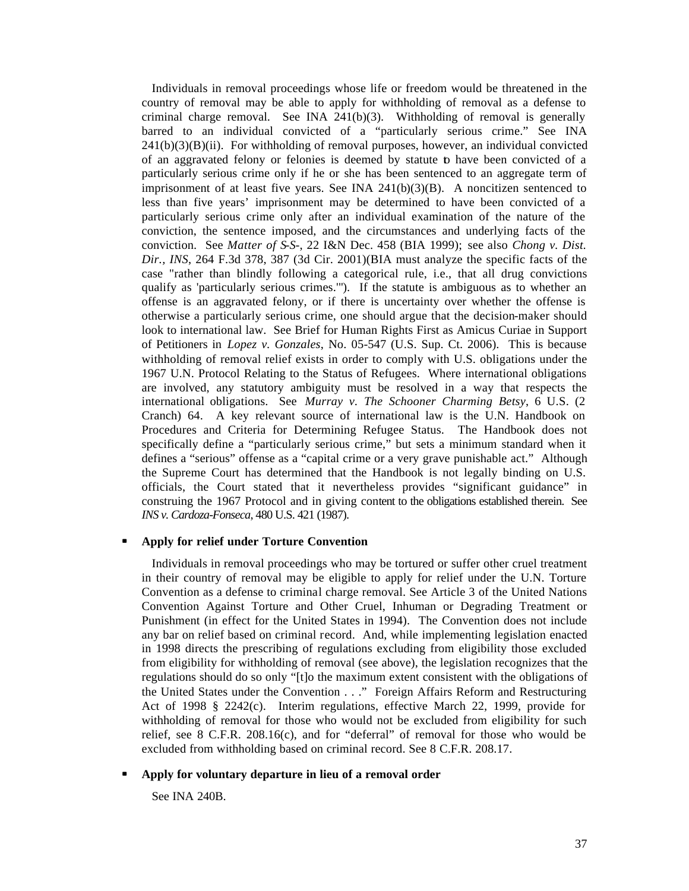Individuals in removal proceedings whose life or freedom would be threatened in the country of removal may be able to apply for withholding of removal as a defense to criminal charge removal. See INA 241(b)(3). Withholding of removal is generally barred to an individual convicted of a "particularly serious crime." See INA 241(b)(3)(B)(ii). For withholding of removal purposes, however, an individual convicted of an aggravated felony or felonies is deemed by statute to have been convicted of a particularly serious crime only if he or she has been sentenced to an aggregate term of imprisonment of at least five years. See INA 241(b)(3)(B). A noncitizen sentenced to less than five years' imprisonment may be determined to have been convicted of a particularly serious crime only after an individual examination of the nature of the conviction, the sentence imposed, and the circumstances and underlying facts of the conviction. See *Matter of S-S-*, 22 I&N Dec. 458 (BIA 1999); see also *Chong v. Dist. Dir., INS*, 264 F.3d 378, 387 (3d Cir. 2001)(BIA must analyze the specific facts of the case "rather than blindly following a categorical rule, i.e., that all drug convictions qualify as 'particularly serious crimes.'"). If the statute is ambiguous as to whether an offense is an aggravated felony, or if there is uncertainty over whether the offense is otherwise a particularly serious crime, one should argue that the decision-maker should look to international law. See Brief for Human Rights First as Amicus Curiae in Support of Petitioners in *Lopez v. Gonzales*, No. 05-547 (U.S. Sup. Ct. 2006). This is because withholding of removal relief exists in order to comply with U.S. obligations under the 1967 U.N. Protocol Relating to the Status of Refugees. Where international obligations are involved, any statutory ambiguity must be resolved in a way that respects the international obligations. See *Murray v. The Schooner Charming Betsy*, 6 U.S. (2 Cranch) 64. A key relevant source of international law is the U.N. Handbook on Procedures and Criteria for Determining Refugee Status. The Handbook does not specifically define a "particularly serious crime," but sets a minimum standard when it defines a "serious" offense as a "capital crime or a very grave punishable act." Although the Supreme Court has determined that the Handbook is not legally binding on U.S. officials, the Court stated that it nevertheless provides "significant guidance" in construing the 1967 Protocol and in giving content to the obligations established therein. See *INS v. Cardoza-Fonseca*, 480 U.S. 421 (1987).

- **Apply for relief under Torture Convention**

Individuals in removal proceedings who may be tortured or suffer other cruel treatment in their country of removal may be eligible to apply for relief under the U.N. Torture Convention as a defense to criminal charge removal. See Article 3 of the United Nations Convention Against Torture and Other Cruel, Inhuman or Degrading Treatment or Punishment (in effect for the United States in 1994). The Convention does not include any bar on relief based on criminal record. And, while implementing legislation enacted in 1998 directs the prescribing of regulations excluding from eligibility those excluded from eligibility for withholding of removal (see above), the legislation recognizes that the regulations should do so only "[t]o the maximum extent consistent with the obligations of the United States under the Convention . . ." Foreign Affairs Reform and Restructuring Act of 1998 § 2242(c). Interim regulations, effective March 22, 1999, provide for withholding of removal for those who would not be excluded from eligibility for such relief, see 8 C.F.R. 208.16(c), and for "deferral" of removal for those who would be excluded from withholding based on criminal record. See 8 C.F.R. 208.17.

- **Apply for voluntary departure in lieu of a removal order**

See INA 240B.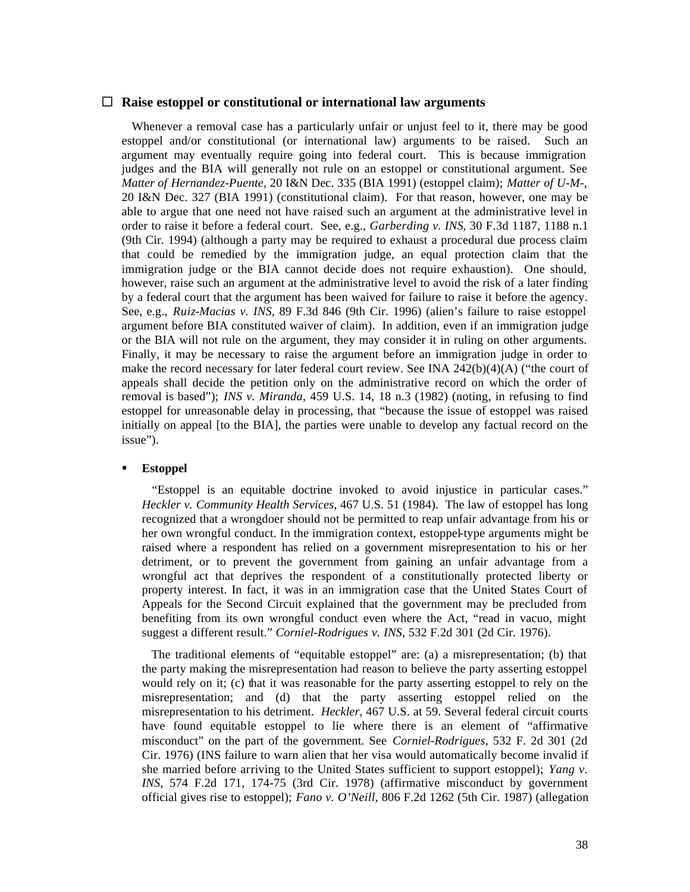## ☐ Raise estoppel or constitutional or international law arguments

Whenever a removal case has a particularly unfair or unjust feel to it, there may be good estoppel and/or constitutional (or international law) arguments to be raised. Such an argument may eventually require going into federal court. This is because immigration judges and the BIA will generally not rule on an estoppel or constitutional argument. See *Matter of Hernandez-Puente*, 20 I&N Dec. 335 (BIA 1991) (estoppel claim); *Matter of U-M-*, 20 I&N Dec. 327 (BIA 1991) (constitutional claim). For that reason, however, one may be able to argue that one need not have raised such an argument at the administrative level in order to raise it before a federal court. See, e.g., *Garberding v. INS*, 30 F.3d 1187, 1188 n.1 (9th Cir. 1994) (although a party may be required to exhaust a procedural due process claim that could be remedied by the immigration judge, an equal protection claim that the immigration judge or the BIA cannot decide does not require exhaustion). One should, however, raise such an argument at the administrative level to avoid the risk of a later finding by a federal court that the argument has been waived for failure to raise it before the agency. See, e.g., *Ruiz-Macias v. INS*, 89 F.3d 846 (9th Cir. 1996) (alien's failure to raise estoppel argument before BIA constituted waiver of claim). In addition, even if an immigration judge or the BIA will not rule on the argument, they may consider it in ruling on other arguments. Finally, it may be necessary to raise the argument before an immigration judge in order to make the record necessary for later federal court review. See INA 242(b)(4)(A) ("the court of appeals shall decide the petition only on the administrative record on which the order of removal is based"); *INS v. Miranda*, 459 U.S. 14, 18 n.3 (1982) (noting, in refusing to find estoppel for unreasonable delay in processing, that "because the issue of estoppel was raised initially on appeal [to the BIA], the parties were unable to develop any factual record on the issue").

- **Estoppel**

  "Estoppel is an equitable doctrine invoked to avoid injustice in particular cases." *Heckler v. Community Health Services*, 467 U.S. 51 (1984). The law of estoppel has long recognized that a wrongdoer should not be permitted to reap unfair advantage from his or her own wrongful conduct. In the immigration context, estoppel-type arguments might be raised where a respondent has relied on a government misrepresentation to his or her detriment, or to prevent the government from gaining an unfair advantage from a wrongful act that deprives the respondent of a constitutionally protected liberty or property interest. In fact, it was in an immigration case that the United States Court of Appeals for the Second Circuit explained that the government may be precluded from benefiting from its own wrongful conduct even where the Act, "read in vacuo, might suggest a different result." *Corniel-Rodrigues v. INS*, 532 F.2d 301 (2d Cir. 1976).

  The traditional elements of "equitable estoppel" are: (a) a misrepresentation; (b) that the party making the misrepresentation had reason to believe the party asserting estoppel would rely on it; (c) that it was reasonable for the party asserting estoppel to rely on the misrepresentation; and (d) that the party asserting estoppel relied on the misrepresentation to his detriment. *Heckler*, 467 U.S. at 59. Several federal circuit courts have found equitable estoppel to lie where there is an element of "affirmative misconduct" on the part of the government. See *Corniel-Rodrigues*, 532 F. 2d 301 (2d Cir. 1976) (INS failure to warn alien that her visa would automatically become invalid if she married before arriving to the United States sufficient to support estoppel); *Yang v. INS*, 574 F.2d 171, 174-75 (3rd Cir. 1978) (affirmative misconduct by government official gives rise to estoppel); *Fano v. O'Neill*, 806 F.2d 1262 (5th Cir. 1987) (allegation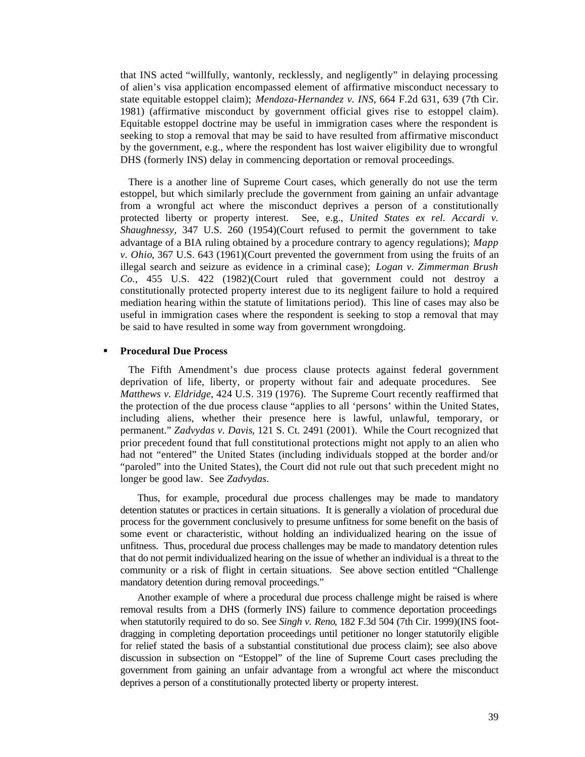that INS acted "willfully, wantonly, recklessly, and negligently" in delaying processing of alien's visa application encompassed element of affirmative misconduct necessary to state equitable estoppel claim); *Mendoza-Hernandez v. INS*, 664 F.2d 631, 639 (7th Cir. 1981) (affirmative misconduct by government official gives rise to estoppel claim). Equitable estoppel doctrine may be useful in immigration cases where the respondent is seeking to stop a removal that may be said to have resulted from affirmative misconduct by the government, e.g., where the respondent has lost waiver eligibility due to wrongful DHS (formerly INS) delay in commencing deportation or removal proceedings.

There is a another line of Supreme Court cases, which generally do not use the term estoppel, but which similarly preclude the government from gaining an unfair advantage from a wrongful act where the misconduct deprives a person of a constitutionally protected liberty or property interest. See, e.g., *United States ex rel. Accardi v. Shaughnessy*, 347 U.S. 260 (1954)(Court refused to permit the government to take advantage of a BIA ruling obtained by a procedure contrary to agency regulations); *Mapp v. Ohio*, 367 U.S. 643 (1961)(Court prevented the government from using the fruits of an illegal search and seizure as evidence in a criminal case); *Logan v. Zimmerman Brush Co.*, 455 U.S. 422 (1982)(Court ruled that government could not destroy a constitutionally protected property interest due to its negligent failure to hold a required mediation hearing within the statute of limitations period). This line of cases may also be useful in immigration cases where the respondent is seeking to stop a removal that may be said to have resulted in some way from government wrongdoing.

- **Procedural Due Process**

The Fifth Amendment's due process clause protects against federal government deprivation of life, liberty, or property without fair and adequate procedures. See *Matthews v. Eldridge*, 424 U.S. 319 (1976). The Supreme Court recently reaffirmed that the protection of the due process clause "applies to all 'persons' within the United States, including aliens, whether their presence here is lawful, unlawful, temporary, or permanent." *Zadvydas v. Davis*, 121 S. Ct. 2491 (2001). While the Court recognized that prior precedent found that full constitutional protections might not apply to an alien who had not "entered" the United States (including individuals stopped at the border and/or "paroled" into the United States), the Court did not rule out that such precedent might no longer be good law. See *Zadvydas*.

Thus, for example, procedural due process challenges may be made to mandatory detention statutes or practices in certain situations. It is generally a violation of procedural due process for the government conclusively to presume unfitness for some benefit on the basis of some event or characteristic, without holding an individualized hearing on the issue of unfitness. Thus, procedural due process challenges may be made to mandatory detention rules that do not permit individualized hearing on the issue of whether an individual is a threat to the community or a risk of flight in certain situations. See above section entitled "Challenge mandatory detention during removal proceedings."

Another example of where a procedural due process challenge might be raised is where removal results from a DHS (formerly INS) failure to commence deportation proceedings when statutorily required to do so. See *Singh v. Reno*, 182 F.3d 504 (7th Cir. 1999)(INS foot-dragging in completing deportation proceedings until petitioner no longer statutorily eligible for relief stated the basis of a substantial constitutional due process claim); see also above discussion in subsection on "Estoppel" of the line of Supreme Court cases precluding the government from gaining an unfair advantage from a wrongful act where the misconduct deprives a person of a constitutionally protected liberty or property interest.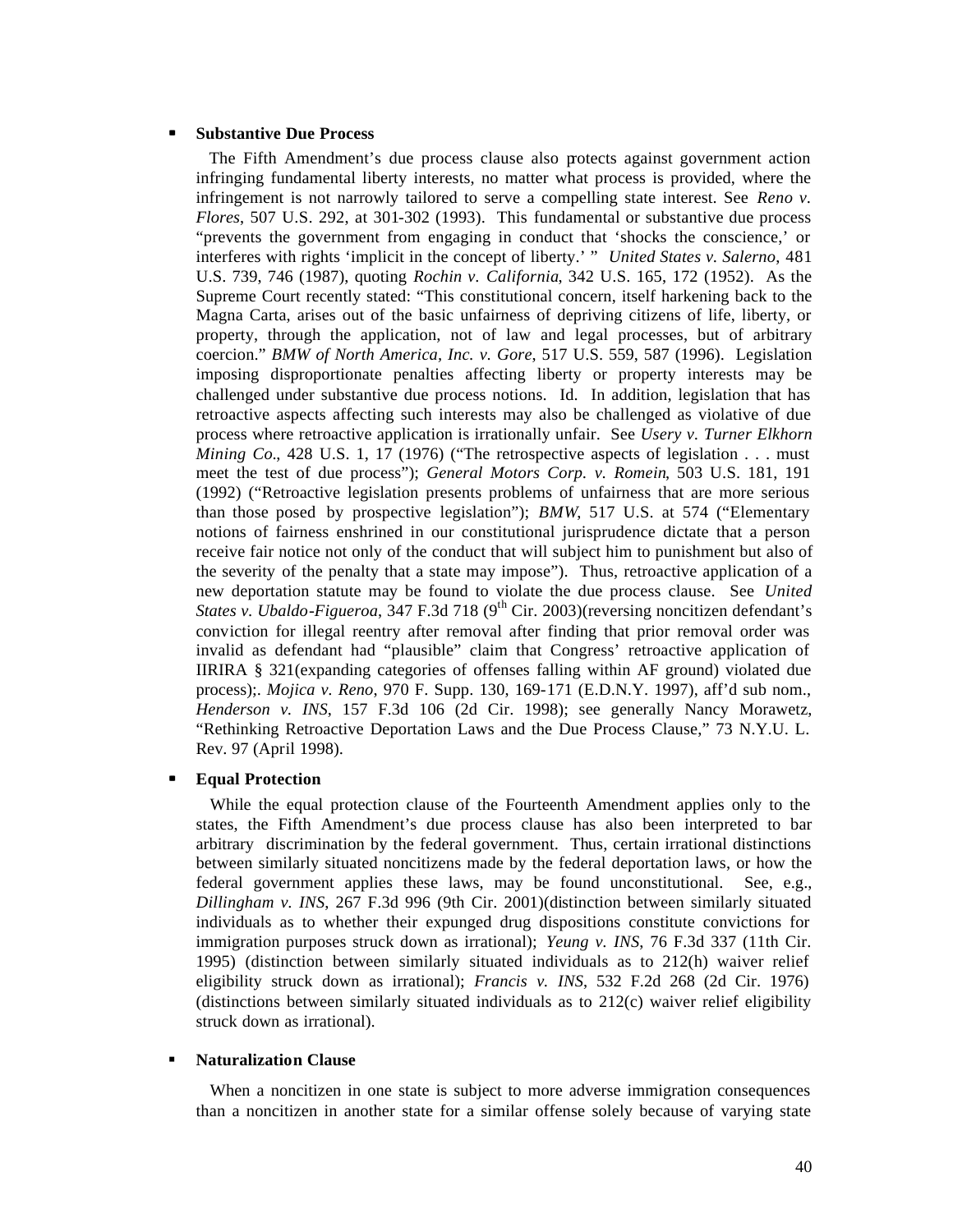- **Substantive Due Process**

  The Fifth Amendment's due process clause also protects against government action infringing fundamental liberty interests, no matter what process is provided, where the infringement is not narrowly tailored to serve a compelling state interest. See *Reno v. Flores*, 507 U.S. 292, at 301-302 (1993). This fundamental or substantive due process "prevents the government from engaging in conduct that 'shocks the conscience,' or interferes with rights 'implicit in the concept of liberty.' " *United States v. Salerno*, 481 U.S. 739, 746 (1987), quoting *Rochin v. California*, 342 U.S. 165, 172 (1952). As the Supreme Court recently stated: "This constitutional concern, itself harkening back to the Magna Carta, arises out of the basic unfairness of depriving citizens of life, liberty, or property, through the application, not of law and legal processes, but of arbitrary coercion." *BMW of North America, Inc. v. Gore*, 517 U.S. 559, 587 (1996). Legislation imposing disproportionate penalties affecting liberty or property interests may be challenged under substantive due process notions. Id. In addition, legislation that has retroactive aspects affecting such interests may also be challenged as violative of due process where retroactive application is irrationally unfair. See *Usery v. Turner Elkhorn Mining Co.*, 428 U.S. 1, 17 (1976) ("The retrospective aspects of legislation . . . must meet the test of due process"); *General Motors Corp. v. Romein*, 503 U.S. 181, 191 (1992) ("Retroactive legislation presents problems of unfairness that are more serious than those posed by prospective legislation"); *BMW*, 517 U.S. at 574 ("Elementary notions of fairness enshrined in our constitutional jurisprudence dictate that a person receive fair notice not only of the conduct that will subject him to punishment but also of the severity of the penalty that a state may impose"). Thus, retroactive application of a new deportation statute may be found to violate the due process clause. See *United States v. Ubaldo-Figueroa*, 347 F.3d 718 (9th Cir. 2003)(reversing noncitizen defendant's conviction for illegal reentry after removal after finding that prior removal order was invalid as defendant had "plausible" claim that Congress' retroactive application of IIRIRA § 321(expanding categories of offenses falling within AF ground) violated due process);. *Mojica v. Reno*, 970 F. Supp. 130, 169-171 (E.D.N.Y. 1997), aff'd sub nom., *Henderson v. INS*, 157 F.3d 106 (2d Cir. 1998); see generally Nancy Morawetz, "Rethinking Retroactive Deportation Laws and the Due Process Clause," 73 N.Y.U. L. Rev. 97 (April 1998).

- **Equal Protection**

  While the equal protection clause of the Fourteenth Amendment applies only to the states, the Fifth Amendment's due process clause has also been interpreted to bar arbitrary discrimination by the federal government. Thus, certain irrational distinctions between similarly situated noncitizens made by the federal deportation laws, or how the federal government applies these laws, may be found unconstitutional. See, e.g., *Dillingham v. INS*, 267 F.3d 996 (9th Cir. 2001)(distinction between similarly situated individuals as to whether their expunged drug dispositions constitute convictions for immigration purposes struck down as irrational); *Yeung v. INS*, 76 F.3d 337 (11th Cir. 1995) (distinction between similarly situated individuals as to 212(h) waiver relief eligibility struck down as irrational); *Francis v. INS*, 532 F.2d 268 (2d Cir. 1976) (distinctions between similarly situated individuals as to 212(c) waiver relief eligibility struck down as irrational).

- **Naturalization Clause**

  When a noncitizen in one state is subject to more adverse immigration consequences than a noncitizen in another state for a similar offense solely because of varying state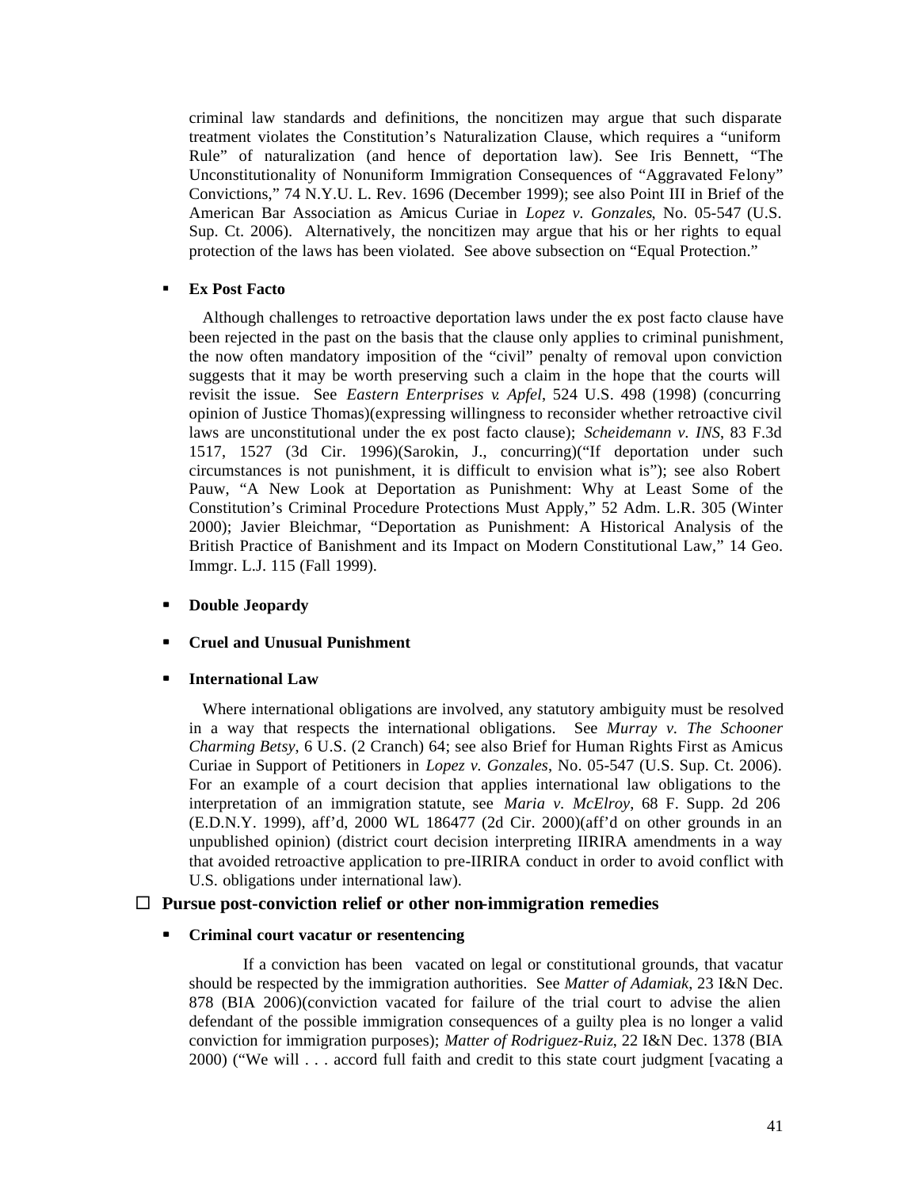criminal law standards and definitions, the noncitizen may argue that such disparate treatment violates the Constitution's Naturalization Clause, which requires a "uniform Rule" of naturalization (and hence of deportation law). See Iris Bennett, "The Unconstitutionality of Nonuniform Immigration Consequences of "Aggravated Felony" Convictions," 74 N.Y.U. L. Rev. 1696 (December 1999); see also Point III in Brief of the American Bar Association as Amicus Curiae in *Lopez v. Gonzales*, No. 05-547 (U.S. Sup. Ct. 2006). Alternatively, the noncitizen may argue that his or her rights to equal protection of the laws has been violated. See above subsection on "Equal Protection."

- **Ex Post Facto**

  Although challenges to retroactive deportation laws under the ex post facto clause have been rejected in the past on the basis that the clause only applies to criminal punishment, the now often mandatory imposition of the "civil" penalty of removal upon conviction suggests that it may be worth preserving such a claim in the hope that the courts will revisit the issue. See *Eastern Enterprises v. Apfel*, 524 U.S. 498 (1998) (concurring opinion of Justice Thomas)(expressing willingness to reconsider whether retroactive civil laws are unconstitutional under the ex post facto clause); *Scheidemann v. INS*, 83 F.3d 1517, 1527 (3d Cir. 1996)(Sarokin, J., concurring)("If deportation under such circumstances is not punishment, it is difficult to envision what is"); see also Robert Pauw, "A New Look at Deportation as Punishment: Why at Least Some of the Constitution's Criminal Procedure Protections Must Apply," 52 Adm. L.R. 305 (Winter 2000); Javier Bleichmar, "Deportation as Punishment: A Historical Analysis of the British Practice of Banishment and its Impact on Modern Constitutional Law," 14 Geo. Immgr. L.J. 115 (Fall 1999).

- **Double Jeopardy**

- **Cruel and Unusual Punishment**

- **International Law**

  Where international obligations are involved, any statutory ambiguity must be resolved in a way that respects the international obligations. See *Murray v. The Schooner Charming Betsy*, 6 U.S. (2 Cranch) 64; see also Brief for Human Rights First as Amicus Curiae in Support of Petitioners in *Lopez v. Gonzales*, No. 05-547 (U.S. Sup. Ct. 2006). For an example of a court decision that applies international law obligations to the interpretation of an immigration statute, see *Maria v. McElroy*, 68 F. Supp. 2d 206 (E.D.N.Y. 1999), aff'd, 2000 WL 186477 (2d Cir. 2000)(aff'd on other grounds in an unpublished opinion) (district court decision interpreting IIRIRA amendments in a way that avoided retroactive application to pre-IIRIRA conduct in order to avoid conflict with U.S. obligations under international law).

☐ **Pursue post-conviction relief or other non-immigration remedies**

- **Criminal court vacatur or resentencing**

  If a conviction has been vacated on legal or constitutional grounds, that vacatur should be respected by the immigration authorities. See *Matter of Adamiak*, 23 I&N Dec. 878 (BIA 2006)(conviction vacated for failure of the trial court to advise the alien defendant of the possible immigration consequences of a guilty plea is no longer a valid conviction for immigration purposes); *Matter of Rodriguez-Ruiz*, 22 I&N Dec. 1378 (BIA 2000) ("We will . . . accord full faith and credit to this state court judgment [vacating a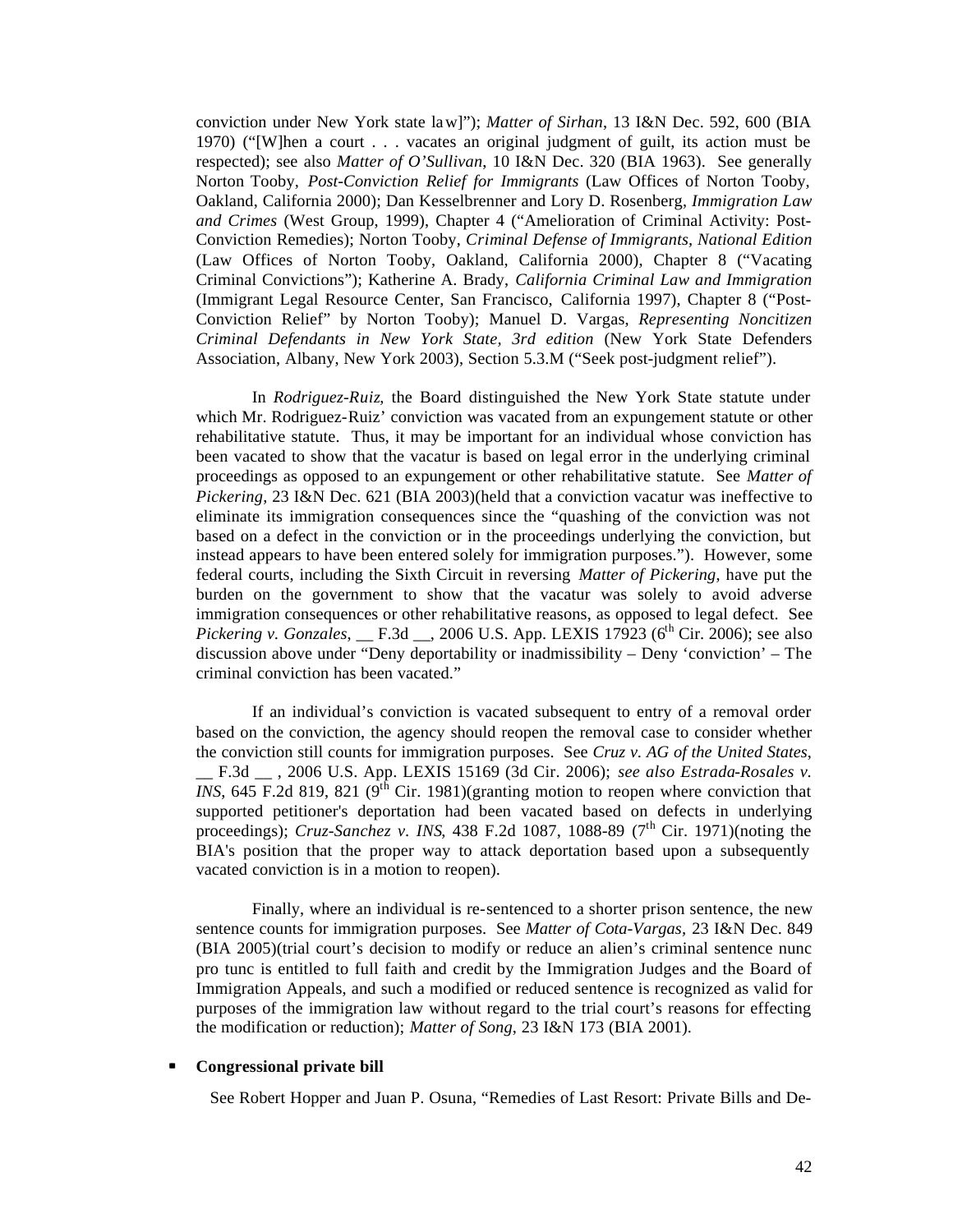conviction under New York state law]"); *Matter of Sirhan*, 13 I&N Dec. 592, 600 (BIA 1970) ("[W]hen a court . . . vacates an original judgment of guilt, its action must be respected); see also *Matter of O'Sullivan*, 10 I&N Dec. 320 (BIA 1963). See generally Norton Tooby, *Post-Conviction Relief for Immigrants* (Law Offices of Norton Tooby, Oakland, California 2000); Dan Kesselbrenner and Lory D. Rosenberg, *Immigration Law and Crimes* (West Group, 1999), Chapter 4 ("Amelioration of Criminal Activity: Post-Conviction Remedies); Norton Tooby, *Criminal Defense of Immigrants, National Edition* (Law Offices of Norton Tooby, Oakland, California 2000), Chapter 8 ("Vacating Criminal Convictions"); Katherine A. Brady, *California Criminal Law and Immigration* (Immigrant Legal Resource Center, San Francisco, California 1997), Chapter 8 ("Post-Conviction Relief" by Norton Tooby); Manuel D. Vargas, *Representing Noncitizen Criminal Defendants in New York State, 3rd edition* (New York State Defenders Association, Albany, New York 2003), Section 5.3.M ("Seek post-judgment relief").

In *Rodriguez-Ruiz*, the Board distinguished the New York State statute under which Mr. Rodriguez-Ruiz' conviction was vacated from an expungement statute or other rehabilitative statute. Thus, it may be important for an individual whose conviction has been vacated to show that the vacatur is based on legal error in the underlying criminal proceedings as opposed to an expungement or other rehabilitative statute. See *Matter of Pickering*, 23 I&N Dec. 621 (BIA 2003)(held that a conviction vacatur was ineffective to eliminate its immigration consequences since the "quashing of the conviction was not based on a defect in the conviction or in the proceedings underlying the conviction, but instead appears to have been entered solely for immigration purposes."). However, some federal courts, including the Sixth Circuit in reversing *Matter of Pickering*, have put the burden on the government to show that the vacatur was solely to avoid adverse immigration consequences or other rehabilitative reasons, as opposed to legal defect. See *Pickering v. Gonzales*, __ F.3d __, 2006 U.S. App. LEXIS 17923 (6th Cir. 2006); see also discussion above under "Deny deportability or inadmissibility – Deny 'conviction' – The criminal conviction has been vacated."

If an individual's conviction is vacated subsequent to entry of a removal order based on the conviction, the agency should reopen the removal case to consider whether the conviction still counts for immigration purposes. See *Cruz v. AG of the United States*, __ F.3d __ , 2006 U.S. App. LEXIS 15169 (3d Cir. 2006); *see also Estrada-Rosales v. INS*, 645 F.2d 819, 821 (9th Cir. 1981)(granting motion to reopen where conviction that supported petitioner's deportation had been vacated based on defects in underlying proceedings); *Cruz-Sanchez v. INS*, 438 F.2d 1087, 1088-89 (7th Cir. 1971)(noting the BIA's position that the proper way to attack deportation based upon a subsequently vacated conviction is in a motion to reopen).

Finally, where an individual is re-sentenced to a shorter prison sentence, the new sentence counts for immigration purposes. See *Matter of Cota-Vargas*, 23 I&N Dec. 849 (BIA 2005)(trial court's decision to modify or reduce an alien's criminal sentence nunc pro tunc is entitled to full faith and credit by the Immigration Judges and the Board of Immigration Appeals, and such a modified or reduced sentence is recognized as valid for purposes of the immigration law without regard to the trial court's reasons for effecting the modification or reduction); *Matter of Song*, 23 I&N 173 (BIA 2001).

- **Congressional private bill**

See Robert Hopper and Juan P. Osuna, "Remedies of Last Resort: Private Bills and De-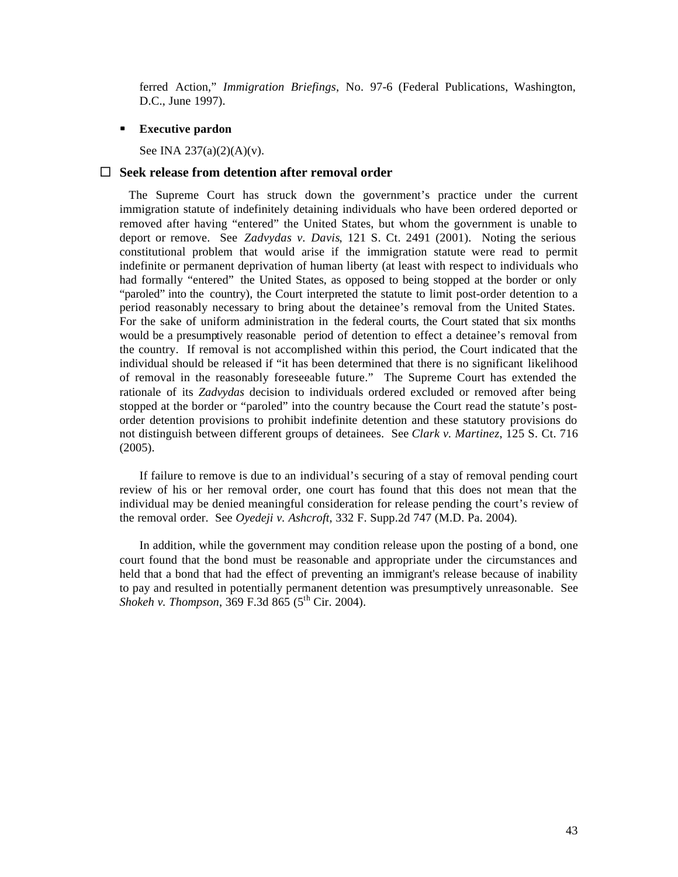ferred Action," *Immigration Briefings*, No. 97-6 (Federal Publications, Washington, D.C., June 1997).

- **Executive pardon**

  See INA 237(a)(2)(A)(v).

### ☐ Seek release from detention after removal order

The Supreme Court has struck down the government's practice under the current immigration statute of indefinitely detaining individuals who have been ordered deported or removed after having "entered" the United States, but whom the government is unable to deport or remove. See *Zadvydas v. Davis*, 121 S. Ct. 2491 (2001). Noting the serious constitutional problem that would arise if the immigration statute were read to permit indefinite or permanent deprivation of human liberty (at least with respect to individuals who had formally "entered" the United States, as opposed to being stopped at the border or only "paroled" into the country), the Court interpreted the statute to limit post-order detention to a period reasonably necessary to bring about the detainee's removal from the United States. For the sake of uniform administration in the federal courts, the Court stated that six months would be a presumptively reasonable period of detention to effect a detainee's removal from the country. If removal is not accomplished within this period, the Court indicated that the individual should be released if "it has been determined that there is no significant likelihood of removal in the reasonably foreseeable future." The Supreme Court has extended the rationale of its *Zadvydas* decision to individuals ordered excluded or removed after being stopped at the border or "paroled" into the country because the Court read the statute's post-order detention provisions to prohibit indefinite detention and these statutory provisions do not distinguish between different groups of detainees. See *Clark v. Martinez*, 125 S. Ct. 716 (2005).

If failure to remove is due to an individual's securing of a stay of removal pending court review of his or her removal order, one court has found that this does not mean that the individual may be denied meaningful consideration for release pending the court's review of the removal order. See *Oyedeji v. Ashcroft*, 332 F. Supp.2d 747 (M.D. Pa. 2004).

In addition, while the government may condition release upon the posting of a bond, one court found that the bond must be reasonable and appropriate under the circumstances and held that a bond that had the effect of preventing an immigrant's release because of inability to pay and resulted in potentially permanent detention was presumptively unreasonable. See *Shokeh v. Thompson*, 369 F.3d 865 (5th Cir. 2004).